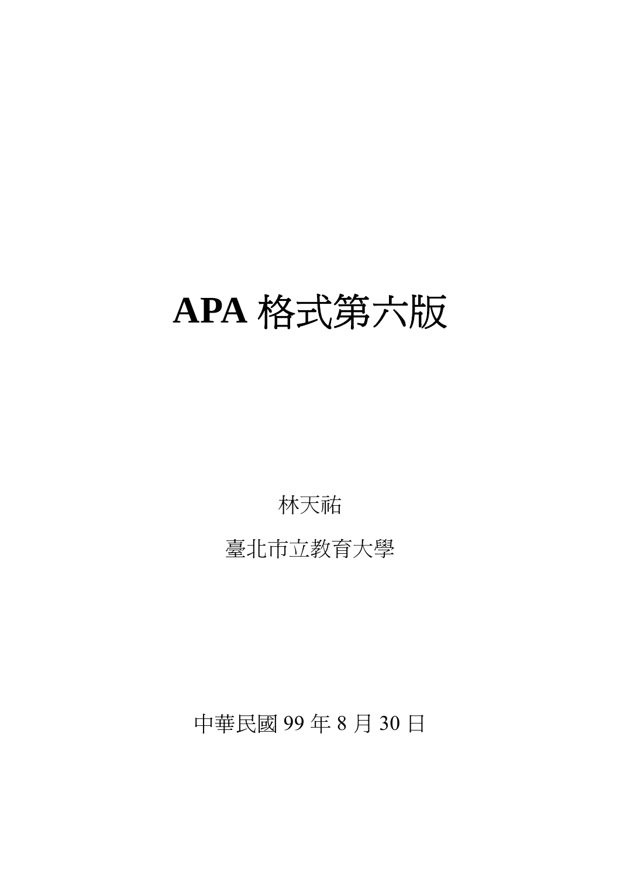# APA 格式第六版

林天祐

臺北市立教育大學

中華民國 99 年 8 月 30 日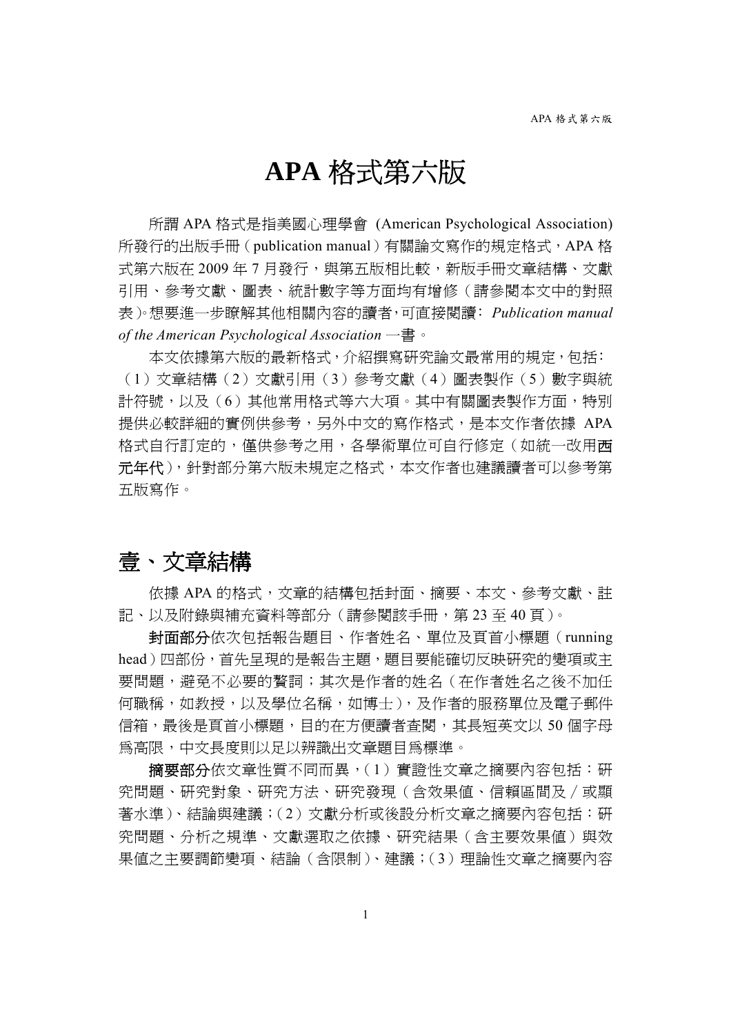# APA 格式第六版

所謂 APA 格式是指美國心理學會 (American Psychological Association) 所發行的出版手冊（publication manual）有關論文寫作的規定格式，APA 格式第六版在 2009 年 7 月發行，與第五版相比較，新版手冊文章結構、文獻引用、參考文獻、圖表、統計數字等方面均有增修（請參閱本文中的對照表）。想要進一步瞭解其他相關內容的讀者，可直接閱讀：*Publication manual of the American Psychological Association* 一書。

本文依據第六版的最新格式，介紹撰寫研究論文最常用的規定，包括：（1）文章結構（2）文獻引用（3）參考文獻（4）圖表製作（5）數字與統計符號，以及（6）其他常用格式等六大項。其中有關圖表製作方面，特別提供必較詳細的實例供參考，另外中文的寫作格式，是本文作者依據 APA 格式自行訂定的，僅供參考之用，各學術單位可自行修定（如統一改用**西元年代**），針對部分第六版未規定之格式，本文作者也建議讀者可以參考第五版寫作。

## 壹、文章結構

依據 APA 的格式，文章的結構包括封面、摘要、本文、參考文獻、註記、以及附錄與補充資料等部分（請參閱該手冊，第 23 至 40 頁）。

**封面部分**依次包括報告題目、作者姓名、單位及頁首小標題（running head）四部份，首先呈現的是報告主題，題目要能確切反映研究的變項或主要問題，避免不必要的贅詞；其次是作者的姓名（在作者姓名之後不加任何職稱，如教授，以及學位名稱，如博士），及作者的服務單位及電子郵件信箱，最後是頁首小標題，目的在方便讀者查閱，其長短英文以 50 個字母為高限，中文長度則以足以辨識出文章題目為標準。

**摘要部分**依文章性質不同而異，（1）實證性文章之摘要內容包括：研究問題、研究對象、研究方法、研究發現（含效果值、信賴區間及／或顯著水準）、結論與建議；（2）文獻分析或後設分析文章之摘要內容包括：研究問題、分析之規準、文獻選取之依據、研究結果（含主要效果值）與效果值之主要調節變項、結論（含限制）、建議；（3）理論性文章之摘要內容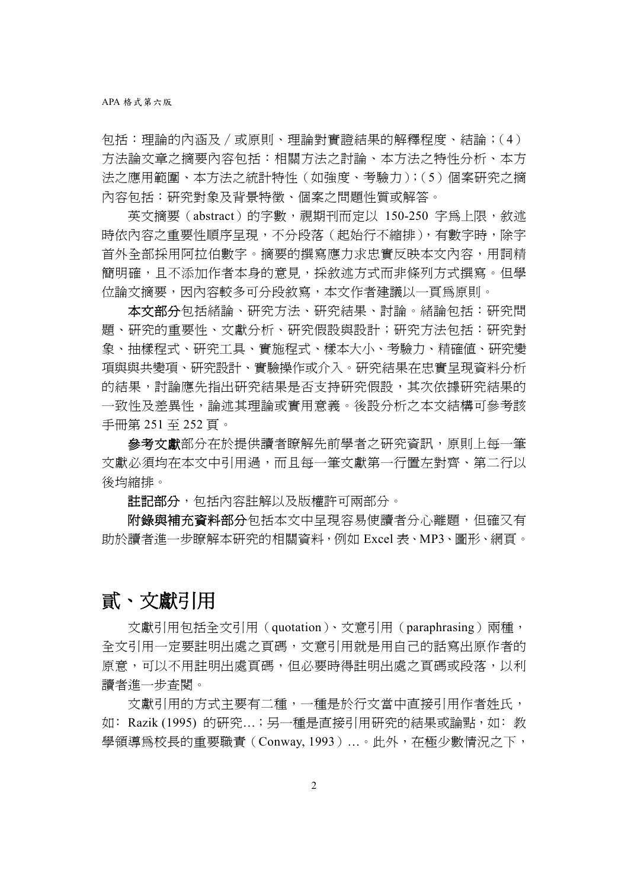包括：理論的內涵及／或原則、理論對實證結果的解釋程度、結論；（4）方法論文章之摘要內容包括：相關方法之討論、本方法之特性分析、本方法之應用範圍、本方法之統計特性（如強度、考驗力）；（5）個案研究之摘內容包括：研究對象及背景特徵、個案之問題性質或解答。

英文摘要（abstract）的字數，視期刊而定以 150-250 字爲上限，敘述時依內容之重要性順序呈現，不分段落（起始行不縮排），有數字時，除字首外全部採用阿拉伯數字。摘要的撰寫應力求忠實反映本文內容，用詞精簡明確，且不添加作者本身的意見，採敘述方式而非條列方式撰寫。但學位論文摘要，因內容較多可分段敘寫，本文作者建議以一頁爲原則。

**本文部分**包括緒論、研究方法、研究結果、討論。緒論包括：研究問題、研究的重要性、文獻分析、研究假設與設計；研究方法包括：研究對象、抽樣程式、研究工具、實施程式、樣本大小、考驗力、精確値、研究變項與與共變項、研究設計、實驗操作或介入。研究結果在忠實呈現資料分析的結果，討論應先指出研究結果是否支持研究假設，其次依據研究結果的一致性及差異性，論述其理論或實用意義。後設分析之本文結構可參考該手冊第 251 至 252 頁。

**參考文獻**部分在於提供讀者瞭解先前學者之研究資訊，原則上每一筆文獻必須均在本文中引用過，而且每一筆文獻第一行置左對齊、第二行以後均縮排。

**註記部分**，包括內容註解以及版權許可兩部分。

**附錄與補充資料部分**包括本文中呈現容易使讀者分心離題，但確又有助於讀者進一步瞭解本研究的相關資料，例如 Excel 表、MP3、圖形、網頁。

# 貳、文獻引用

文獻引用包括全文引用（quotation）、文意引用（paraphrasing）兩種，全文引用一定要註明出處之頁碼，文意引用就是用自己的話寫出原作者的原意，可以不用註明出處頁碼，但必要時得註明出處之頁碼或段落，以利讀者進一步查閱。

文獻引用的方式主要有二種，一種是於行文當中直接引用作者姓氏，如：Razik (1995) 的研究…；另一種是直接引用研究的結果或論點，如：教學領導爲校長的重要職責（Conway, 1993）…。此外，在極少數情況之下，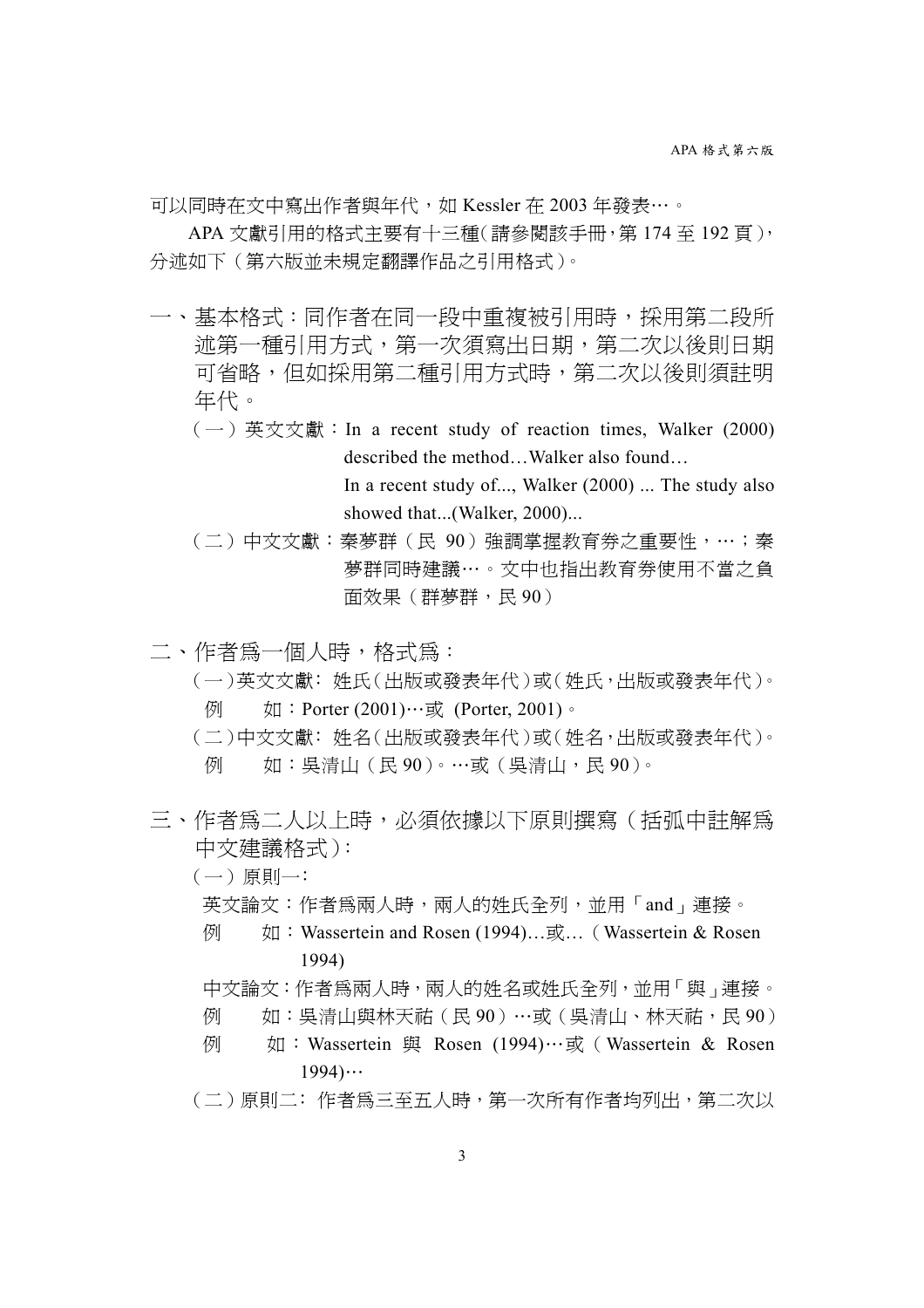可以同時在文中寫出作者與年代，如 Kessler 在 2003 年發表…。

APA 文獻引用的格式主要有十三種(請參閱該手冊,第 174 至 192 頁)，分述如下（第六版並未規定翻譯作品之引用格式）。

一、基本格式：同作者在同一段中重複被引用時，採用第二段所述第一種引用方式，第一次須寫出日期，第二次以後則日期可省略，但如採用第二種引用方式時，第二次以後則須註明年代。

（一）英文文獻：In a recent study of reaction times, Walker (2000) described the method…Walker also found…

In a recent study of..., Walker (2000) ... The study also showed that...(Walker, 2000)...

（二）中文文獻：秦夢群（民 90）強調掌握教育券之重要性，…；秦夢群同時建議…。文中也指出教育券使用不當之負面效果（群夢群，民 90）

二、作者為一個人時，格式為：

（一)英文文獻: 姓氏(出版或發表年代)或(姓氏,出版或發表年代)。

例　　如：Porter (2001)…或 (Porter, 2001)。

（二)中文文獻: 姓名(出版或發表年代)或(姓名,出版或發表年代)。

例　　如：吳清山（民 90)。…或（吳清山，民 90)。

三、作者為二人以上時，必須依據以下原則撰寫（括弧中註解為中文建議格式)：

（一）原則一：

英文論文：作者為兩人時，兩人的姓氏全列，並用「and」連接。

例　　如：Wassertein and Rosen (1994)…或…（Wassertein & Rosen 1994)

中文論文：作者為兩人時，兩人的姓名或姓氏全列，並用「與」連接。

例　　如：吳清山與林天祐（民 90）…或（吳清山、林天祐，民 90）

例　　如：Wassertein 與 Rosen (1994)…或（Wassertein & Rosen 1994)…

（二）原則二： 作者為三至五人時，第一次所有作者均列出，第二次以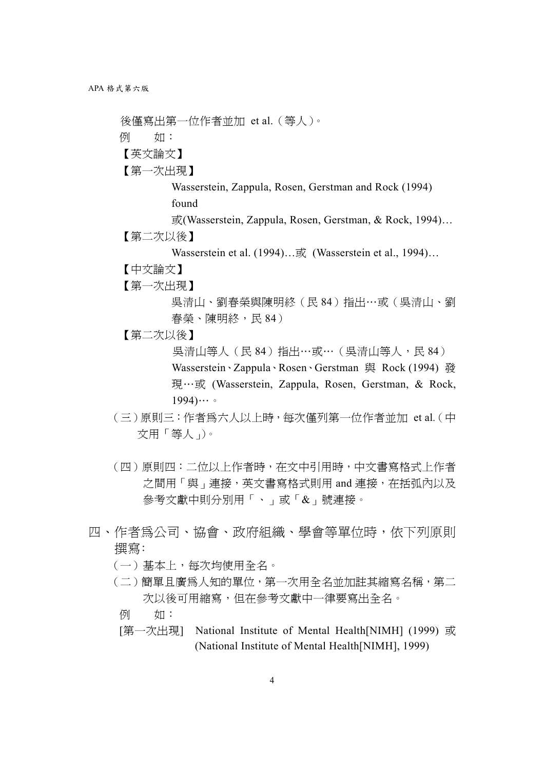後僅寫出第一位作者並加 et al.（等人）。

例　　如：

【英文論文】

【第一次出現】

Wasserstein, Zappula, Rosen, Gerstman and Rock (1994) found

或(Wasserstein, Zappula, Rosen, Gerstman, & Rock, 1994)…

【第二次以後】

Wasserstein et al. (1994)…或 (Wasserstein et al., 1994)…

【中文論文】

【第一次出現】

吳清山、劉春榮與陳明終（民 84）指出…或（吳清山、劉春榮、陳明終，民 84）

【第二次以後】

吳清山等人（民 84）指出…或…（吳清山等人，民 84）

Wasserstein、Zappula、Rosen、Gerstman 與 Rock (1994) 發現…或 (Wasserstein, Zappula, Rosen, Gerstman, & Rock, 1994)…。

（三）原則三：作者為六人以上時，每次僅列第一位作者並加 et al.（中文用「等人」)。

（四）原則四：二位以上作者時，在文中引用時，中文書寫格式上作者之間用「與」連接，英文書寫格式則用 and 連接，在括弧內以及參考文獻中則分別用「、」或「&」號連接。

## 四、作者為公司、協會、政府組織、學會等單位時，依下列原則撰寫:

（一）基本上，每次均使用全名。

（二）簡單且廣為人知的單位，第一次用全名並加註其縮寫名稱，第二次以後可用縮寫，但在參考文獻中一律要寫出全名。

例　　如：

[第一次出現]　National Institute of Mental Health[NIMH] (1999) 或 (National Institute of Mental Health[NIMH], 1999)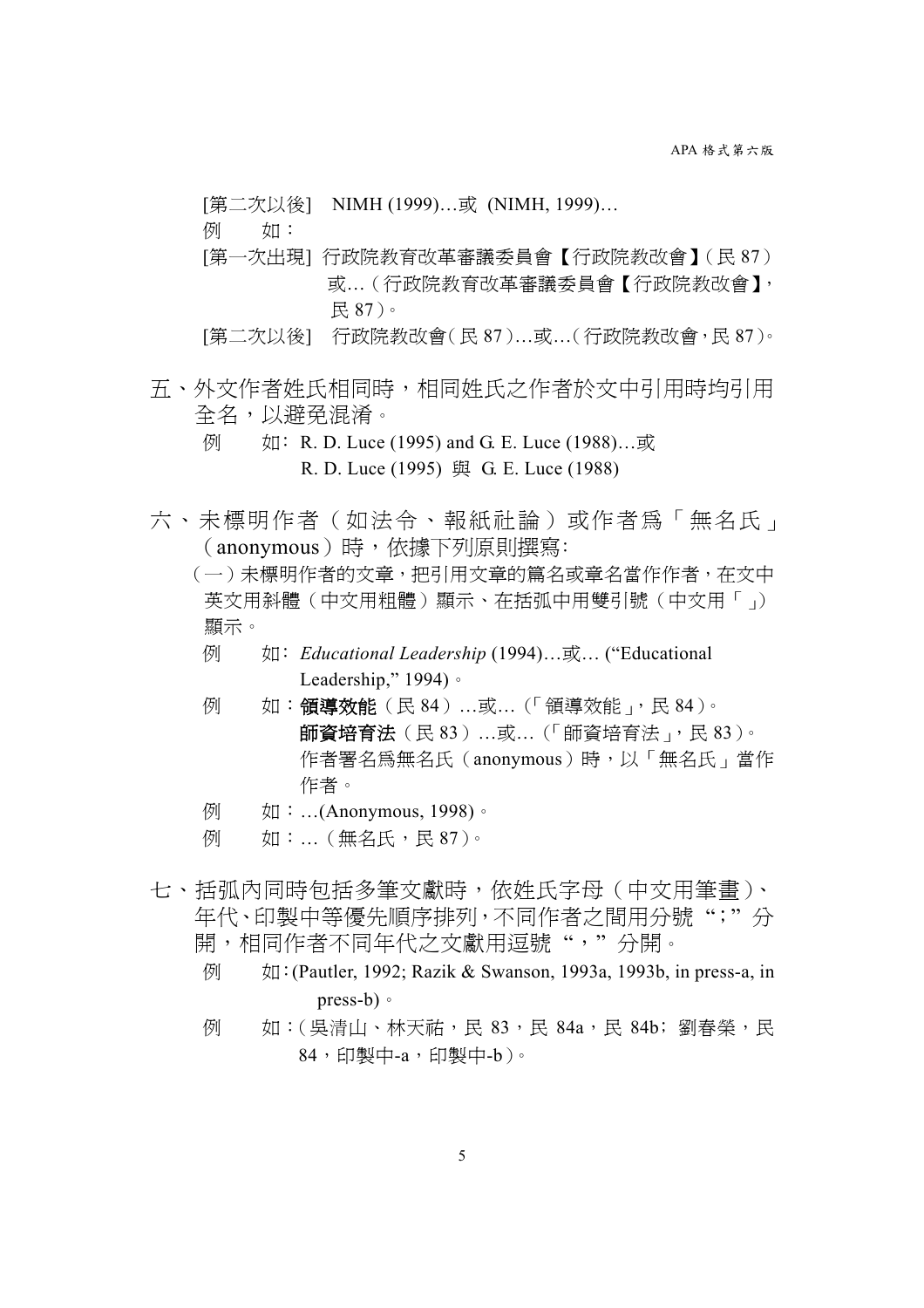[第二次以後]　NIMH (1999)…或 (NIMH, 1999)…

例　　如：

[第一次出現] 行政院教育改革審議委員會【行政院教改會】（民 87）或…（行政院教育改革審議委員會【行政院教改會】，民 87）。

[第二次以後]　行政院教改會（民 87）…或…（行政院教改會，民 87）。

五、外文作者姓氏相同時，相同姓氏之作者於文中引用時均引用全名，以避免混淆。

例　　如：R. D. Luce (1995) and G. E. Luce (1988)…或
R. D. Luce (1995) 與 G. E. Luce (1988)

六、未標明作者（如法令、報紙社論）或作者為「無名氏」（anonymous）時，依據下列原則撰寫：

（一）未標明作者的文章，把引用文章的篇名或章名當作作者，在文中英文用斜體（中文用粗體）顯示、在括弧中用雙引號（中文用「」）顯示。

例　　如：*Educational Leadership* (1994)…或… (“Educational Leadership,” 1994)。

例　　如：**領導效能**（民 84）…或…（「領導效能」，民 84）。
**師資培育法**（民 83）…或…（「師資培育法」，民 83）。
作者署名為無名氏（anonymous）時，以「無名氏」當作作者。

例　　如：…(Anonymous, 1998)。

例　　如：…（無名氏，民 87）。

七、括弧內同時包括多筆文獻時，依姓氏字母（中文用筆畫）、年代、印製中等優先順序排列，不同作者之間用分號“；”分開，相同作者不同年代之文獻用逗號“，”分開。

例　　如：(Pautler, 1992; Razik & Swanson, 1993a, 1993b, in press-a, in press-b)。

例　　如：（吳清山、林天祐，民 83，民 84a，民 84b；劉春榮，民 84，印製中-a，印製中-b）。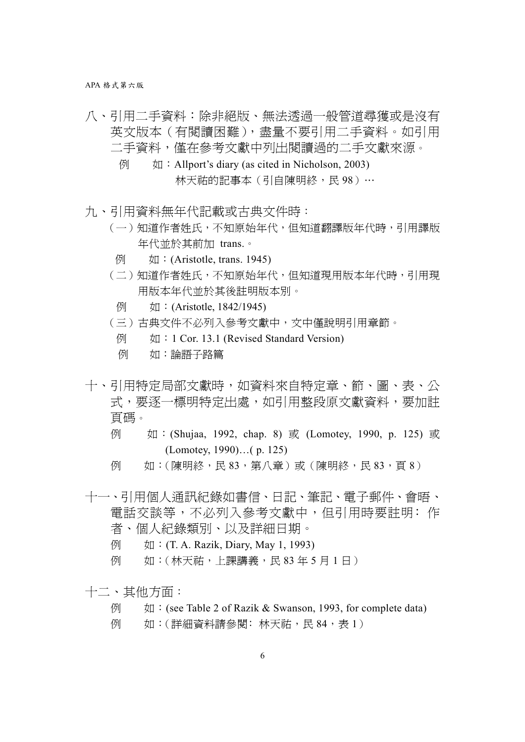八、引用二手資料：除非絕版、無法透過一般管道尋獲或是沒有英文版本（有閱讀困難），盡量不要引用二手資料。如引用二手資料，僅在參考文獻中列出閱讀過的二手文獻來源。

例　　如：Allport's diary (as cited in Nicholson, 2003)
林天祐的記事本（引自陳明終，民 98）…

九、引用資料無年代記載或古典文件時：

（一）知道作者姓氏，不知原始年代，但知道翻譯版年代時，引用譯版年代並於其前加 trans.。

例　　如：(Aristotle, trans. 1945)

（二）知道作者姓氏，不知原始年代，但知道現用版本年代時，引用現用版本年代並於其後註明版本別。

例　　如：(Aristotle, 1842/1945)

（三）古典文件不必列入參考文獻中，文中僅說明引用章節。

例　　如：1 Cor. 13.1 (Revised Standard Version)

例　　如：論語子路篇

十、引用特定局部文獻時，如資料來自特定章、節、圖、表、公式，要逐一標明特定出處，如引用整段原文獻資料，要加註頁碼。

例　　如：(Shujaa, 1992, chap. 8) 或 (Lomotey, 1990, p. 125) 或 (Lomotey, 1990)…( p. 125)

例　　如：(陳明終，民 83，第八章）或（陳明終，民 83，頁 8）

十一、引用個人通訊紀錄如書信、日記、筆記、電子郵件、會晤、電話交談等，不必列入參考文獻中，但引用時要註明：作者、個人紀錄類別、以及詳細日期。

例　　如：(T. A. Razik, Diary, May 1, 1993)

例　　如：(林天祐，上課講義，民 83 年 5 月 1 日）

十二、其他方面：

例　　如：(see Table 2 of Razik & Swanson, 1993, for complete data)

例　　如：(詳細資料請參閱：林天祐，民 84，表 1）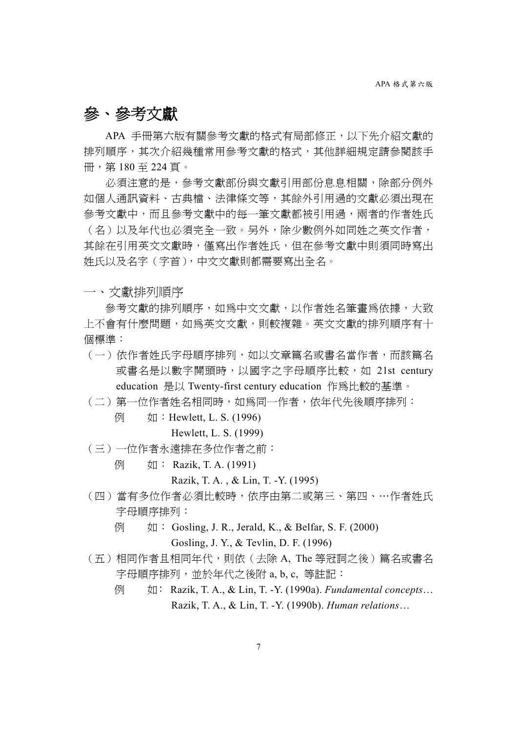# 參、參考文獻

APA 手冊第六版有關參考文獻的格式有局部修正，以下先介紹文獻的排列順序，其次介紹幾種常用參考文獻的格式，其他詳細規定請參閱該手冊，第 180 至 224 頁。

必須注意的是，參考文獻部份與文獻引用部份息息相關，除部分例外如個人通訊資料、古典檔、法律條文等，其餘外引用過的文獻必須出現在參考文獻中，而且參考文獻中的每一筆文獻都被引用過，兩者的作者姓氏（名）以及年代也必須完全一致。另外，除少數例外如同姓之英文作者，其餘在引用英文文獻時，僅寫出作者姓氏，但在參考文獻中則須同時寫出姓氏以及名字（字首），中文文獻則都需要寫出全名。

## 一、文獻排列順序

參考文獻的排列順序，如爲中文文獻，以作者姓名筆畫爲依據，大致上不會有什麼問題，如爲英文文獻，則較複雜。英文文獻的排列順序有十個標準：

（一）依作者姓氏字母順序排列，如以文章篇名或書名當作者，而該篇名或書名是以數字開頭時，以國字之字母順序比較，如 21st century education 是以 Twenty-first century education 作爲比較的基準。

（二）第一位作者姓名相同時，如爲同一作者，依年代先後順序排列：

例　如：Hewlett, L. S. (1996)
　　　　Hewlett, L. S. (1999)

（三）一位作者永遠排在多位作者之前：

例　如： Razik, T. A. (1991)
　　　　Razik, T. A. , & Lin, T. -Y. (1995)

（四）當有多位作者必須比較時，依序由第二或第三、第四、…作者姓氏字母順序排列：

例　如： Gosling, J. R., Jerald, K., & Belfar, S. F. (2000)
　　　　Gosling, J. Y., & Tevlin, D. F. (1996)

（五）相同作者且相同年代，則依（去除 A, The 等冠詞之後）篇名或書名字母順序排列，並於年代之後附 a, b, c, 等註記：

例　如： Razik, T. A., & Lin, T. -Y. (1990a). *Fundamental concepts*…
　　　　Razik, T. A., & Lin, T. -Y. (1990b). *Human relations*…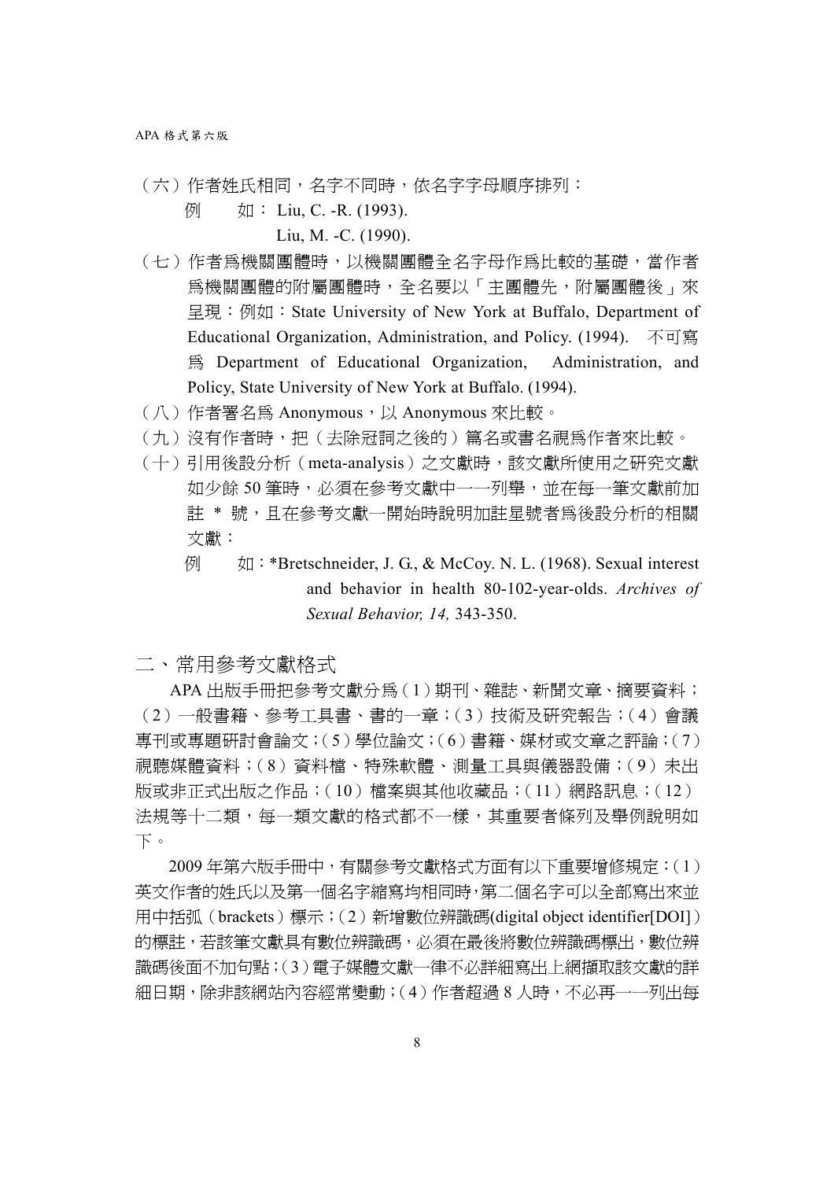（六）作者姓氏相同，名字不同時，依名字字母順序排列：

例　　如： Liu, C. -R. (1993).

Liu, M. -C. (1990).

（七）作者爲機關團體時，以機關團體全名字母作爲比較的基礎，當作者爲機關團體的附屬團體時，全名要以「主團體先，附屬團體後」來呈現：例如：State University of New York at Buffalo, Department of Educational Organization, Administration, and Policy. (1994). 不可寫爲 Department of Educational Organization, Administration, and Policy, State University of New York at Buffalo. (1994).

（八）作者署名爲 Anonymous，以 Anonymous 來比較。

（九）沒有作者時，把（去除冠詞之後的）篇名或書名視爲作者來比較。

（十）引用後設分析（meta-analysis）之文獻時，該文獻所使用之研究文獻如少餘 50 筆時，必須在參考文獻中一一列舉，並在每一筆文獻前加註 * 號，且在參考文獻一開始時說明加註星號者爲後設分析的相關文獻：

例　　如：*Bretschneider, J. G., & McCoy. N. L. (1968). Sexual interest and behavior in health 80-102-year-olds. *Archives of Sexual Behavior, 14,* 343-350.

## 二、常用參考文獻格式

APA 出版手冊把參考文獻分爲（1）期刊、雜誌、新聞文章、摘要資料；（2）一般書籍、參考工具書、書的一章；（3）技術及研究報告；（4）會議專刊或專題研討會論文；（5）學位論文；（6）書籍、媒材或文章之評論；（7）視聽媒體資料；（8）資料檔、特殊軟體、測量工具與儀器設備；（9）未出版或非正式出版之作品；（10）檔案與其他收藏品；（11）網路訊息；（12）法規等十二類，每一類文獻的格式都不一樣，其重要者條列及舉例說明如下。

2009 年第六版手冊中，有關參考文獻格式方面有以下重要增修規定：（1）英文作者的姓氏以及第一個名字縮寫均相同時，第二個名字可以全部寫出來並用中括弧（brackets）標示；（2）新增數位辨識碼(digital object identifier[DOI]）的標註，若該筆文獻具有數位辨識碼，必須在最後將數位辨識碼標出，數位辨識碼後面不加句點；（3）電子媒體文獻一律不必詳細寫出上網擷取該文獻的詳細日期，除非該網站內容經常變動；（4）作者超過 8 人時，不必再一一列出每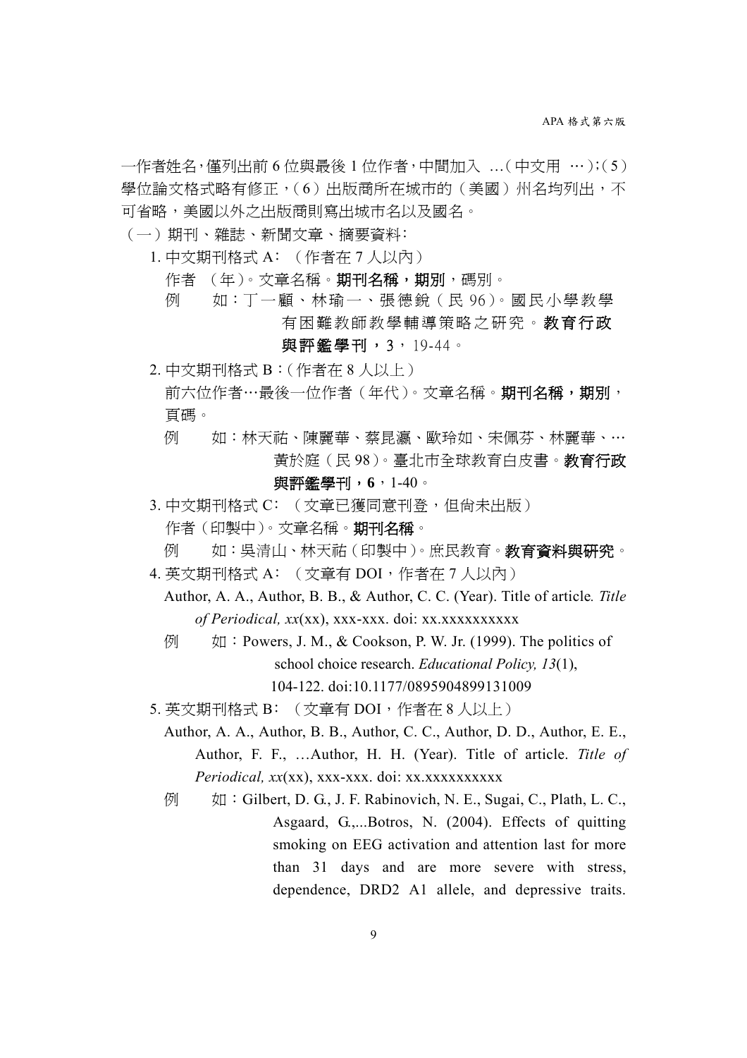一作者姓名，僅列出前 6 位與最後 1 位作者，中間加入 …（中文用 …）；（5）學位論文格式略有修正，（6）出版商所在城市的（美國）州名均列出，不可省略，美國以外之出版商則寫出城市名以及國名。

（一）期刊、雜誌、新聞文章、摘要資料：

1. 中文期刊格式 A：（作者在 7 人以內）

   作者 （年）。文章名稱。**期刊名稱，期別**，碼別。

   例　　如：丁一顧、林瑜一、張德銳（民 96）。國民小學教學有困難教師教學輔導策略之研究。**教育行政與評鑑學刊，3**，19-44。

2. 中文期刊格式 B：（作者在 8 人以上）

   前六位作者…最後一位作者（年代）。文章名稱。**期刊名稱，期別**，頁碼。

   例　　如：林天祐、陳麗華、蔡昆瀛、歐玲如、宋佩芬、林麗華、…黃於庭（民 98）。臺北市全球教育白皮書。**教育行政與評鑑學刊，6**，1-40。

3. 中文期刊格式 C：（文章已獲同意刊登，但尚未出版）

   作者（印製中）。文章名稱。**期刊名稱**。

   例　　如：吳清山、林天祐（印製中）。庶民教育。**教育資料與研究**。

4. 英文期刊格式 A：（文章有 DOI，作者在 7 人以內）

   Author, A. A., Author, B. B., & Author, C. C. (Year). Title of article. *Title of Periodical, xx*(xx), xxx-xxx. doi: xx.xxxxxxxxxx

   例　　如：Powers, J. M., & Cookson, P. W. Jr. (1999). The politics of school choice research. *Educational Policy, 13*(1), 104-122. doi:10.1177/0895904899131009

5. 英文期刊格式 B：（文章有 DOI，作者在 8 人以上）

   Author, A. A., Author, B. B., Author, C. C., Author, D. D., Author, E. E., Author, F. F., …Author, H. H. (Year). Title of article. *Title of Periodical, xx*(xx), xxx-xxx. doi: xx.xxxxxxxxxx

   例　　如：Gilbert, D. G., J. F. Rabinovich, N. E., Sugai, C., Plath, L. C., Asgaard, G.,...Botros, N. (2004). Effects of quitting smoking on EEG activation and attention last for more than 31 days and are more severe with stress, dependence, DRD2 A1 allele, and depressive traits.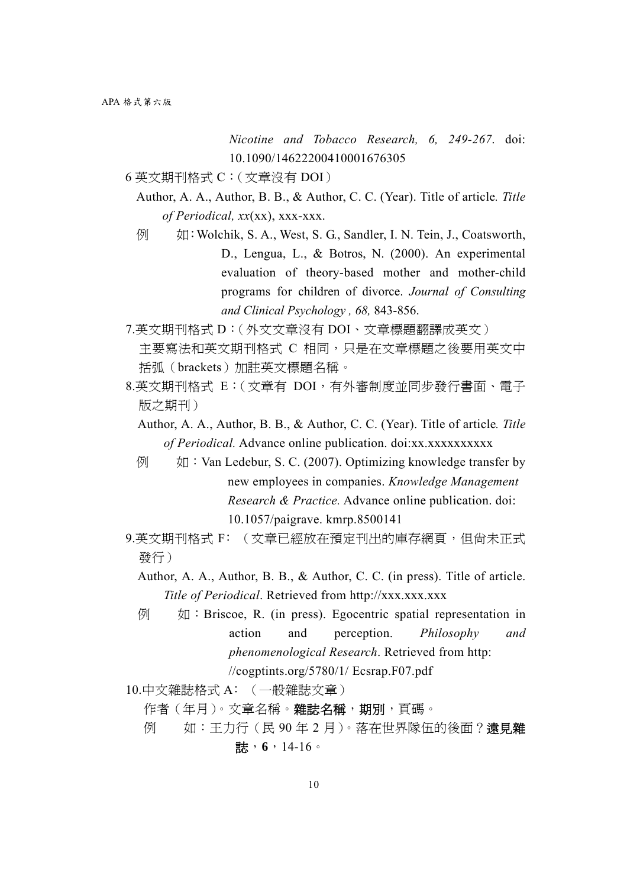*Nicotine and Tobacco Research, 6, 249-267*. doi: 10.1090/14622200410001676305

6 英文期刊格式 C：（文章沒有 DOI）

Author, A. A., Author, B. B., & Author, C. C. (Year). Title of article. *Title of Periodical, xx*(xx), xxx-xxx.

例　　如：Wolchik, S. A., West, S. G., Sandler, I. N. Tein, J., Coatsworth, D., Lengua, L., & Botros, N. (2000). An experimental evaluation of theory-based mother and mother-child programs for children of divorce. *Journal of Consulting and Clinical Psychology , 68,* 843-856.

7.英文期刊格式 D：（外文文章沒有 DOI、文章標題翻譯成英文）

主要寫法和英文期刊格式 C 相同，只是在文章標題之後要用英文中括弧（brackets）加註英文標題名稱。

8.英文期刊格式 E：（文章有 DOI，有外審制度並同步發行書面、電子版之期刊）

Author, A. A., Author, B. B., & Author, C. C. (Year). Title of article. *Title of Periodical.* Advance online publication. doi:xx.xxxxxxxxxx

例　　如：Van Ledebur, S. C. (2007). Optimizing knowledge transfer by new employees in companies. *Knowledge Management Research & Practice.* Advance online publication. doi: 10.1057/paigrave. kmrp.8500141

9.英文期刊格式 F：（文章已經放在預定刊出的庫存網頁，但尚未正式發行）

Author, A. A., Author, B. B., & Author, C. C. (in press). Title of article. *Title of Periodical*. Retrieved from http://xxx.xxx.xxx

例　　如：Briscoe, R. (in press). Egocentric spatial representation in action and perception. *Philosophy and phenomenological Research*. Retrieved from http: //cogptints.org/5780/1/ Ecsrap.F07.pdf

10.中文雜誌格式 A：（一般雜誌文章）

作者（年月）。文章名稱。**雜誌名稱，期別**，頁碼。

例　　如：王力行（民 90 年 2 月）。落在世界隊伍的後面？**遠見雜誌，6**，14-16。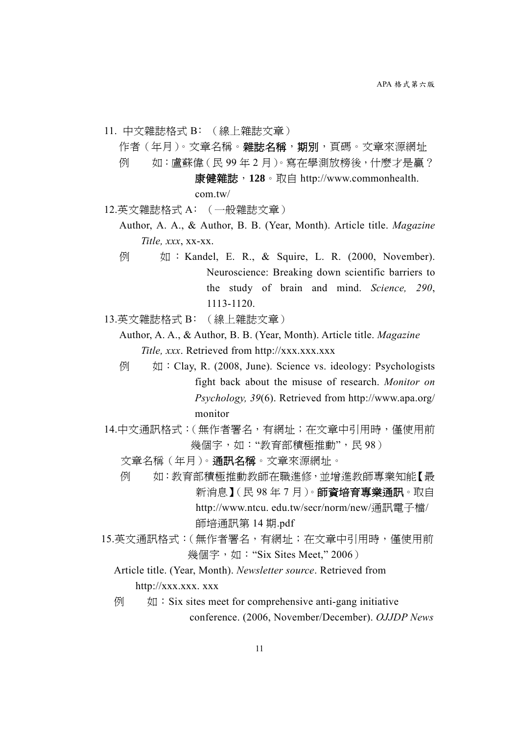11. 中文雜誌格式 B：（線上雜誌文章）

作者（年月）。文章名稱。**雜誌名稱，期別**，頁碼。文章來源網址

例　　如：盧蘇偉（民 99 年 2 月）。寫在學測放榜後，什麼才是贏？**康健雜誌**，**128**。取自 http://www.commonhealth.com.tw/

12.英文雜誌格式 A：（一般雜誌文章）

Author, A. A., & Author, B. B. (Year, Month). Article title. *Magazine Title, xxx*, xx-xx.

例　　如：Kandel, E. R., & Squire, L. R. (2000, November). Neuroscience: Breaking down scientific barriers to the study of brain and mind. *Science, 290*, 1113-1120.

13.英文雜誌格式 B：（線上雜誌文章）

Author, A. A., & Author, B. B. (Year, Month). Article title. *Magazine Title, xxx*. Retrieved from http://xxx.xxx.xxx

例　　如：Clay, R. (2008, June). Science vs. ideology: Psychologists fight back about the misuse of research. *Monitor on Psychology, 39*(6). Retrieved from http://www.apa.org/monitor

14.中文通訊格式：（無作者署名，有網址；在文章中引用時，僅使用前幾個字，如：“教育部積極推動”，民 98）

文章名稱（年月）。**通訊名稱**。文章來源網址。

例　　如：教育部積極推動教師在職進修，並增進教師專業知能【最新消息】（民 98 年 7 月）。**師資培育專業通訊**。取自 http://www.ntcu. edu.tw/secr/norm/new/通訊電子檔/師培通訊第 14 期.pdf

15.英文通訊格式：（無作者署名，有網址；在文章中引用時，僅使用前幾個字，如：“Six Sites Meet,” 2006）

Article title. (Year, Month). *Newsletter source*. Retrieved from http://xxx.xxx. xxx

例　　如：Six sites meet for comprehensive anti-gang initiative conference. (2006, November/December). *OJJDP News*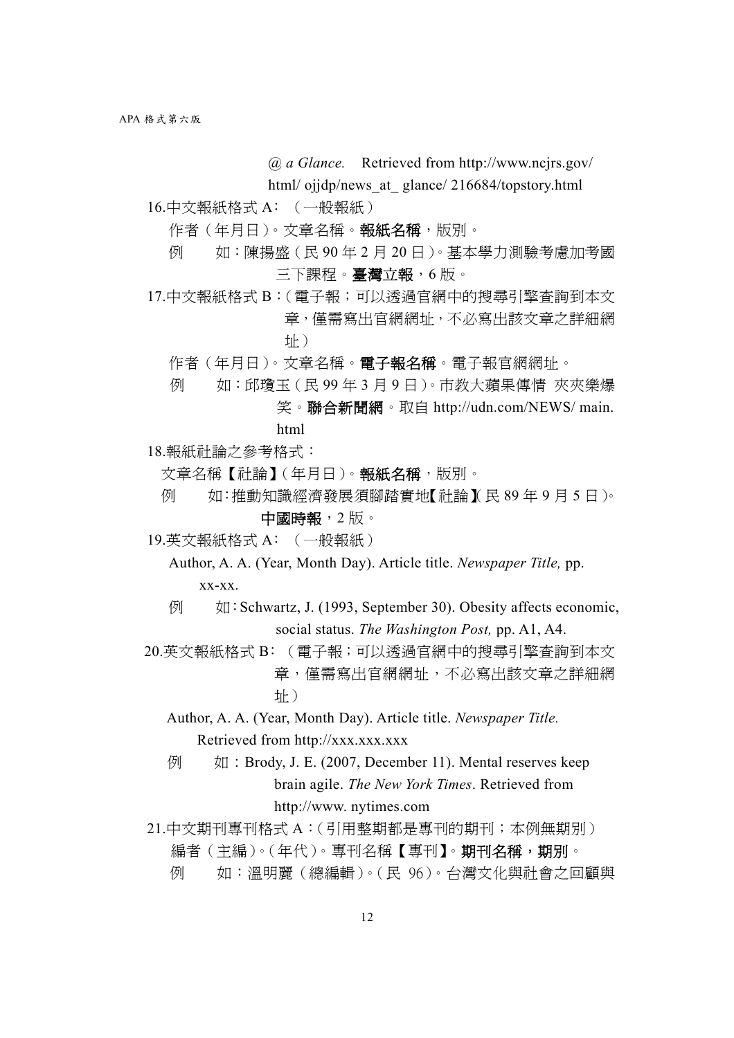@ *a Glance.* Retrieved from http://www.ncjrs.gov/html/ ojjdp/news_at_ glance/ 216684/topstory.html

16.中文報紙格式 A：（一般報紙）

作者（年月日）。文章名稱。**報紙名稱**，版別。

例　如：陳揚盛（民 90 年 2 月 20 日）。基本學力測驗考慮加考國三下課程。**臺灣立報**，6 版。

17.中文報紙格式 B：（電子報；可以透過官網中的搜尋引擎查詢到本文章，僅需寫出官網網址，不必寫出該文章之詳細網址）

作者（年月日）。文章名稱。**電子報名稱**。電子報官網網址。

例　如：邱瓊玉（民 99 年 3 月 9 日）。市教大蘋果傳情 夾夾樂爆笑。**聯合新聞網**。取自 http://udn.com/NEWS/ main.html

18.報紙社論之參考格式：

文章名稱【社論】（年月日）。**報紙名稱**，版別。

例　如：推動知識經濟發展須腳踏實地【社論】（民 89 年 9 月 5 日）。**中國時報**，2 版。

19.英文報紙格式 A：（一般報紙）

Author, A. A. (Year, Month Day). Article title. *Newspaper Title,* pp. xx-xx.

例　如：Schwartz, J. (1993, September 30). Obesity affects economic, social status. *The Washington Post,* pp. A1, A4.

20.英文報紙格式 B：（電子報；可以透過官網中的搜尋引擎查詢到本文章，僅需寫出官網網址，不必寫出該文章之詳細網址）

Author, A. A. (Year, Month Day). Article title. *Newspaper Title.* Retrieved from http://xxx.xxx.xxx

例　如：Brody, J. E. (2007, December 11). Mental reserves keep brain agile. *The New York Times*. Retrieved from http://www. nytimes.com

21.中文期刊專刊格式 A：（引用整期都是專刊的期刊；本例無期別）

編者（主編）。（年代）。專刊名稱【專刊】。**期刊名稱，期別**。

例　如：溫明麗（總編輯）。（民 96）。台灣文化與社會之回顧與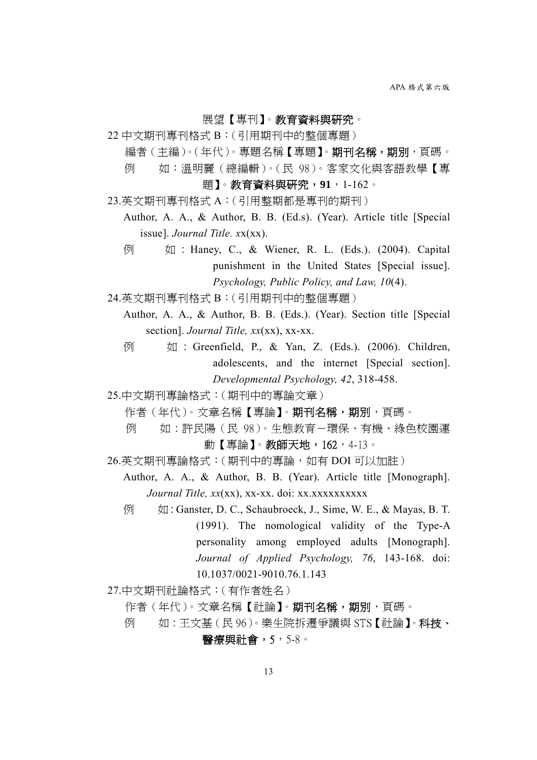展望【專刊】。**教育資料與研究**。

22 中文期刊專刊格式 B：(引用期刊中的整個專題)

編者(主編)。(年代)。專題名稱【專題】。**期刊名稱，期別**，頁碼。

例　如：溫明麗（總編輯）。(民 98)。客家文化與客語教學【專題】。**教育資料與研究，91**，1-162。

23.英文期刊專刊格式 A：(引用整期都是專刊的期刊)

Author, A. A., & Author, B. B. (Ed.s). (Year). Article title [Special issue]. *Journal Title. x*x(xx).

例　如：Haney, C., & Wiener, R. L. (Eds.). (2004). Capital punishment in the United States [Special issue]. *Psychology, Public Policy, and Law, 10*(4).

24.英文期刊專刊格式 B：(引用期刊中的整個專題)

Author, A. A., & Author, B. B. (Eds.). (Year). Section title [Special section]. *Journal Title, xx*(xx), xx-xx.

例　如：Greenfield, P., & Yan, Z. (Eds.). (2006). Children, adolescents, and the internet [Special section]. *Developmental Psychology, 42*, 318-458.

25.中文期刊專論格式：(期刊中的專論文章)

作者(年代)。文章名稱【專論】。**期刊名稱，期別**，頁碼。

例　如：許民陽(民 98)。生態教育－環保、有機、綠色校園運動【專論】。**教師天地，162**，4-13。

26.英文期刊專論格式：(期刊中的專論，如有 DOI 可以加註)

Author, A. A., & Author, B. B. (Year). Article title [Monograph]. *Journal Title, xx*(xx), xx-xx. doi: xx.xxxxxxxxxx

例　如：Ganster, D. C., Schaubroeck, J., Sime, W. E., & Mayas, B. T. (1991). The nomological validity of the Type-A personality among employed adults [Monograph]. *Journal of Applied Psychology, 76*, 143-168. doi: 10.1037/0021-9010.76.1.143

27.中文期刊社論格式：(有作者姓名)

作者(年代)。文章名稱【社論】。**期刊名稱，期別**，頁碼。

例　如：王文基(民 96)。樂生院拆遷爭議與 STS【社論】。**科技、醫療與社會，5**，5-8。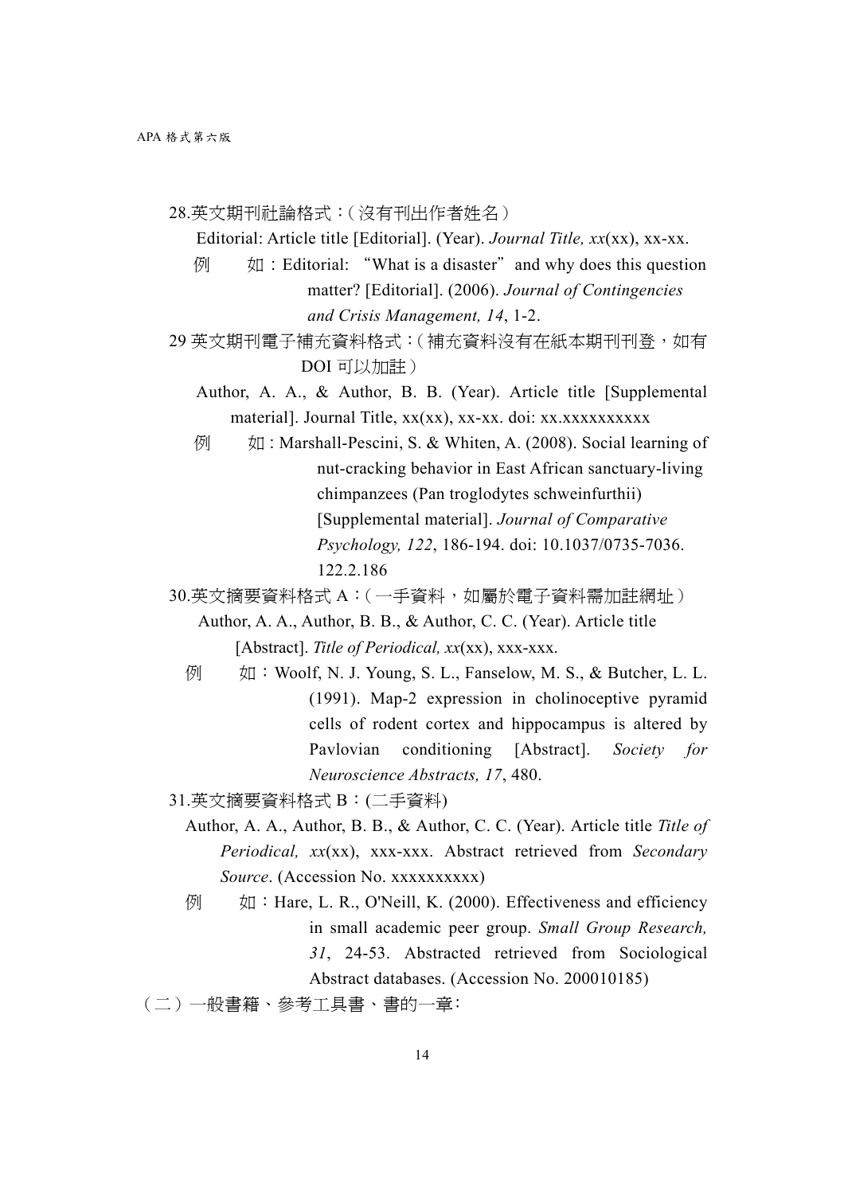28.英文期刊社論格式：（沒有刊出作者姓名）

Editorial: Article title [Editorial]. (Year). *Journal Title, xx*(xx), xx-xx.

例　　如：Editorial: "What is a disaster" and why does this question matter? [Editorial]. (2006). *Journal of Contingencies and Crisis Management, 14*, 1-2.

29 英文期刊電子補充資料格式：（補充資料沒有在紙本期刊刊登，如有 DOI 可以加註）

Author, A. A., & Author, B. B. (Year). Article title [Supplemental material]. Journal Title, xx(xx), xx-xx. doi: xx.xxxxxxxxxx

例　　如 : Marshall-Pescini, S. & Whiten, A. (2008). Social learning of nut-cracking behavior in East African sanctuary-living chimpanzees (Pan troglodytes schweinfurthii) [Supplemental material]. *Journal of Comparative Psychology, 122*, 186-194. doi: 10.1037/0735-7036.122.2.186

30.英文摘要資料格式 A：（一手資料，如屬於電子資料需加註網址）

Author, A. A., Author, B. B., & Author, C. C. (Year). Article title [Abstract]. *Title of Periodical, xx*(xx), xxx-xxx.

例　　如：Woolf, N. J. Young, S. L., Fanselow, M. S., & Butcher, L. L. (1991). Map-2 expression in cholinoceptive pyramid cells of rodent cortex and hippocampus is altered by Pavlovian conditioning [Abstract]. *Society for Neuroscience Abstracts, 17*, 480.

31.英文摘要資料格式 B：(二手資料)

Author, A. A., Author, B. B., & Author, C. C. (Year). Article title *Title of Periodical, xx*(xx), xxx-xxx. Abstract retrieved from *Secondary Source*. (Accession No. xxxxxxxxxx)

例　　如：Hare, L. R., O'Neill, K. (2000). Effectiveness and efficiency in small academic peer group. *Small Group Research, 31*, 24-53. Abstracted retrieved from Sociological Abstract databases. (Accession No. 200010185)

（二）一般書籍、參考工具書、書的一章：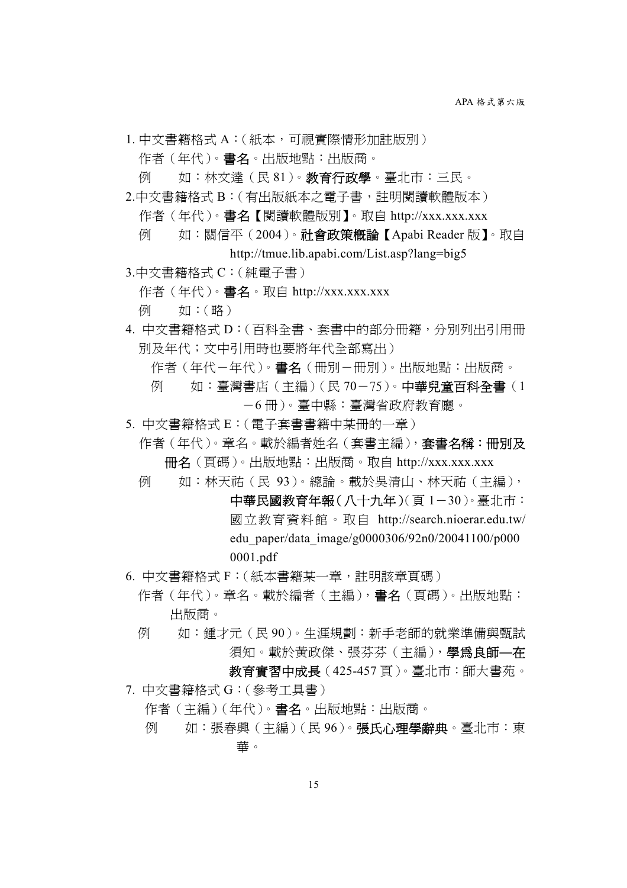1. 中文書籍格式 A：（紙本，可視實際情形加註版別）

   作者（年代）。**書名**。出版地點：出版商。

   例　如：林文達（民 81）。**教育行政學**。臺北市：三民。

2. 中文書籍格式 B：（有出版紙本之電子書，註明閱讀軟體版本）

   作者（年代）。**書名**【閱讀軟體版別】。取自 http://xxx.xxx.xxx

   例　如：關信平（2004）。**社會政策概論**【Apabi Reader 版】。取自 http://tmue.lib.apabi.com/List.asp?lang=big5

3. 中文書籍格式 C：（純電子書）

   作者（年代）。**書名**。取自 http://xxx.xxx.xxx

   例　如：（略）

4. 中文書籍格式 D：（百科全書、套書中的部分冊籍，分別列出引用冊別及年代；文中引用時也要將年代全部寫出）

   作者（年代－年代）。**書名**（冊別－冊別）。出版地點：出版商。

   例　如：臺灣書店（主編）（民 70－75）。**中華兒童百科全書**（1－6 冊）。臺中縣：臺灣省政府教育廳。

5. 中文書籍格式 E：（電子套書書籍中某冊的一章）

   作者（年代）。章名。載於編者姓名（套書主編），**套書名稱：冊別及冊名**（頁碼）。出版地點：出版商。取自 http://xxx.xxx.xxx

   例　如：林天祐（民 93）。總論。載於吳清山、林天祐（主編），**中華民國教育年報（八十九年）**（頁 1－30）。臺北市：國立教育資料館。取自 http://search.nioerar.edu.tw/edu_paper/data_image/g0000306/92n0/20041100/p0000001.pdf

6. 中文書籍格式 F：（紙本書籍某一章，註明該章頁碼）

   作者（年代）。章名。載於編者（主編），**書名**（頁碼）。出版地點：出版商。

   例　如：鍾才元（民 90）。生涯規劃：新手老師的就業準備與甄試須知。載於黃政傑、張芬芬（主編），**學為良師—在教育實習中成長**（425-457 頁）。臺北市：師大書苑。

7. 中文書籍格式 G：（參考工具書）

   作者（主編）（年代）。**書名**。出版地點：出版商。

   例　如：張春興（主編）（民 96）。**張氏心理學辭典**。臺北市：東華。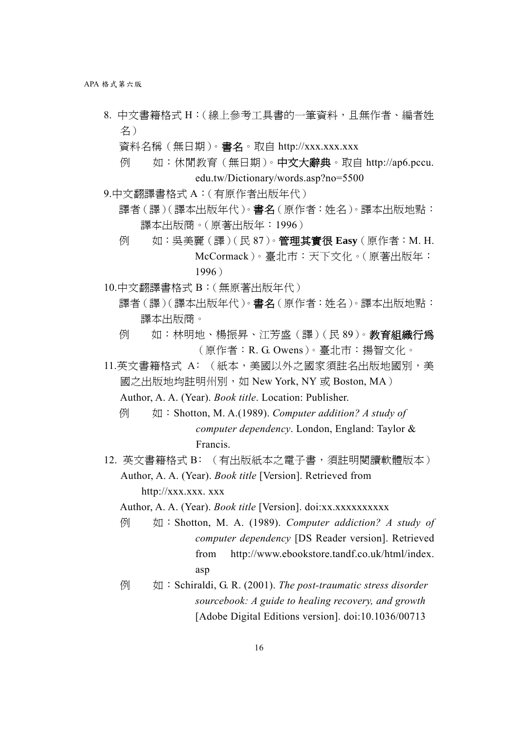8. 中文書籍格式 H：(線上參考工具書的一筆資料，且無作者、編者姓名）

   資料名稱（無日期)。**書名**。取自 http://xxx.xxx.xxx

   例　　如：休閒教育（無日期)。**中文大辭典**。取自 http://ap6.pccu.edu.tw/Dictionary/words.asp?no=5500

9.中文翻譯書格式 A：(有原作者出版年代）

   譯者（譯)(譯本出版年代)。**書名**（原作者：姓名)。譯本出版地點：譯本出版商。(原著出版年：1996）

   例　　如：吳美麗（譯)(民 87)。**管理其實很 Easy**（原作者：M. H. McCormack)。臺北市：天下文化。(原著出版年：1996）

10.中文翻譯書格式 B：(無原著出版年代）

   譯者（譯)(譯本出版年代)。**書名**（原作者：姓名)。譯本出版地點：譯本出版商。

   例　　如：林明地、楊振昇、江芳盛（譯)(民 89)。**教育組織行爲**（原作者：R. G. Owens)。臺北市：揚智文化。

11.英文書籍格式 A：（紙本，美國以外之國家須註名出版地國別，美國之出版地均註明州別，如 New York, NY 或 Boston, MA）

   Author, A. A. (Year). *Book title*. Location: Publisher.

   例　　如：Shotton, M. A.(1989). *Computer addition? A study of computer dependency*. London, England: Taylor & Francis.

12. 英文書籍格式 B：（有出版紙本之電子書，須註明閱讀軟體版本）

   Author, A. A. (Year). *Book title* [Version]. Retrieved from http://xxx.xxx. xxx

   Author, A. A. (Year). *Book title* [Version]. doi:xx.xxxxxxxxxx

   例　　如：Shotton, M. A. (1989). *Computer addiction? A study of computer dependency* [DS Reader version]. Retrieved from http://www.ebookstore.tandf.co.uk/html/index.asp

   例　　如：Schiraldi, G. R. (2001). *The post-traumatic stress disorder sourcebook: A guide to healing recovery, and growth* [Adobe Digital Editions version]. doi:10.1036/00713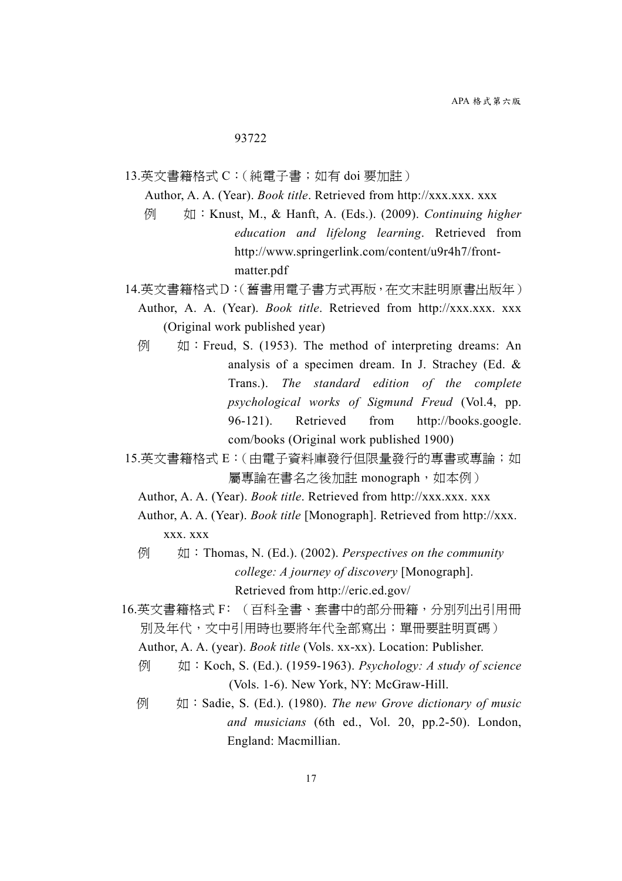93722

13.英文書籍格式 C：（純電子書；如有 doi 要加註）

Author, A. A. (Year). *Book title*. Retrieved from http://xxx.xxx. xxx

例　　如：Knust, M., & Hanft, A. (Eds.). (2009). *Continuing higher education and lifelong learning*. Retrieved from http://www.springerlink.com/content/u9r4h7/front-matter.pdf

14.英文書籍格式 D：（舊書用電子書方式再版，在文末註明原書出版年）

Author, A. A. (Year). *Book title*. Retrieved from http://xxx.xxx. xxx (Original work published year)

例　　如：Freud, S. (1953). The method of interpreting dreams: An analysis of a specimen dream. In J. Strachey (Ed. & Trans.). *The standard edition of the complete psychological works of Sigmund Freud* (Vol.4, pp. 96-121). Retrieved from http://books.google. com/books (Original work published 1900)

15.英文書籍格式 E：（由電子資料庫發行但限量發行的專書或專論；如屬專論在書名之後加註 monograph，如本例）

Author, A. A. (Year). *Book title*. Retrieved from http://xxx.xxx. xxx

Author, A. A. (Year). *Book title* [Monograph]. Retrieved from http://xxx. xxx. xxx

例　　如：Thomas, N. (Ed.). (2002). *Perspectives on the community college: A journey of discovery* [Monograph]. Retrieved from http://eric.ed.gov/

16.英文書籍格式 F：（百科全書、套書中的部分冊籍，分別列出引用冊別及年代，文中引用時也要將年代全部寫出；單冊要註明頁碼）

Author, A. A. (year). *Book title* (Vols. xx-xx). Location: Publisher.

例　　如：Koch, S. (Ed.). (1959-1963). *Psychology: A study of science* (Vols. 1-6). New York, NY: McGraw-Hill.

例　　如：Sadie, S. (Ed.). (1980). *The new Grove dictionary of music and musicians* (6th ed., Vol. 20, pp.2-50). London, England: Macmillian.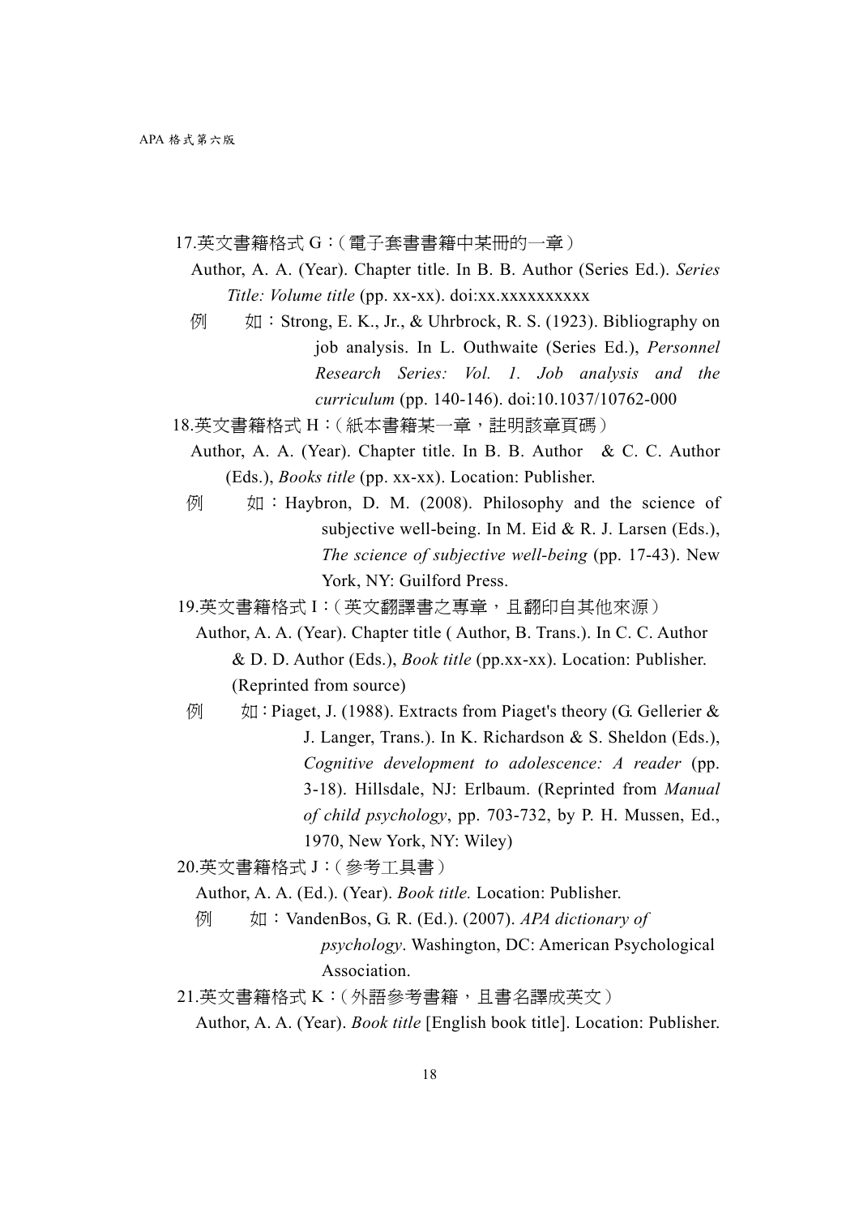17.英文書籍格式 G：(電子套書書籍中某冊的一章)

Author, A. A. (Year). Chapter title. In B. B. Author (Series Ed.). *Series Title: Volume title* (pp. xx-xx). doi:xx.xxxxxxxxxx

例　　如：Strong, E. K., Jr., & Uhrbrock, R. S. (1923). Bibliography on job analysis. In L. Outhwaite (Series Ed.), *Personnel Research Series: Vol. 1. Job analysis and the curriculum* (pp. 140-146). doi:10.1037/10762-000

18.英文書籍格式 H：(紙本書籍某一章，註明該章頁碼)

Author, A. A. (Year). Chapter title. In B. B. Author & C. C. Author (Eds.), *Books title* (pp. xx-xx). Location: Publisher.

例　　如：Haybron, D. M. (2008). Philosophy and the science of subjective well-being. In M. Eid & R. J. Larsen (Eds.), *The science of subjective well-being* (pp. 17-43). New York, NY: Guilford Press.

19.英文書籍格式 I：(英文翻譯書之專章，且翻印自其他來源)

Author, A. A. (Year). Chapter title ( Author, B. Trans.). In C. C. Author & D. D. Author (Eds.), *Book title* (pp.xx-xx). Location: Publisher. (Reprinted from source)

例　　如：Piaget, J. (1988). Extracts from Piaget's theory (G. Gellerier & J. Langer, Trans.). In K. Richardson & S. Sheldon (Eds.), *Cognitive development to adolescence: A reader* (pp. 3-18). Hillsdale, NJ: Erlbaum. (Reprinted from *Manual of child psychology*, pp. 703-732, by P. H. Mussen, Ed., 1970, New York, NY: Wiley)

20.英文書籍格式 J：(參考工具書)

Author, A. A. (Ed.). (Year). *Book title.* Location: Publisher.

例　　如：VandenBos, G. R. (Ed.). (2007). *APA dictionary of psychology*. Washington, DC: American Psychological Association.

21.英文書籍格式 K：(外語參考書籍，且書名譯成英文)

Author, A. A. (Year). *Book title* [English book title]. Location: Publisher.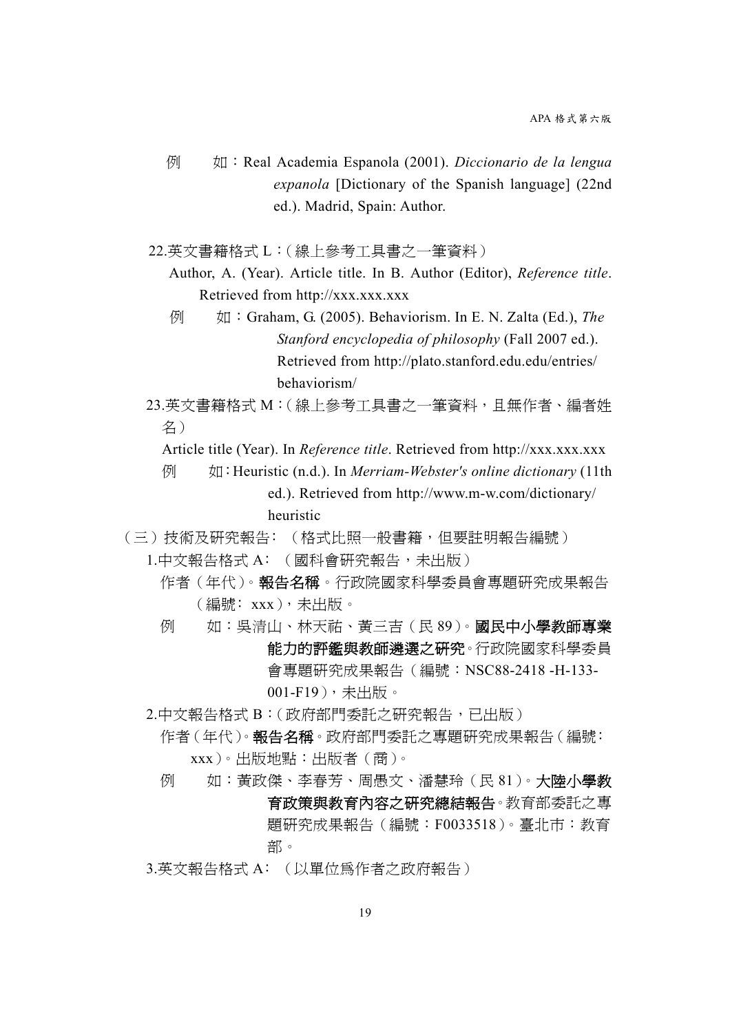例　　如：Real Academia Espanola (2001). *Diccionario de la lengua expanola* [Dictionary of the Spanish language] (22nd ed.). Madrid, Spain: Author.

22.英文書籍格式 L：（線上參考工具書之一筆資料）

Author, A. (Year). Article title. In B. Author (Editor), *Reference title*. Retrieved from http://xxx.xxx.xxx

例　　如：Graham, G. (2005). Behaviorism. In E. N. Zalta (Ed.), *The Stanford encyclopedia of philosophy* (Fall 2007 ed.). Retrieved from http://plato.stanford.edu.edu/entries/behaviorism/

23.英文書籍格式 M：（線上參考工具書之一筆資料，且無作者、編者姓名）

Article title (Year). In *Reference title*. Retrieved from http://xxx.xxx.xxx

例　　如：Heuristic (n.d.). In *Merriam-Webster's online dictionary* (11th ed.). Retrieved from http://www.m-w.com/dictionary/heuristic

（三）技術及研究報告：（格式比照一般書籍，但要註明報告編號）

1.中文報告格式 A：（國科會研究報告，未出版）

作者（年代）。**報告名稱**。行政院國家科學委員會專題研究成果報告（編號：xxx），未出版。

例　　如：吳清山、林天祐、黃三吉（民 89）。**國民中小學教師專業能力的評鑑與教師遴選之研究**。行政院國家科學委員會專題研究成果報告（編號：NSC88-2418 -H-133-001-F19），未出版。

2.中文報告格式 B：（政府部門委託之研究報告，已出版）

作者（年代）。**報告名稱**。政府部門委託之專題研究成果報告（編號：xxx）。出版地點：出版者（商）。

例　　如：黃政傑、李春芳、周愚文、潘慧玲（民 81）。**大陸小學教育政策與教育內容之研究總結報告**。教育部委託之專題研究成果報告（編號：F0033518）。臺北市：教育部。

3.英文報告格式 A：（以單位爲作者之政府報告）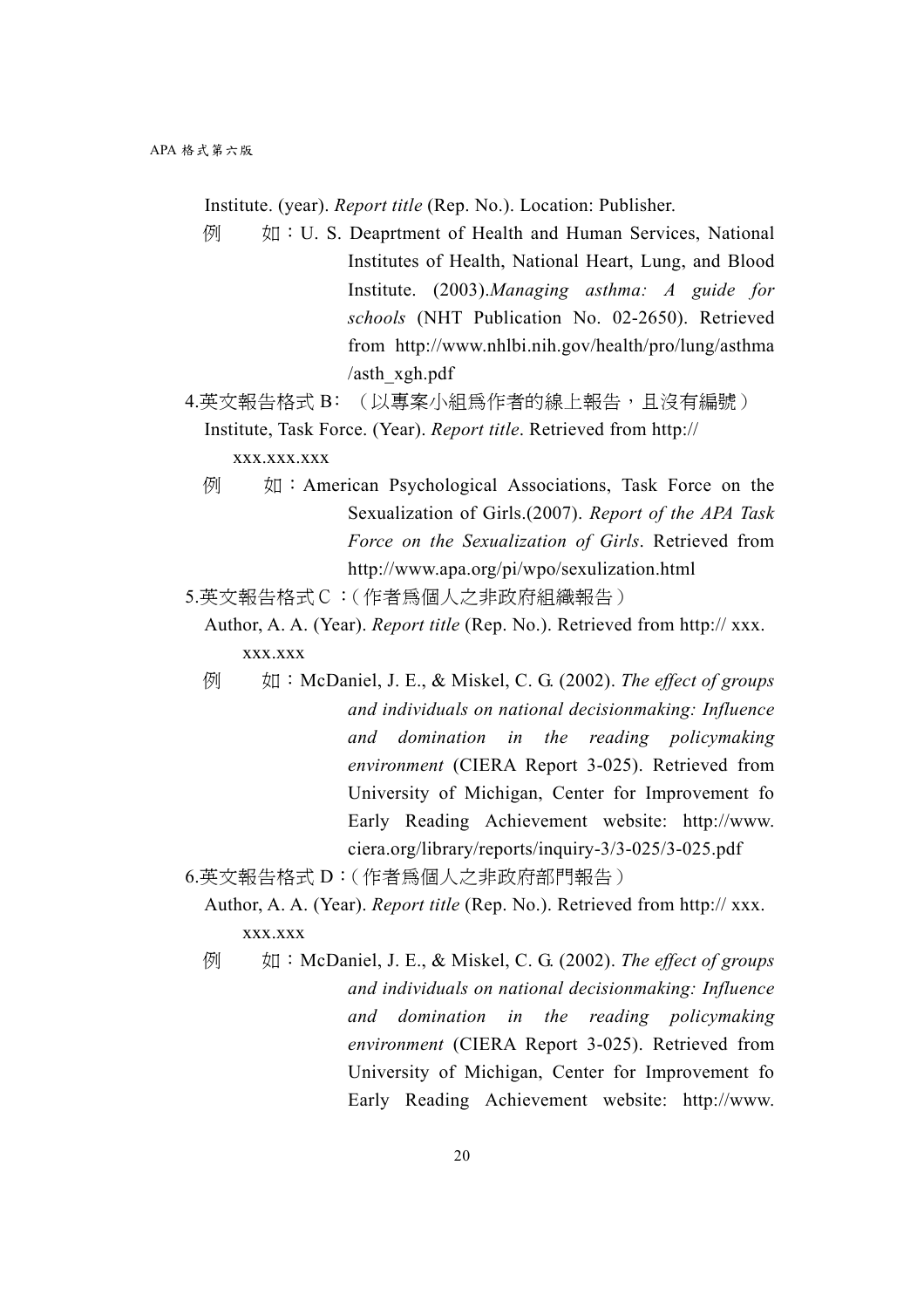Institute. (year). *Report title* (Rep. No.). Location: Publisher.

例　如：U. S. Deaprtment of Health and Human Services, National Institutes of Health, National Heart, Lung, and Blood Institute. (2003).*Managing asthma: A guide for schools* (NHT Publication No. 02-2650). Retrieved from http://www.nhlbi.nih.gov/health/pro/lung/asthma/asth_xgh.pdf

4.英文報告格式 B：（以專案小組爲作者的線上報告，且沒有編號）

Institute, Task Force. (Year). *Report title*. Retrieved from http://xxx.xxx.xxx

例　如：American Psychological Associations, Task Force on the Sexualization of Girls.(2007). *Report of the APA Task Force on the Sexualization of Girls*. Retrieved from http://www.apa.org/pi/wpo/sexulization.html

5.英文報告格式Ｃ：(作者爲個人之非政府組織報告)

Author, A. A. (Year). *Report title* (Rep. No.). Retrieved from http:// xxx.xxx.xxx

例　如：McDaniel, J. E., & Miskel, C. G. (2002). *The effect of groups and individuals on national decisionmaking: Influence and domination in the reading policymaking environment* (CIERA Report 3-025). Retrieved from University of Michigan, Center for Improvement fo Early Reading Achievement website: http://www.ciera.org/library/reports/inquiry-3/3-025/3-025.pdf

6.英文報告格式 D：(作者爲個人之非政府部門報告)

Author, A. A. (Year). *Report title* (Rep. No.). Retrieved from http:// xxx.xxx.xxx

例　如：McDaniel, J. E., & Miskel, C. G. (2002). *The effect of groups and individuals on national decisionmaking: Influence and domination in the reading policymaking environment* (CIERA Report 3-025). Retrieved from University of Michigan, Center for Improvement fo Early Reading Achievement website: http://www.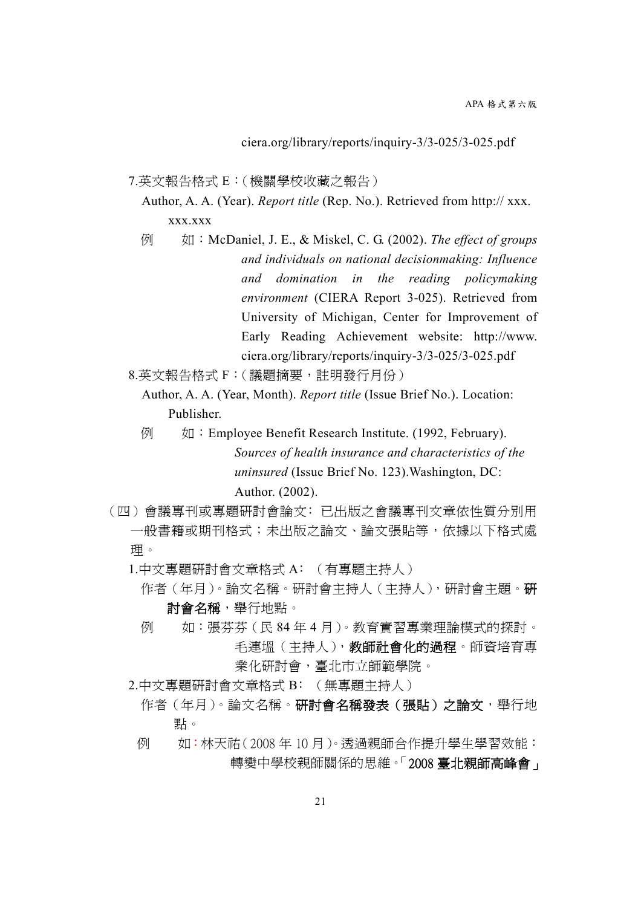ciera.org/library/reports/inquiry-3/3-025/3-025.pdf

7.英文報告格式 E：(機關學校收藏之報告)

Author, A. A. (Year). *Report title* (Rep. No.). Retrieved from http:// xxx. xxx.xxx

例　　如：McDaniel, J. E., & Miskel, C. G. (2002). *The effect of groups and individuals on national decisionmaking: Influence and domination in the reading policymaking environment* (CIERA Report 3-025). Retrieved from University of Michigan, Center for Improvement of Early Reading Achievement website: http://www. ciera.org/library/reports/inquiry-3/3-025/3-025.pdf

8.英文報告格式 F：(議題摘要，註明發行月份)

Author, A. A. (Year, Month). *Report title* (Issue Brief No.). Location: Publisher.

例　　如：Employee Benefit Research Institute. (1992, February). *Sources of health insurance and characteristics of the uninsured* (Issue Brief No. 123).Washington, DC: Author. (2002).

(四) 會議專刊或專題研討會論文：已出版之會議專刊文章依性質分別用一般書籍或期刊格式；未出版之論文、論文張貼等，依據以下格式處理。

1.中文專題研討會文章格式 A：（有專題主持人）

作者(年月)。論文名稱。研討會主持人(主持人)，研討會主題。**研討會名稱**，舉行地點。

例　　如：張芬芬(民 84 年 4 月)。教育實習專業理論模式的探討。毛連塭(主持人)，**教師社會化的過程**。師資培育專業化研討會，臺北市立師範學院。

2.中文專題研討會文章格式 B：（無專題主持人）

作者(年月)。論文名稱。**研討會名稱發表(張貼)之論文**，舉行地點。

例　　如：林天祐(2008 年 10 月)。透過親師合作提升學生學習效能：轉變中學校親師關係的思維。「**2008 臺北親師高峰會**」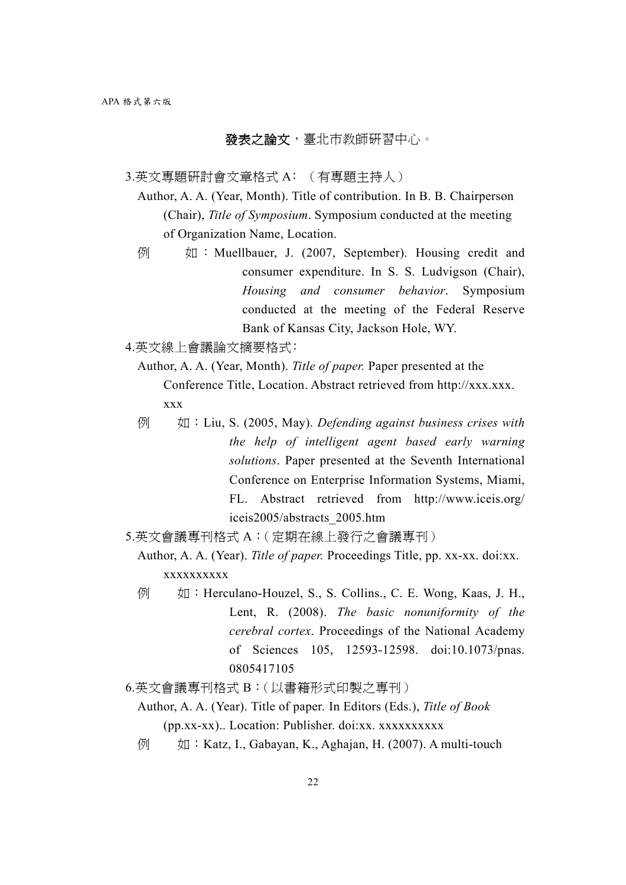**發表之論文**，臺北市教師研習中心。

3.英文專題研討會文章格式 A：（有專題主持人）

Author, A. A. (Year, Month). Title of contribution. In B. B. Chairperson (Chair), *Title of Symposium*. Symposium conducted at the meeting of Organization Name, Location.

例　　如：Muellbauer, J. (2007, September). Housing credit and consumer expenditure. In S. S. Ludvigson (Chair), *Housing and consumer behavior*. Symposium conducted at the meeting of the Federal Reserve Bank of Kansas City, Jackson Hole, WY.

4.英文線上會議論文摘要格式：

Author, A. A. (Year, Month). *Title of paper.* Paper presented at the Conference Title, Location. Abstract retrieved from http://xxx.xxx.xxx

例　　如：Liu, S. (2005, May). *Defending against business crises with the help of intelligent agent based early warning solutions*. Paper presented at the Seventh International Conference on Enterprise Information Systems, Miami, FL. Abstract retrieved from http://www.iceis.org/iceis2005/abstracts_2005.htm

5.英文會議專刊格式 A：（定期在線上發行之會議專刊）

Author, A. A. (Year). *Title of paper.* Proceedings Title, pp. xx-xx. doi:xx. xxxxxxxxxx

例　　如：Herculano-Houzel, S., S. Collins., C. E. Wong, Kaas, J. H., Lent, R. (2008). *The basic nonuniformity of the cerebral cortex*. Proceedings of the National Academy of Sciences 105, 12593-12598. doi:10.1073/pnas.0805417105

6.英文會議專刊格式 B：（以書籍形式印製之專刊）

Author, A. A. (Year). Title of paper. In Editors (Eds.), *Title of Book* (pp.xx-xx).. Location: Publisher. doi:xx. xxxxxxxxxx

例　　如：Katz, I., Gabayan, K., Aghajan, H. (2007). A multi-touch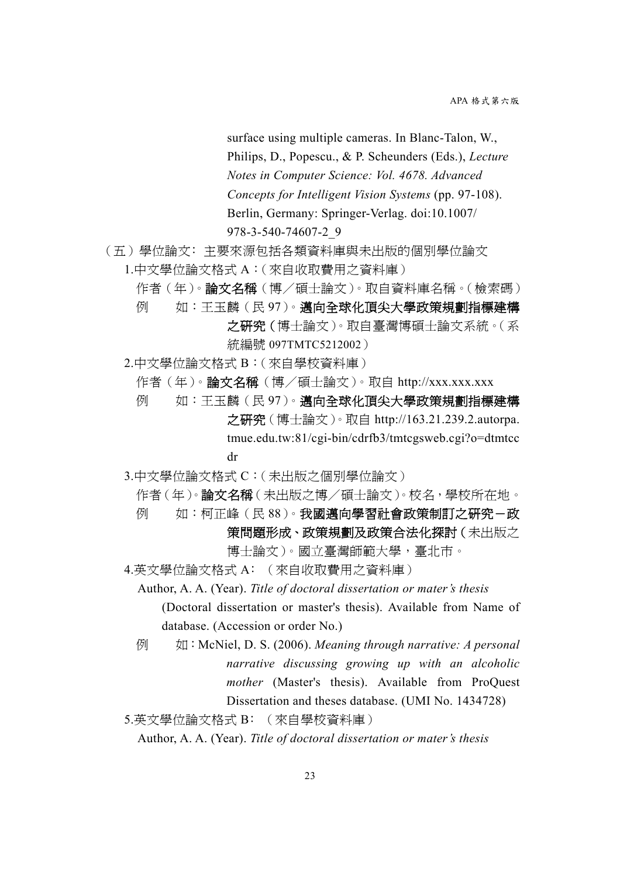surface using multiple cameras. In Blanc-Talon, W., Philips, D., Popescu., & P. Scheunders (Eds.), *Lecture Notes in Computer Science: Vol. 4678. Advanced Concepts for Intelligent Vision Systems* (pp. 97-108). Berlin, Germany: Springer-Verlag. doi:10.1007/978-3-540-74607-2_9

（五）學位論文：主要來源包括各類資料庫與未出版的個別學位論文

1.中文學位論文格式 A：（來自收取費用之資料庫）

作者（年）。**論文名稱**（博／碩士論文）。取自資料庫名稱。（檢索碼）

例　　如：王玉麟（民 97）。**邁向全球化頂尖大學政策規劃指標建構之研究**（博士論文）。取自臺灣博碩士論文系統。（系統編號 097TMTC5212002）

2.中文學位論文格式 B：（來自學校資料庫）

作者（年）。**論文名稱**（博／碩士論文）。取自 http://xxx.xxx.xxx

例　　如：王玉麟（民 97）。**邁向全球化頂尖大學政策規劃指標建構之研究**（博士論文）。取自 http://163.21.239.2.autorpa.tmue.edu.tw:81/cgi-bin/cdrfb3/tmtcgsweb.cgi?o=dtmtccdr

3.中文學位論文格式 C：（未出版之個別學位論文）

作者（年）。**論文名稱**（未出版之博／碩士論文）。校名，學校所在地。

例　　如：柯正峰（民 88）。**我國邁向學習社會政策制訂之研究－政策問題形成、政策規劃及政策合法化探討**（未出版之博士論文）。國立臺灣師範大學，臺北市。

4.英文學位論文格式 A：（來自收取費用之資料庫）

Author, A. A. (Year). *Title of doctoral dissertation or mater's thesis* (Doctoral dissertation or master's thesis). Available from Name of database. (Accession or order No.)

例　　如：McNiel, D. S. (2006). *Meaning through narrative: A personal narrative discussing growing up with an alcoholic mother* (Master's thesis). Available from ProQuest Dissertation and theses database. (UMI No. 1434728)

5.英文學位論文格式 B：（來自學校資料庫）

Author, A. A. (Year). *Title of doctoral dissertation or mater's thesis*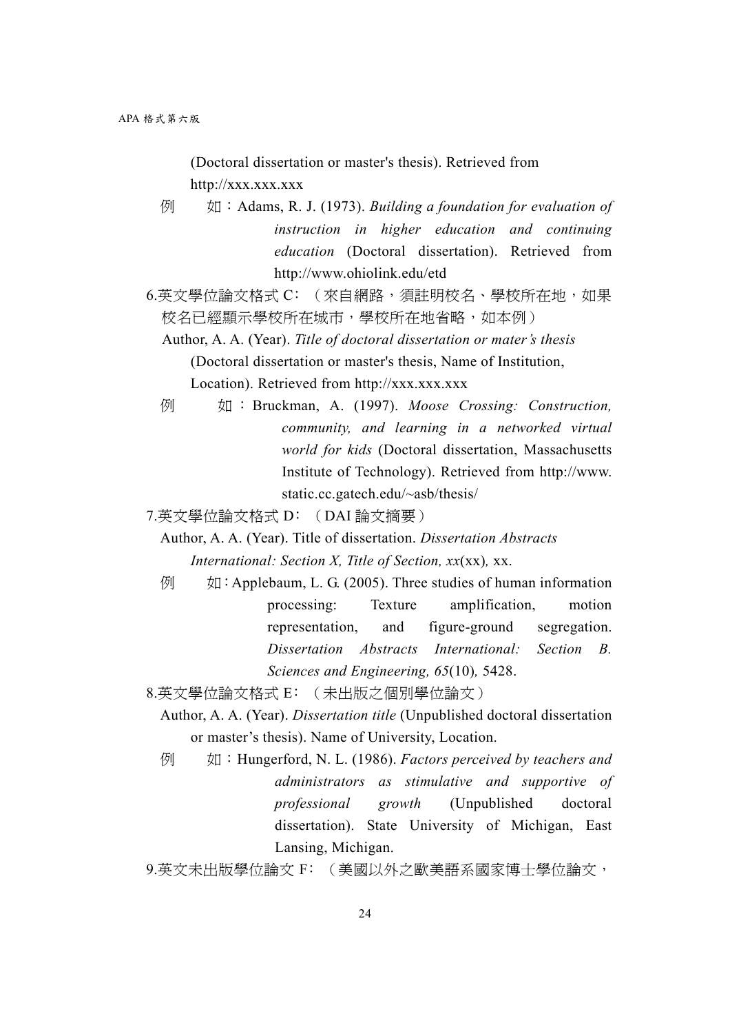(Doctoral dissertation or master's thesis). Retrieved from http://xxx.xxx.xxx

例　　如：Adams, R. J. (1973). *Building a foundation for evaluation of instruction in higher education and continuing education* (Doctoral dissertation). Retrieved from http://www.ohiolink.edu/etd

6.英文學位論文格式 C：（來自網路，須註明校名、學校所在地，如果校名已經顯示學校所在城市，學校所在地省略，如本例）

Author, A. A. (Year). *Title of doctoral dissertation or mater's thesis* (Doctoral dissertation or master's thesis, Name of Institution, Location). Retrieved from http://xxx.xxx.xxx

例　　如：Bruckman, A. (1997). *Moose Crossing: Construction, community, and learning in a networked virtual world for kids* (Doctoral dissertation, Massachusetts Institute of Technology). Retrieved from http://www.static.cc.gatech.edu/~asb/thesis/

7.英文學位論文格式 D：（DAI 論文摘要）

Author, A. A. (Year). Title of dissertation. *Dissertation Abstracts International: Section X, Title of Section, xx*(xx)*,* xx.

例　　如：Applebaum, L. G. (2005). Three studies of human information processing: Texture amplification, motion representation, and figure-ground segregation. *Dissertation Abstracts International: Section B. Sciences and Engineering, 65*(10)*,* 5428.

8.英文學位論文格式 E：（未出版之個別學位論文）

Author, A. A. (Year). *Dissertation title* (Unpublished doctoral dissertation or master's thesis). Name of University, Location.

例　　如：Hungerford, N. L. (1986). *Factors perceived by teachers and administrators as stimulative and supportive of professional growth* (Unpublished doctoral dissertation). State University of Michigan, East Lansing, Michigan.

9.英文未出版學位論文 F：（美國以外之歐美語系國家博士學位論文，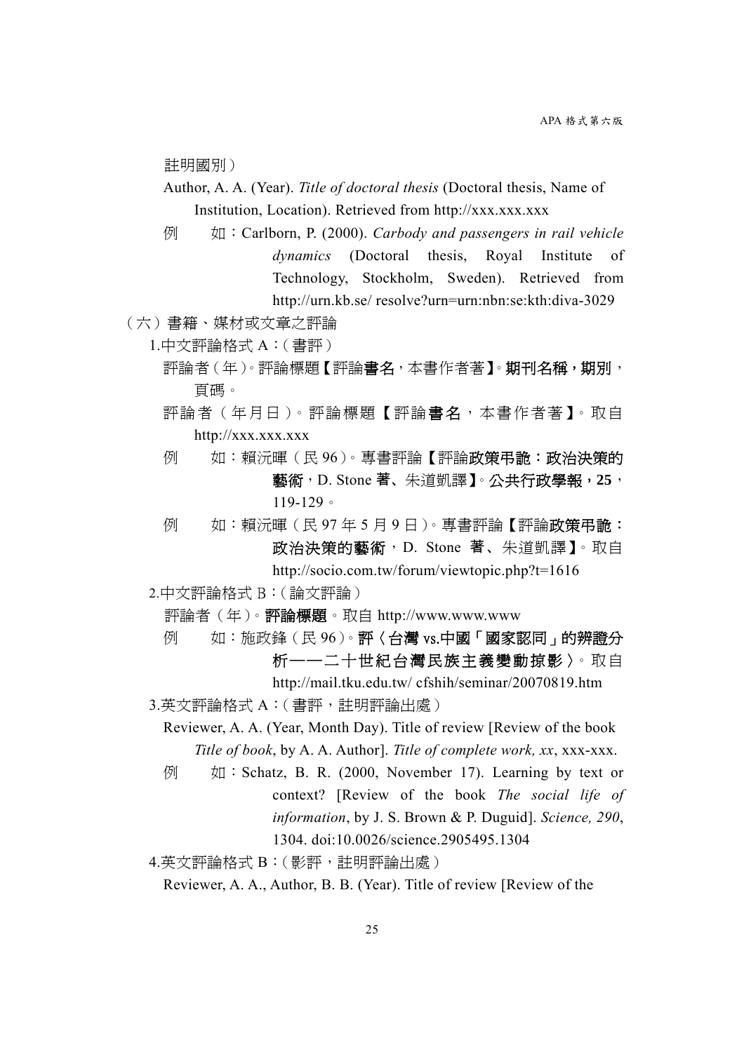註明國別）

Author, A. A. (Year). *Title of doctoral thesis* (Doctoral thesis, Name of Institution, Location). Retrieved from http://xxx.xxx.xxx

例　　如：Carlborn, P. (2000). *Carbody and passengers in rail vehicle dynamics* (Doctoral thesis, Royal Institute of Technology, Stockholm, Sweden). Retrieved from http://urn.kb.se/ resolve?urn=urn:nbn:se:kth:diva-3029

（六）書籍、媒材或文章之評論

1.中文評論格式 A：（書評）

評論者（年）。評論標題【評論**書名**，本書作者著】。**期刊名稱，期別**，頁碼。

評論者（年月日）。評論標題【評論**書名**，本書作者著】。取自 http://xxx.xxx.xxx

例　　如：賴沅暉（民 96）。專書評論【評論**政策弔詭：政治決策的藝術**，D. Stone 著、朱道凱譯】。**公共行政學報，25**，119-129。

例　　如：賴沅暉（民 97 年 5 月 9 日）。專書評論【評論**政策弔詭：政治決策的藝術**，D. Stone 著、朱道凱譯】。取自 http://socio.com.tw/forum/viewtopic.php?t=1616

2.中文評論格式 B：（論文評論）

評論者（年）。**評論標題**。取自 http://www.www.www

例　　如：施政鋒（民 96）。**評〈台灣 vs.中國「國家認同」的辨證分析——二十世紀台灣民族主義變動掠影〉**。取自 http://mail.tku.edu.tw/ cfshih/seminar/20070819.htm

3.英文評論格式 A：（書評，註明評論出處）

Reviewer, A. A. (Year, Month Day). Title of review [Review of the book *Title of book*, by A. A. Author]. *Title of complete work, xx*, xxx-xxx.

例　　如：Schatz, B. R. (2000, November 17). Learning by text or context? [Review of the book *The social life of information*, by J. S. Brown & P. Duguid]. *Science, 290*, 1304. doi:10.0026/science.2905495.1304

4.英文評論格式 B：（影評，註明評論出處）

Reviewer, A. A., Author, B. B. (Year). Title of review [Review of the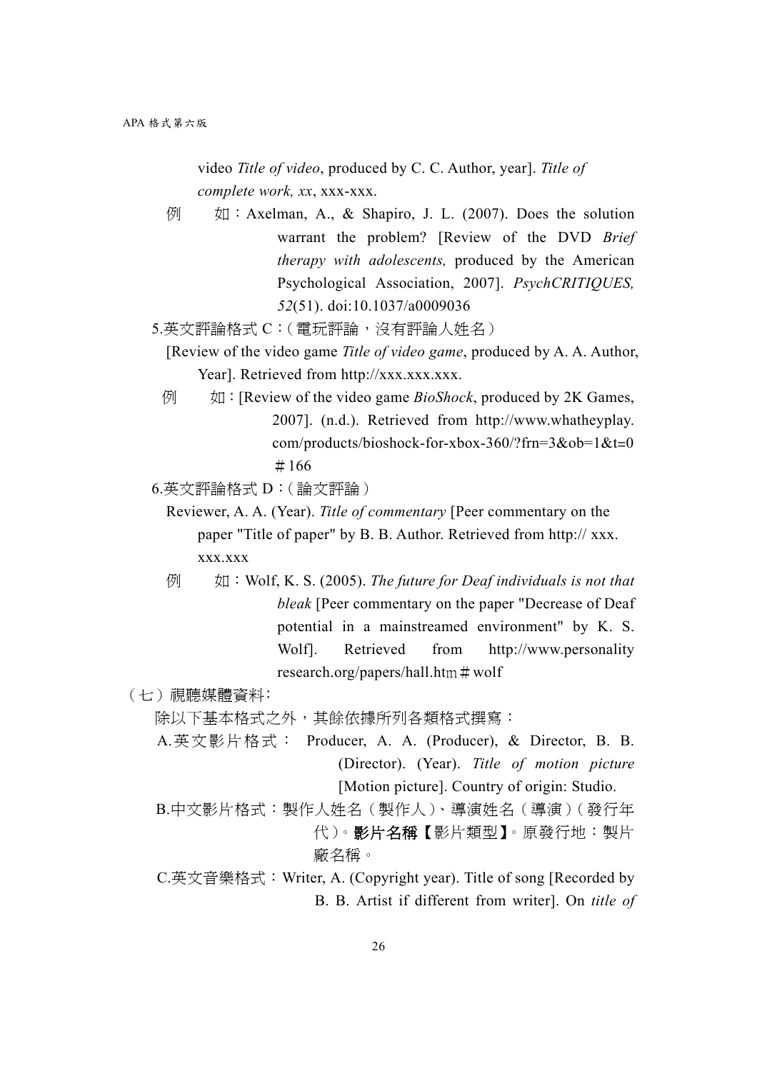video *Title of video*, produced by C. C. Author, year]. *Title of complete work, xx*, xxx-xxx.

例　　如：Axelman, A., & Shapiro, J. L. (2007). Does the solution warrant the problem? [Review of the DVD *Brief therapy with adolescents,* produced by the American Psychological Association, 2007]. *PsychCRITIQUES, 52*(51). doi:10.1037/a0009036

5.英文評論格式 C：（電玩評論，沒有評論人姓名）

[Review of the video game *Title of video game*, produced by A. A. Author, Year]. Retrieved from http://xxx.xxx.xxx.

例　　如：[Review of the video game *BioShock*, produced by 2K Games, 2007]. (n.d.). Retrieved from http://www.whatheyplay.com/products/bioshock-for-xbox-360/?frn=3&ob=1&t=0＃166

6.英文評論格式 D：（論文評論）

Reviewer, A. A. (Year). *Title of commentary* [Peer commentary on the paper "Title of paper" by B. B. Author. Retrieved from http:// xxx.xxx.xxx

例　　如：Wolf, K. S. (2005). *The future for Deaf individuals is not that bleak* [Peer commentary on the paper "Decrease of Deaf potential in a mainstreamed environment" by K. S. Wolf]. Retrieved from http://www.personalityresearch.org/papers/hall.htm＃wolf

（七）視聽媒體資料:

除以下基本格式之外，其餘依據所列各類格式撰寫：

A.英文影片格式： Producer, A. A. (Producer), & Director, B. B. (Director). (Year). *Title of motion picture* [Motion picture]. Country of origin: Studio.

B.中文影片格式：製作人姓名（製作人）、導演姓名（導演）（發行年代）。**影片名稱**【影片類型】。原發行地：製片廠名稱。

C.英文音樂格式：Writer, A. (Copyright year). Title of song [Recorded by B. B. Artist if different from writer]. On *title of*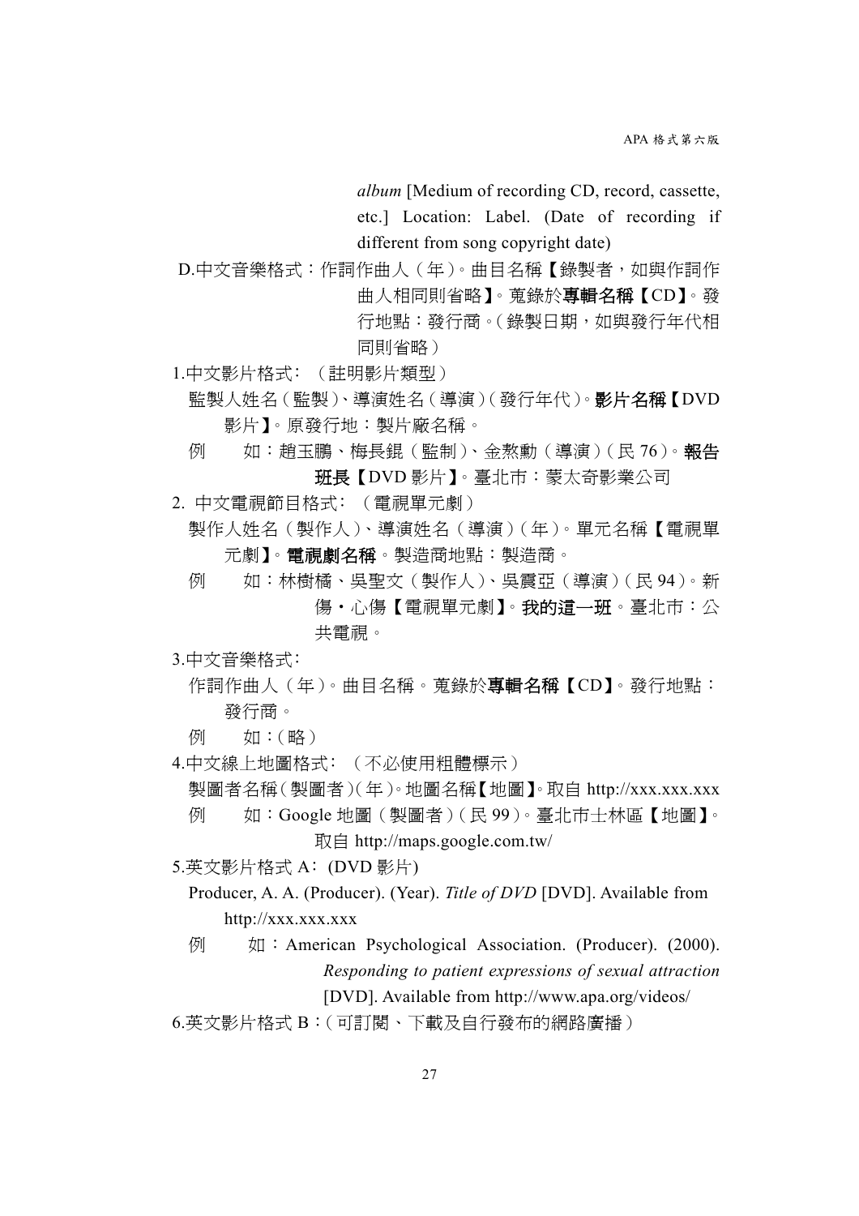*album* [Medium of recording CD, record, cassette, etc.] Location: Label. (Date of recording if different from song copyright date)

D.中文音樂格式：作詞作曲人（年）。曲目名稱【錄製者，如與作詞作曲人相同則省略】。蒐錄於**專輯名稱**【CD】。發行地點：發行商。(錄製日期，如與發行年代相同則省略)

1.中文影片格式：（註明影片類型）

監製人姓名（監製）、導演姓名（導演）(發行年代)。**影片名稱**【DVD 影片】。原發行地：製片廠名稱。

例　　如：趙玉鵬、梅長錕（監制）、金熬勳（導演）(民 76)。**報告班長**【DVD 影片】。臺北市：蒙太奇影業公司

2. 中文電視節目格式：（電視單元劇）

製作人姓名（製作人）、導演姓名（導演）(年)。單元名稱【電視單元劇】。**電視劇名稱**。製造商地點：製造商。

例　　如：林樹橘、吳聖文（製作人）、吳震亞（導演）(民 94)。新傷・心傷【電視單元劇】。**我的這一班**。臺北市：公共電視。

3.中文音樂格式：

作詞作曲人（年）。曲目名稱。蒐錄於**專輯名稱**【CD】。發行地點：發行商。

例　　如：(略)

4.中文線上地圖格式：（不必使用粗體標示）

製圖者名稱(製圖者)(年)。地圖名稱【地圖】。取自 http://xxx.xxx.xxx

例　　如：Google 地圖（製圖者）(民 99)。臺北市士林區【地圖】。取自 http://maps.google.com.tw/

5.英文影片格式 A：(DVD 影片)

Producer, A. A. (Producer). (Year). *Title of DVD* [DVD]. Available from http://xxx.xxx.xxx

例　　如：American Psychological Association. (Producer). (2000). *Responding to patient expressions of sexual attraction* [DVD]. Available from http://www.apa.org/videos/

6.英文影片格式 B：(可訂閱、下載及自行發布的網路廣播)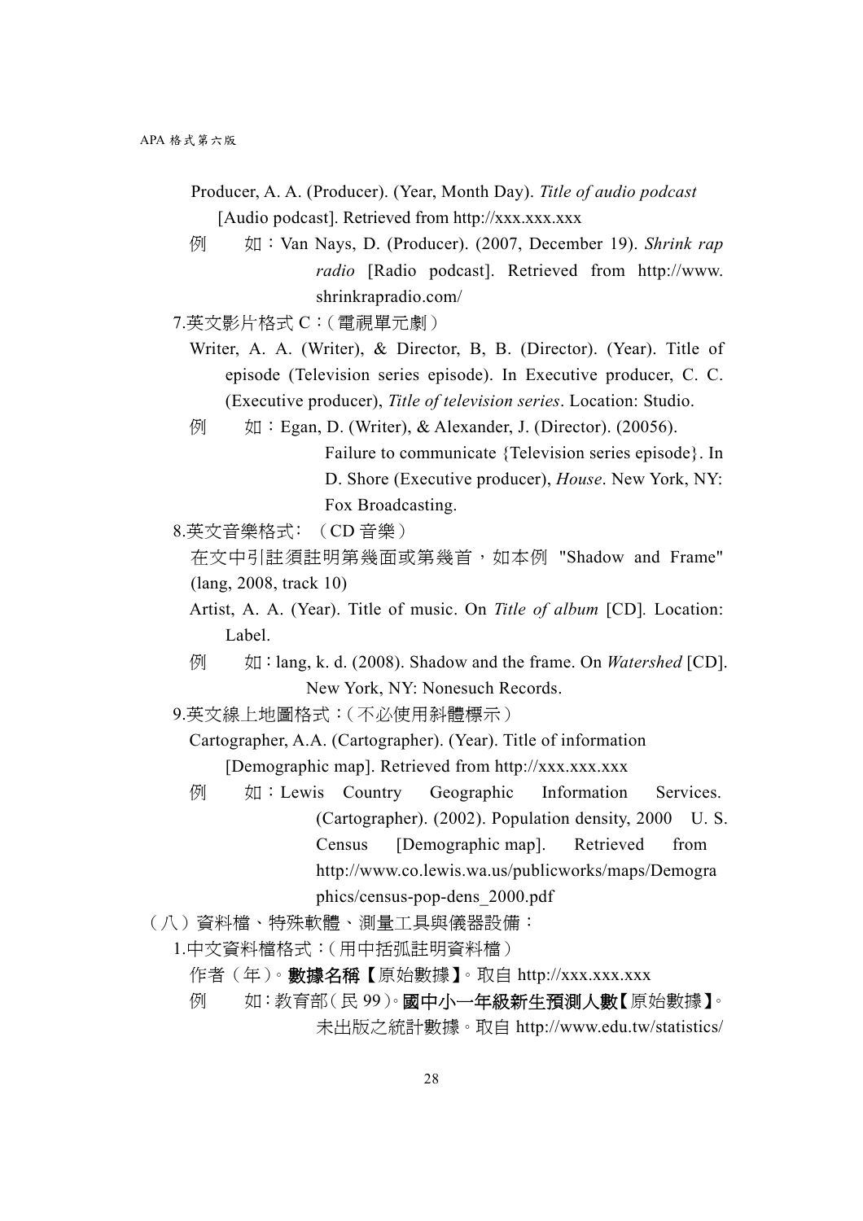Producer, A. A. (Producer). (Year, Month Day). *Title of audio podcast* [Audio podcast]. Retrieved from http://xxx.xxx.xxx

例　　如：Van Nays, D. (Producer). (2007, December 19). *Shrink rap radio* [Radio podcast]. Retrieved from http://www.shrinkrapradio.com/

7.英文影片格式 C：（電視單元劇）

Writer, A. A. (Writer), & Director, B, B. (Director). (Year). Title of episode (Television series episode). In Executive producer, C. C. (Executive producer), *Title of television series*. Location: Studio.

例　　如：Egan, D. (Writer), & Alexander, J. (Director). (20056). Failure to communicate {Television series episode}. In D. Shore (Executive producer), *House*. New York, NY: Fox Broadcasting.

8.英文音樂格式：（CD 音樂）

在文中引註須註明第幾面或第幾首，如本例 "Shadow and Frame" (lang, 2008, track 10)

Artist, A. A. (Year). Title of music. On *Title of album* [CD]. Location: Label.

例　　如：lang, k. d. (2008). Shadow and the frame. On *Watershed* [CD]. New York, NY: Nonesuch Records.

9.英文線上地圖格式：（不必使用斜體標示）

Cartographer, A.A. (Cartographer). (Year). Title of information [Demographic map]. Retrieved from http://xxx.xxx.xxx

例　　如：Lewis Country Geographic Information Services. (Cartographer). (2002). Population density, 2000 U. S. Census [Demographic map]. Retrieved from http://www.co.lewis.wa.us/publicworks/maps/Demographics/census-pop-dens_2000.pdf

（八）資料檔、特殊軟體、測量工具與儀器設備：

1.中文資料檔格式：（用中括弧註明資料檔）

作者（年）。**數據名稱【**原始數據**】**。取自 http://xxx.xxx.xxx

例　　如：教育部（民 99）。**國中小一年級新生預測人數【**原始數據**】**。未出版之統計數據。取自 http://www.edu.tw/statistics/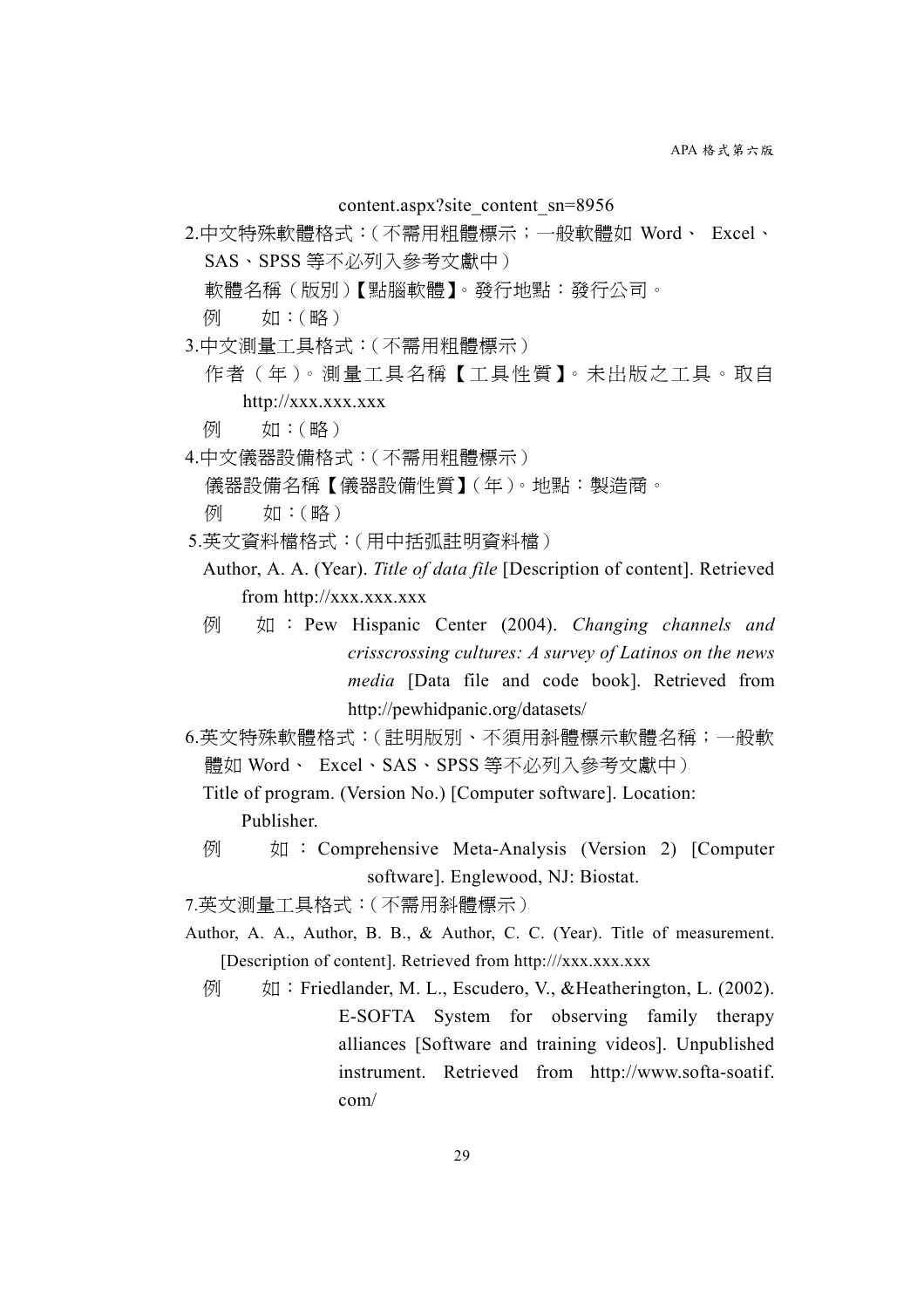content.aspx?site_content_sn=8956

2.中文特殊軟體格式：(不需用粗體標示；一般軟體如 Word、 Excel、SAS、SPSS 等不必列入參考文獻中)

軟體名稱（版別)【點腦軟體】。發行地點：發行公司。

例　　如：(略)

3.中文測量工具格式：(不需用粗體標示)

作者（年）。測量工具名稱【工具性質】。未出版之工具。取自 http://xxx.xxx.xxx

例　　如：(略)

4.中文儀器設備格式：(不需用粗體標示)

儀器設備名稱【儀器設備性質】(年)。地點：製造商。

例　　如：(略)

5.英文資料檔格式：(用中括弧註明資料檔)

Author, A. A. (Year). *Title of data file* [Description of content]. Retrieved from http://xxx.xxx.xxx

例　　如：Pew Hispanic Center (2004). *Changing channels and crisscrossing cultures: A survey of Latinos on the news media* [Data file and code book]. Retrieved from http://pewhidpanic.org/datasets/

6.英文特殊軟體格式：(註明版別、不須用斜體標示軟體名稱；一般軟體如 Word、 Excel、SAS、SPSS 等不必列入參考文獻中)

Title of program. (Version No.) [Computer software]. Location: Publisher.

例　　如：Comprehensive Meta-Analysis (Version 2) [Computer software]. Englewood, NJ: Biostat.

7.英文測量工具格式：(不需用斜體標示)

Author, A. A., Author, B. B., & Author, C. C. (Year). Title of measurement. [Description of content]. Retrieved from http:///xxx.xxx.xxx

例　　如：Friedlander, M. L., Escudero, V., &Heatherington, L. (2002). E-SOFTA System for observing family therapy alliances [Software and training videos]. Unpublished instrument. Retrieved from http://www.softa-soatif.com/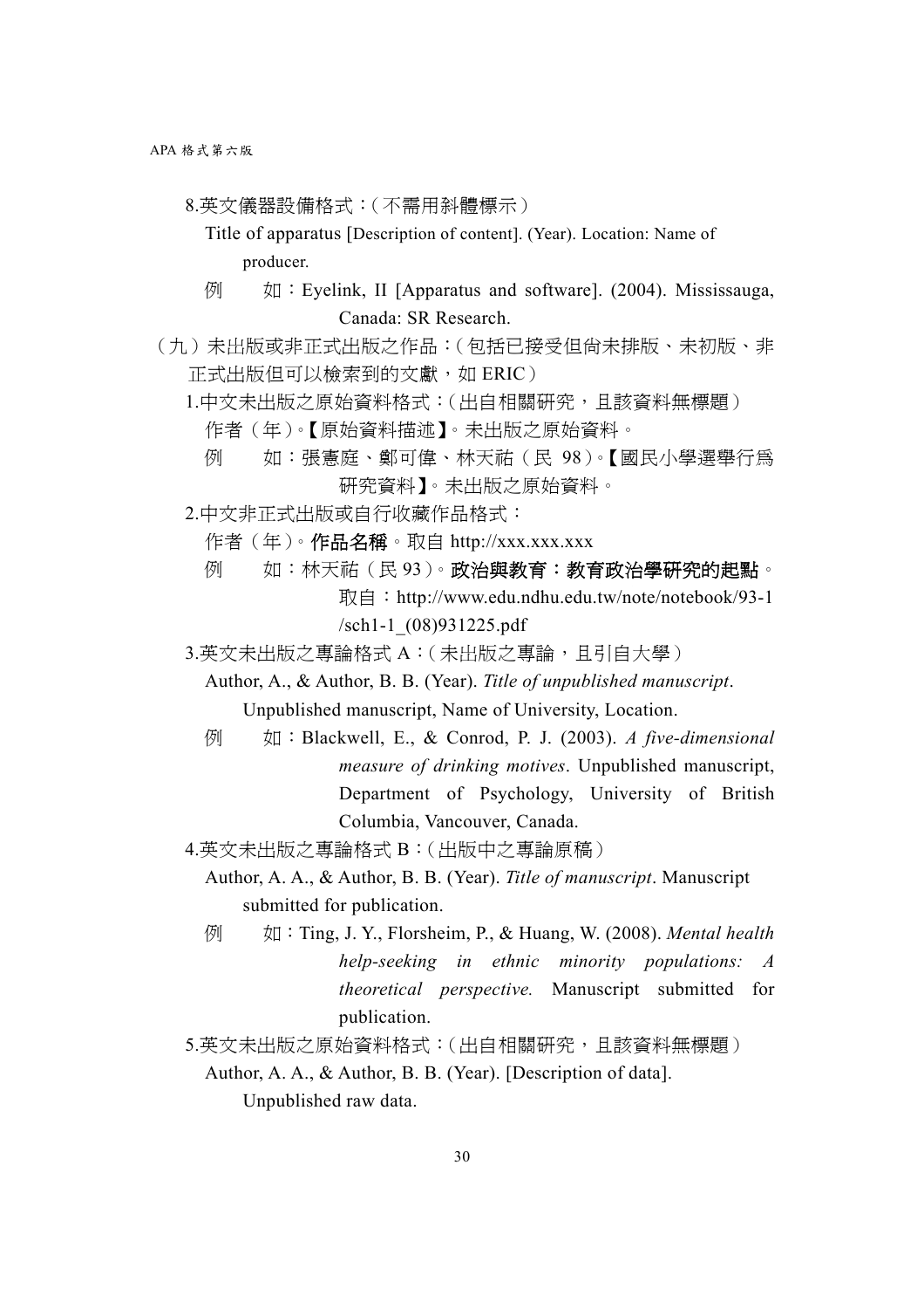8.英文儀器設備格式：（不需用斜體標示）

Title of apparatus [Description of content]. (Year). Location: Name of producer.

例　　如：Eyelink, II [Apparatus and software]. (2004). Mississauga, Canada: SR Research.

（九）未出版或非正式出版之作品：（包括已接受但尚未排版、未初版、非正式出版但可以檢索到的文獻，如 ERIC）

1.中文未出版之原始資料格式：（出自相關研究，且該資料無標題）

作者（年）。【原始資料描述】。未出版之原始資料。

例　　如：張憲庭、鄭可偉、林天祐（民 98）。【國民小學選舉行為研究資料】。未出版之原始資料。

2.中文非正式出版或自行收藏作品格式：

作者（年）。**作品名稱**。取自 http://xxx.xxx.xxx

例　　如：林天祐（民 93）。**政治與教育：教育政治學研究的起點**。取自：http://www.edu.ndhu.edu.tw/note/notebook/93-1/sch1-1_(08)931225.pdf

3.英文未出版之專論格式 A：（未出版之專論，且引自大學）

Author, A., & Author, B. B. (Year). *Title of unpublished manuscript*. Unpublished manuscript, Name of University, Location.

例　　如：Blackwell, E., & Conrod, P. J. (2003). *A five-dimensional measure of drinking motives*. Unpublished manuscript, Department of Psychology, University of British Columbia, Vancouver, Canada.

4.英文未出版之專論格式 B：（出版中之專論原稿）

Author, A. A., & Author, B. B. (Year). *Title of manuscript*. Manuscript submitted for publication.

例　　如：Ting, J. Y., Florsheim, P., & Huang, W. (2008). *Mental health help-seeking in ethnic minority populations: A theoretical perspective.* Manuscript submitted for publication.

5.英文未出版之原始資料格式：（出自相關研究，且該資料無標題）

Author, A. A., & Author, B. B. (Year). [Description of data]. Unpublished raw data.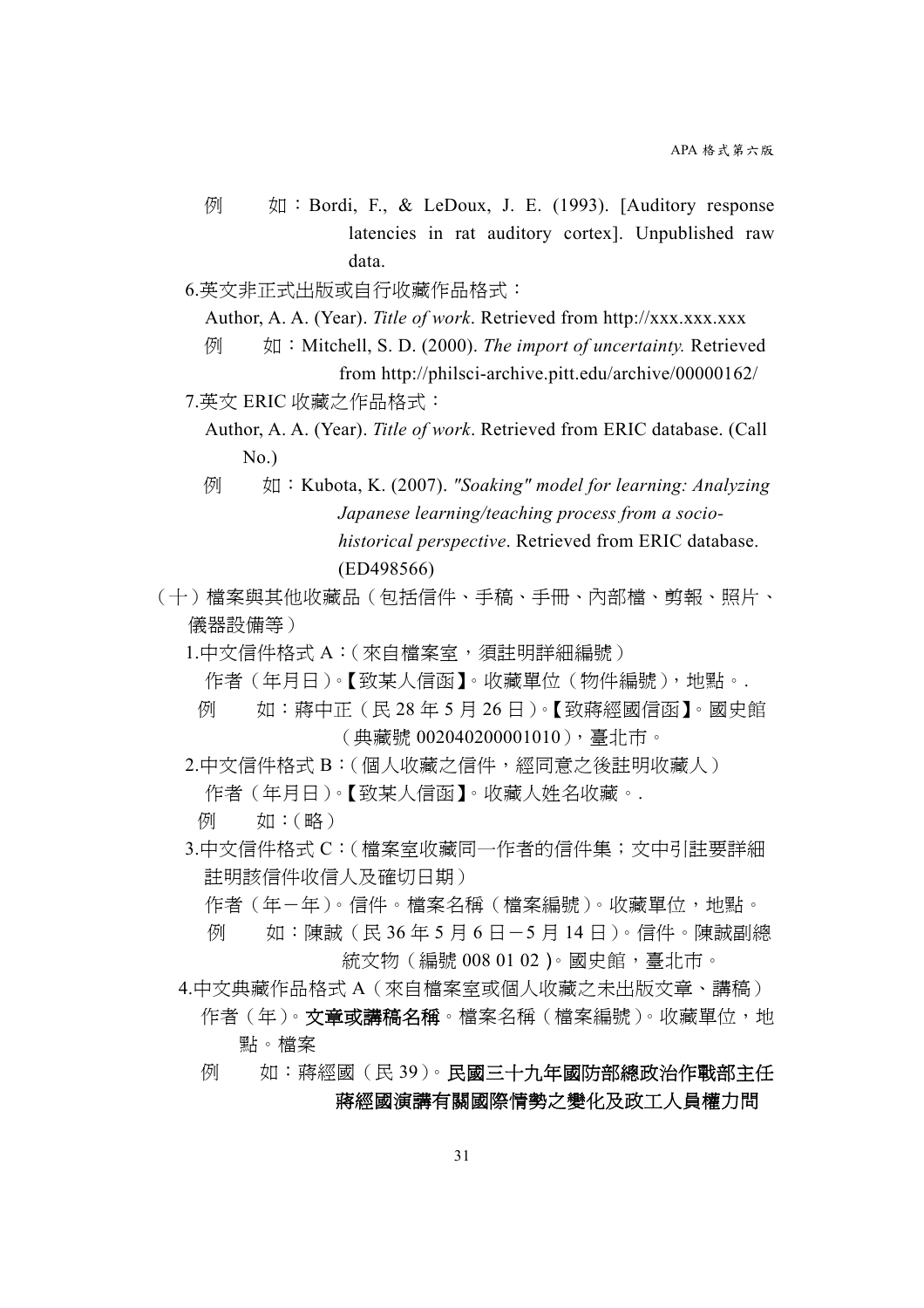例　　如：Bordi, F., & LeDoux, J. E. (1993). [Auditory response latencies in rat auditory cortex]. Unpublished raw data.

6.英文非正式出版或自行收藏作品格式：

Author, A. A. (Year). *Title of work*. Retrieved from http://xxx.xxx.xxx

例　　如：Mitchell, S. D. (2000). *The import of uncertainty.* Retrieved from http://philsci-archive.pitt.edu/archive/00000162/

7.英文 ERIC 收藏之作品格式：

Author, A. A. (Year). *Title of work*. Retrieved from ERIC database. (Call No.)

例　　如：Kubota, K. (2007). *"Soaking" model for learning: Analyzing Japanese learning/teaching process from a socio-historical perspective*. Retrieved from ERIC database. (ED498566)

（十）檔案與其他收藏品（包括信件、手稿、手冊、內部檔、剪報、照片、儀器設備等）

1.中文信件格式 A：（來自檔案室，須註明詳細編號）

作者（年月日）。【致某人信函】。收藏單位（物件編號），地點。.

例　　如：蔣中正（民 28 年 5 月 26 日）。【致蔣經國信函】。國史館（典藏號 002040200001010），臺北市。

2.中文信件格式 B：（個人收藏之信件，經同意之後註明收藏人）

作者（年月日）。【致某人信函】。收藏人姓名收藏。.

例　　如：（略）

3.中文信件格式 C：（檔案室收藏同一作者的信件集；文中引註要詳細註明該信件收信人及確切日期）

作者（年－年）。信件。檔案名稱（檔案編號）。收藏單位，地點。

例　　如：陳誠（民 36 年 5 月 6 日－5 月 14 日）。信件。陳誠副總統文物（編號 008 01 02 )。國史館，臺北市。

4.中文典藏作品格式 A（來自檔案室或個人收藏之未出版文章、講稿）

作者（年）。**文章或講稿名稱**。檔案名稱（檔案編號）。收藏單位，地點。檔案

例　　如：蔣經國（民 39）。**民國三十九年國防部總政治作戰部主任蔣經國演講有關國際情勢之變化及政工人員權力問**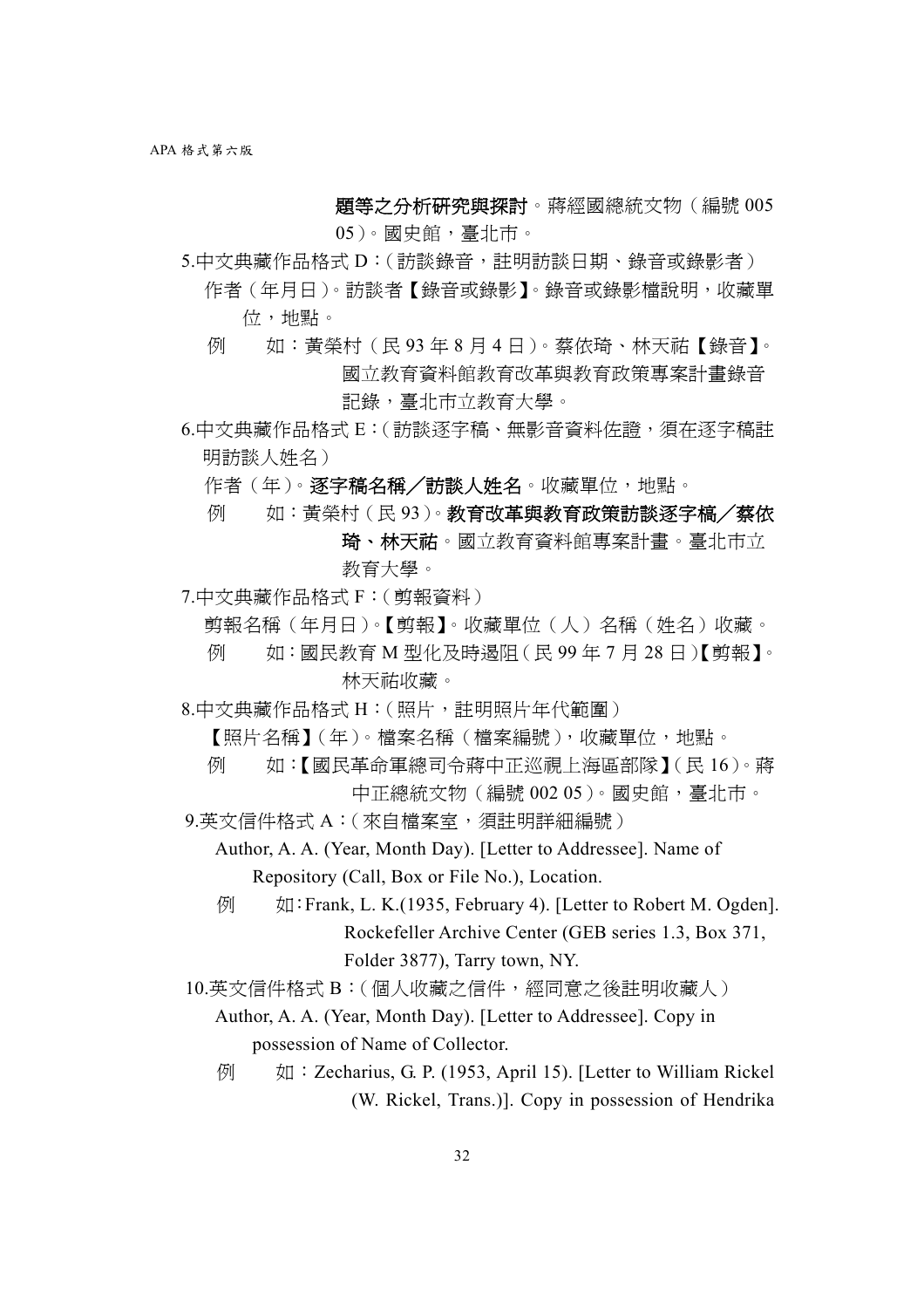**題等之分析研究與探討**。蔣經國總統文物（編號 005 05）。國史館，臺北市。

5.中文典藏作品格式 D：（訪談錄音，註明訪談日期、錄音或錄影者）

作者（年月日）。訪談者【錄音或錄影】。錄音或錄影檔說明，收藏單位，地點。

例　如：黃榮村（民 93 年 8 月 4 日）。蔡依琦、林天祐【錄音】。國立教育資料館教育改革與教育政策專案計畫錄音記錄，臺北市立教育大學。

6.中文典藏作品格式 E：（訪談逐字稿、無影音資料佐證，須在逐字稿註明訪談人姓名）

作者（年）。**逐字稿名稱／訪談人姓名**。收藏單位，地點。

例　如：黃榮村（民 93）。**教育改革與教育政策訪談逐字稿／蔡依琦、林天祐**。國立教育資料館專案計畫。臺北市立教育大學。

7.中文典藏作品格式 F：（剪報資料）

剪報名稱（年月日）。【剪報】。收藏單位（人）名稱（姓名）收藏。

例　如：國民教育 M 型化及時遏阻（民 99 年 7 月 28 日）【剪報】。林天祐收藏。

8.中文典藏作品格式 H：（照片，註明照片年代範圍）

【照片名稱】（年）。檔案名稱（檔案編號），收藏單位，地點。

例　如：【國民革命軍總司令蔣中正巡視上海區部隊】（民 16）。蔣中正總統文物（編號 002 05）。國史館，臺北市。

9.英文信件格式 A：（來自檔案室，須註明詳細編號）

Author, A. A. (Year, Month Day). [Letter to Addressee]. Name of Repository (Call, Box or File No.), Location.

例　如：Frank, L. K.(1935, February 4). [Letter to Robert M. Ogden]. Rockefeller Archive Center (GEB series 1.3, Box 371, Folder 3877), Tarry town, NY.

10.英文信件格式 B：（個人收藏之信件，經同意之後註明收藏人）

Author, A. A. (Year, Month Day). [Letter to Addressee]. Copy in possession of Name of Collector.

例　如：Zecharius, G. P. (1953, April 15). [Letter to William Rickel (W. Rickel, Trans.)]. Copy in possession of Hendrika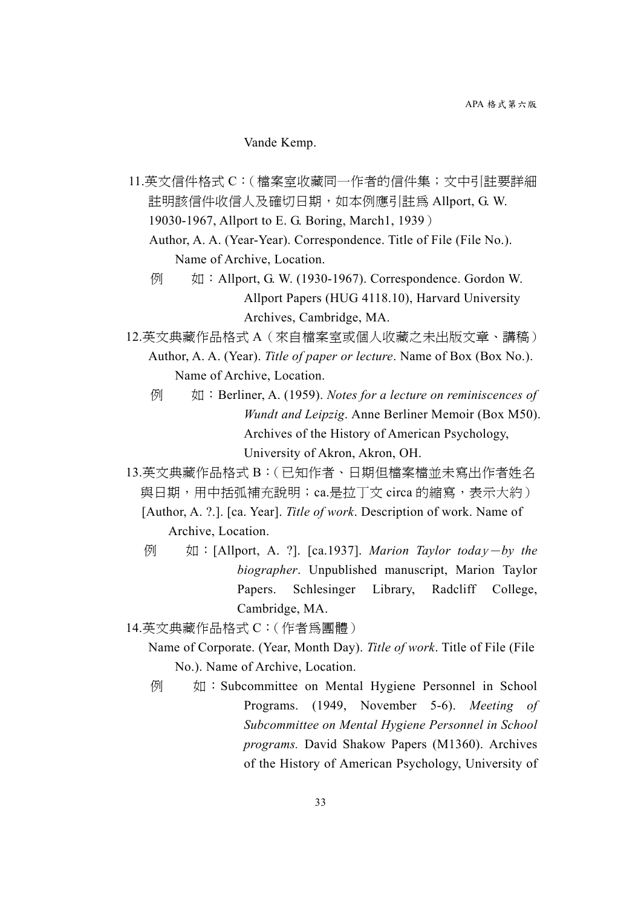Vande Kemp.

11.英文信件格式 C：(檔案室收藏同一作者的信件集；文中引註要詳細註明該信件收信人及確切日期，如本例應引註為 Allport, G. W. 19030-1967, Allport to E. G. Boring, March1, 1939)

Author, A. A. (Year-Year). Correspondence. Title of File (File No.). Name of Archive, Location.

例　如：Allport, G. W. (1930-1967). Correspondence. Gordon W. Allport Papers (HUG 4118.10), Harvard University Archives, Cambridge, MA.

12.英文典藏作品格式 A(來自檔案室或個人收藏之未出版文章、講稿)

Author, A. A. (Year). *Title of paper or lecture*. Name of Box (Box No.). Name of Archive, Location.

例　如：Berliner, A. (1959). *Notes for a lecture on reminiscences of Wundt and Leipzig*. Anne Berliner Memoir (Box M50). Archives of the History of American Psychology, University of Akron, Akron, OH.

13.英文典藏作品格式 B：(已知作者、日期但檔案檔並未寫出作者姓名與日期，用中括弧補充說明；ca.是拉丁文 circa 的縮寫，表示大約)

[Author, A. ?.]. [ca. Year]. *Title of work*. Description of work. Name of Archive, Location.

例　如：[Allport, A. ?]. [ca.1937]. *Marion Taylor today－by the biographer*. Unpublished manuscript, Marion Taylor Papers. Schlesinger Library, Radcliff College, Cambridge, MA.

14.英文典藏作品格式 C：(作者為團體)

Name of Corporate. (Year, Month Day). *Title of work*. Title of File (File No.). Name of Archive, Location.

例　如：Subcommittee on Mental Hygiene Personnel in School Programs. (1949, November 5-6). *Meeting of Subcommittee on Mental Hygiene Personnel in School programs.* David Shakow Papers (M1360). Archives of the History of American Psychology, University of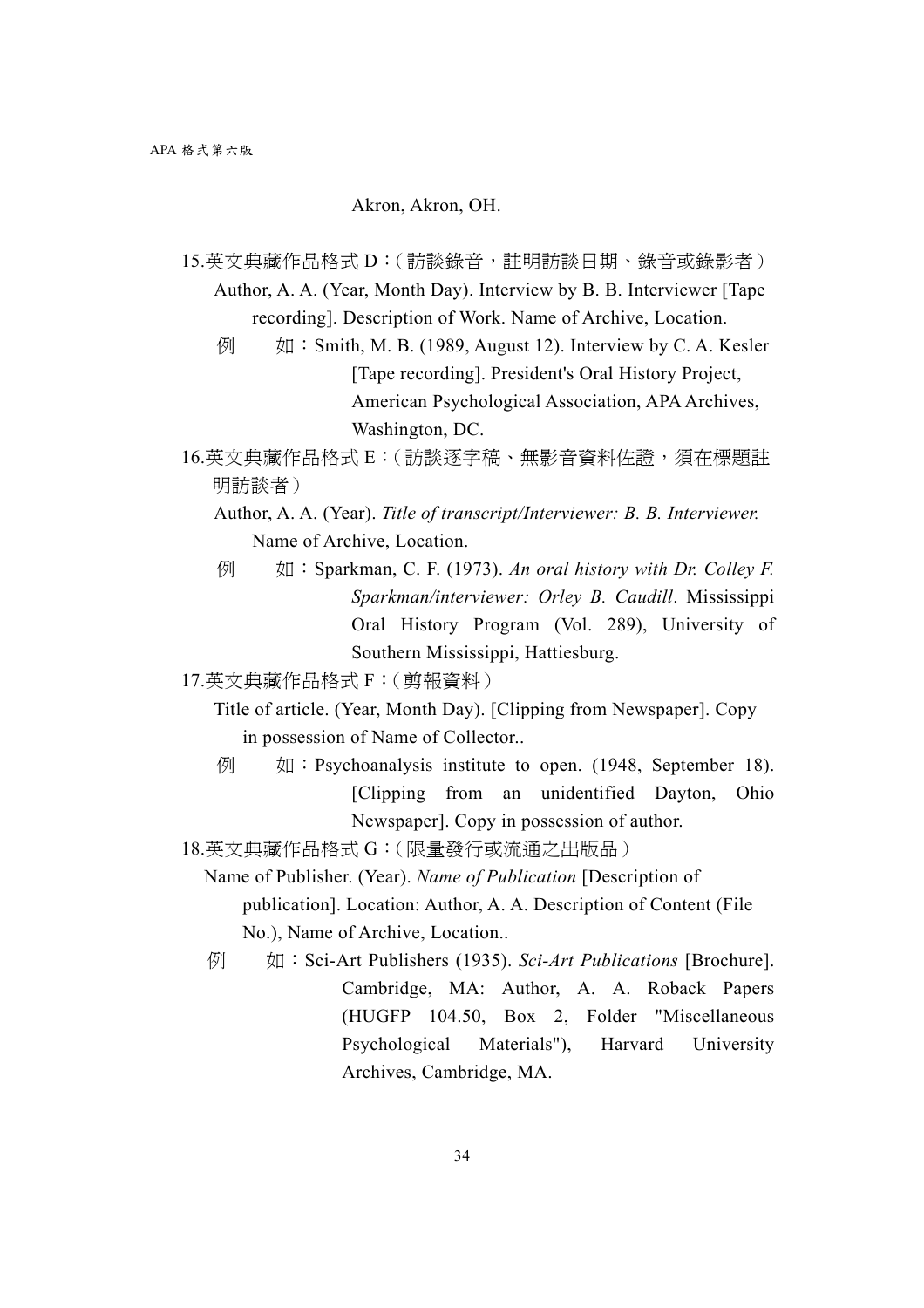Akron, Akron, OH.

15.英文典藏作品格式 D：(訪談錄音，註明訪談日期、錄音或錄影者)

Author, A. A. (Year, Month Day). Interview by B. B. Interviewer [Tape recording]. Description of Work. Name of Archive, Location.

例　　如：Smith, M. B. (1989, August 12). Interview by C. A. Kesler [Tape recording]. President's Oral History Project, American Psychological Association, APA Archives, Washington, DC.

16.英文典藏作品格式 E：(訪談逐字稿、無影音資料佐證，須在標題註明訪談者)

Author, A. A. (Year). *Title of transcript/Interviewer: B. B. Interviewer.* Name of Archive, Location.

例　　如：Sparkman, C. F. (1973). *An oral history with Dr. Colley F. Sparkman/interviewer: Orley B. Caudill*. Mississippi Oral History Program (Vol. 289), University of Southern Mississippi, Hattiesburg.

17.英文典藏作品格式 F：(剪報資料)

Title of article. (Year, Month Day). [Clipping from Newspaper]. Copy in possession of Name of Collector..

例　　如：Psychoanalysis institute to open. (1948, September 18). [Clipping from an unidentified Dayton, Ohio Newspaper]. Copy in possession of author.

18.英文典藏作品格式 G：(限量發行或流通之出版品)

Name of Publisher. (Year). *Name of Publication* [Description of publication]. Location: Author, A. A. Description of Content (File No.), Name of Archive, Location..

例　　如：Sci-Art Publishers (1935). *Sci-Art Publications* [Brochure]. Cambridge, MA: Author, A. A. Roback Papers (HUGFP 104.50, Box 2, Folder "Miscellaneous Psychological Materials"), Harvard University Archives, Cambridge, MA.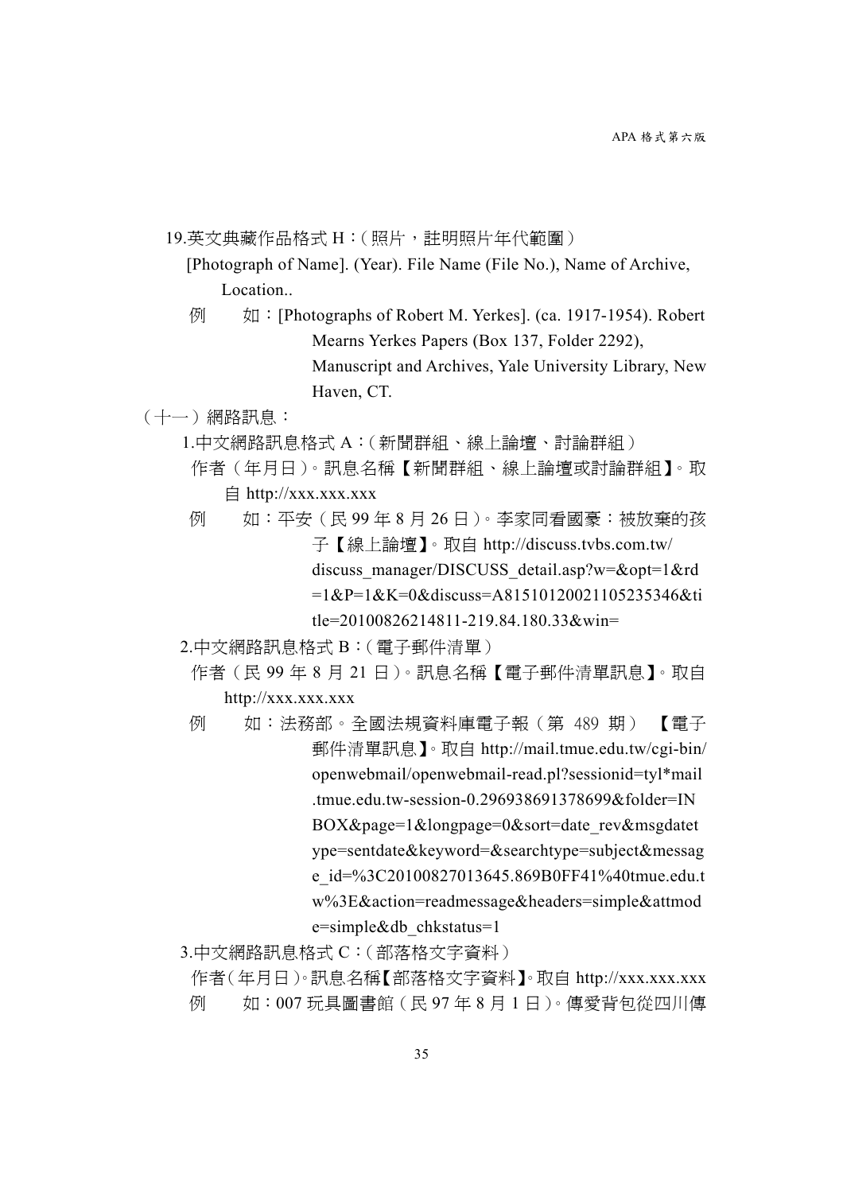19.英文典藏作品格式 H：（照片，註明照片年代範圍）

[Photograph of Name]. (Year). File Name (File No.), Name of Archive, Location..

例　如：[Photographs of Robert M. Yerkes]. (ca. 1917-1954). Robert Mearns Yerkes Papers (Box 137, Folder 2292), Manuscript and Archives, Yale University Library, New Haven, CT.

（十一）網路訊息：

1.中文網路訊息格式 A：（新聞群組、線上論壇、討論群組）

作者（年月日）。訊息名稱【新聞群組、線上論壇或討論群組】。取自 http://xxx.xxx.xxx

例　如：平安（民 99 年 8 月 26 日）。李家同看國豪：被放棄的孩子【線上論壇】。取自 http://discuss.tvbs.com.tw/discuss_manager/DISCUSS_detail.asp?w=&opt=1&rd=1&P=1&K=0&discuss=A81510120021105235346&title=20100826214811-219.84.180.33&win=

2.中文網路訊息格式 B：（電子郵件清單）

作者（民 99 年 8 月 21 日）。訊息名稱【電子郵件清單訊息】。取自 http://xxx.xxx.xxx

例　如：法務部。全國法規資料庫電子報（第 489 期）【電子郵件清單訊息】。取自 http://mail.tmue.edu.tw/cgi-bin/openwebmail/openwebmail-read.pl?sessionid=tyl*mail.tmue.edu.tw-session-0.296938691378699&folder=INBOX&page=1&longpage=0&sort=date_rev&msgdatetype=sentdate&keyword=&searchtype=subject&message_id=%3C20100827013645.869B0FF41%40tmue.edu.tw%3E&action=readmessage&headers=simple&attmode=simple&db_chkstatus=1

3.中文網路訊息格式 C：（部落格文字資料）

作者（年月日）。訊息名稱【部落格文字資料】。取自 http://xxx.xxx.xxx

例　如：007 玩具圖書館（民 97 年 8 月 1 日）。傳愛背包從四川傳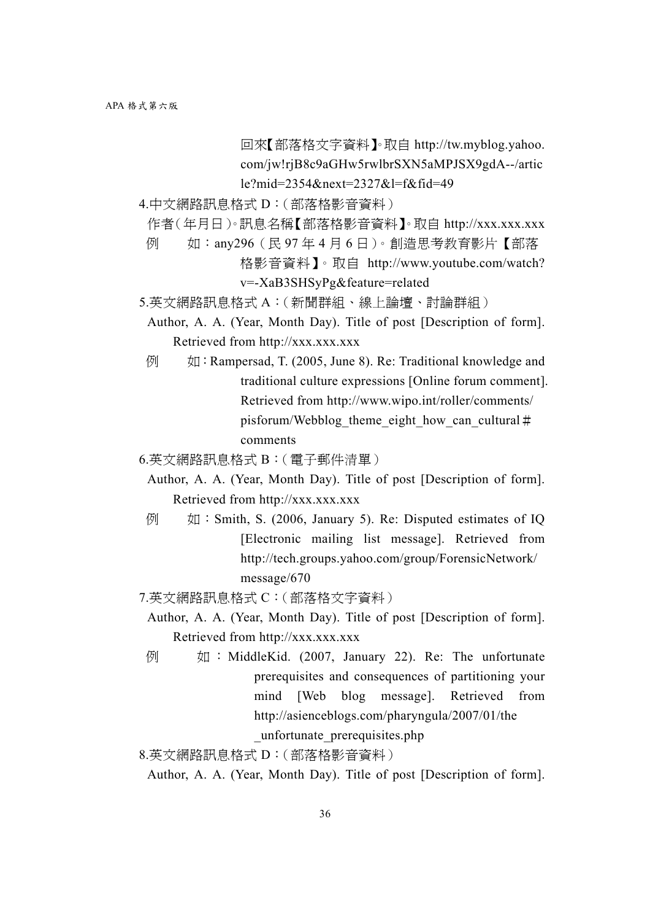回來【部落格文字資料】。取自 http://tw.myblog.yahoo.com/jw!rjB8c9aGHw5rwlbrSXN5aMPJSX9gdA--/article?mid=2354&next=2327&l=f&fid=49

4.中文網路訊息格式 D：（部落格影音資料）

作者（年月日）。訊息名稱【部落格影音資料】。取自 http://xxx.xxx.xxx

例　　如：any296（民 97 年 4 月 6 日）。創造思考教育影片【部落格影音資料】。取自 http://www.youtube.com/watch?v=-XaB3SHSyPg&feature=related

5.英文網路訊息格式 A：（新聞群組、線上論壇、討論群組）

Author, A. A. (Year, Month Day). Title of post [Description of form]. Retrieved from http://xxx.xxx.xxx

例　　如：Rampersad, T. (2005, June 8). Re: Traditional knowledge and traditional culture expressions [Online forum comment]. Retrieved from http://www.wipo.int/roller/comments/pisforum/Webblog_theme_eight_how_can_cultural＃comments

6.英文網路訊息格式 B：（電子郵件清單）

Author, A. A. (Year, Month Day). Title of post [Description of form]. Retrieved from http://xxx.xxx.xxx

例　　如：Smith, S. (2006, January 5). Re: Disputed estimates of IQ [Electronic mailing list message]. Retrieved from http://tech.groups.yahoo.com/group/ForensicNetwork/message/670

7.英文網路訊息格式 C：（部落格文字資料）

Author, A. A. (Year, Month Day). Title of post [Description of form]. Retrieved from http://xxx.xxx.xxx

例　　如：MiddleKid. (2007, January 22). Re: The unfortunate prerequisites and consequences of partitioning your mind [Web blog message]. Retrieved from http://asienceblogs.com/pharyngula/2007/01/the_unfortunate_prerequisites.php

8.英文網路訊息格式 D：（部落格影音資料）

Author, A. A. (Year, Month Day). Title of post [Description of form].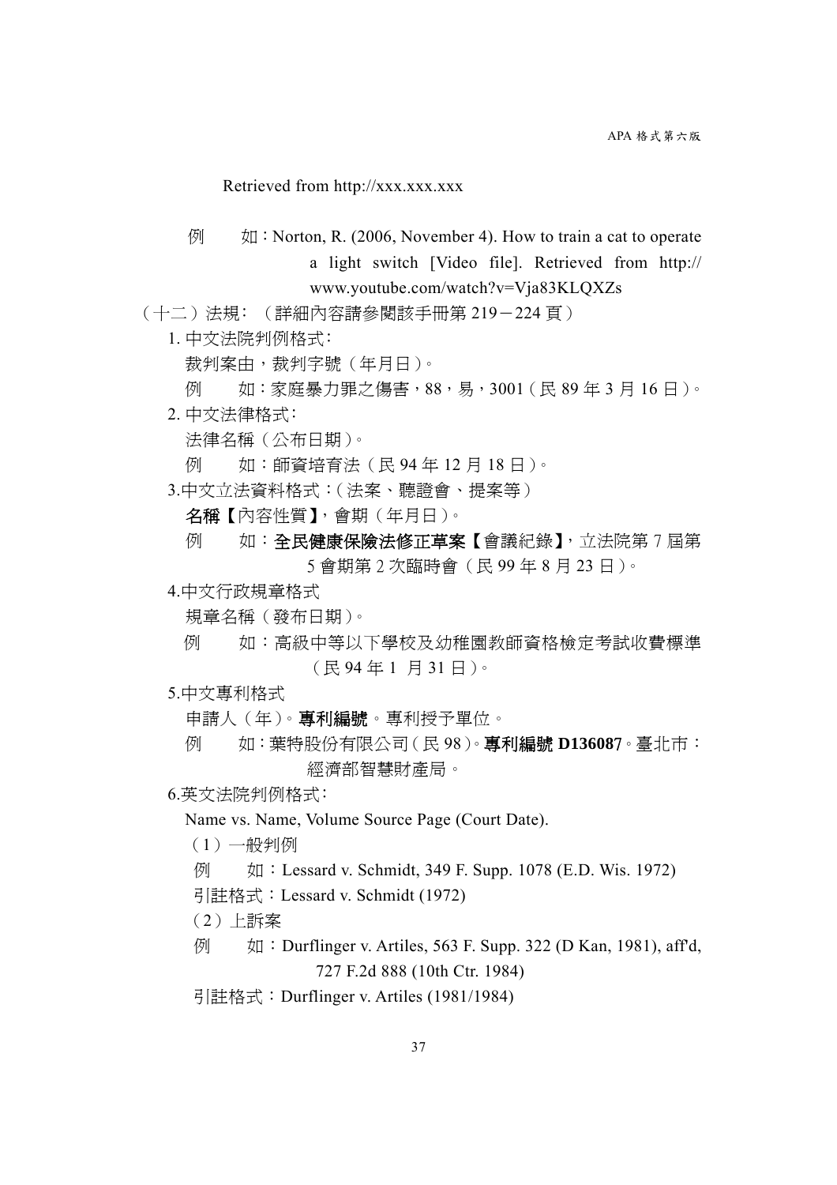Retrieved from http://xxx.xxx.xxx

例　如：Norton, R. (2006, November 4). How to train a cat to operate a light switch [Video file]. Retrieved from http:// www.youtube.com/watch?v=Vja83KLQXZs

（十二）法規：（詳細內容請參閱該手冊第 219－224 頁）

1. 中文法院判例格式：

裁判案由，裁判字號（年月日）。

例　如：家庭暴力罪之傷害，88，易，3001（民 89 年 3 月 16 日）。

2. 中文法律格式：

法律名稱（公布日期）。

例　如：師資培育法（民 94 年 12 月 18 日）。

3.中文立法資料格式：(法案、聽證會、提案等)

**名稱**【內容性質】，會期（年月日）。

例　如：**全民健康保險法修正草案**【會議紀錄】，立法院第 7 屆第 5 會期第 2 次臨時會（民 99 年 8 月 23 日）。

4.中文行政規章格式

規章名稱（發布日期）。

例　如：高級中等以下學校及幼稚園教師資格檢定考試收費標準（民 94 年 1 月 31 日）。

5.中文專利格式

申請人（年）。**專利編號**。專利授予單位。

例　如：葉特股份有限公司（民 98）。**專利編號 D136087**。臺北市：經濟部智慧財產局。

6.英文法院判例格式：

Name vs. Name, Volume Source Page (Court Date).

（1）一般判例

例　如：Lessard v. Schmidt, 349 F. Supp. 1078 (E.D. Wis. 1972)

引註格式：Lessard v. Schmidt (1972)

（2）上訴案

例　如：Durflinger v. Artiles, 563 F. Supp. 322 (D Kan, 1981), aff'd, 727 F.2d 888 (10th Ctr. 1984)

引註格式：Durflinger v. Artiles (1981/1984)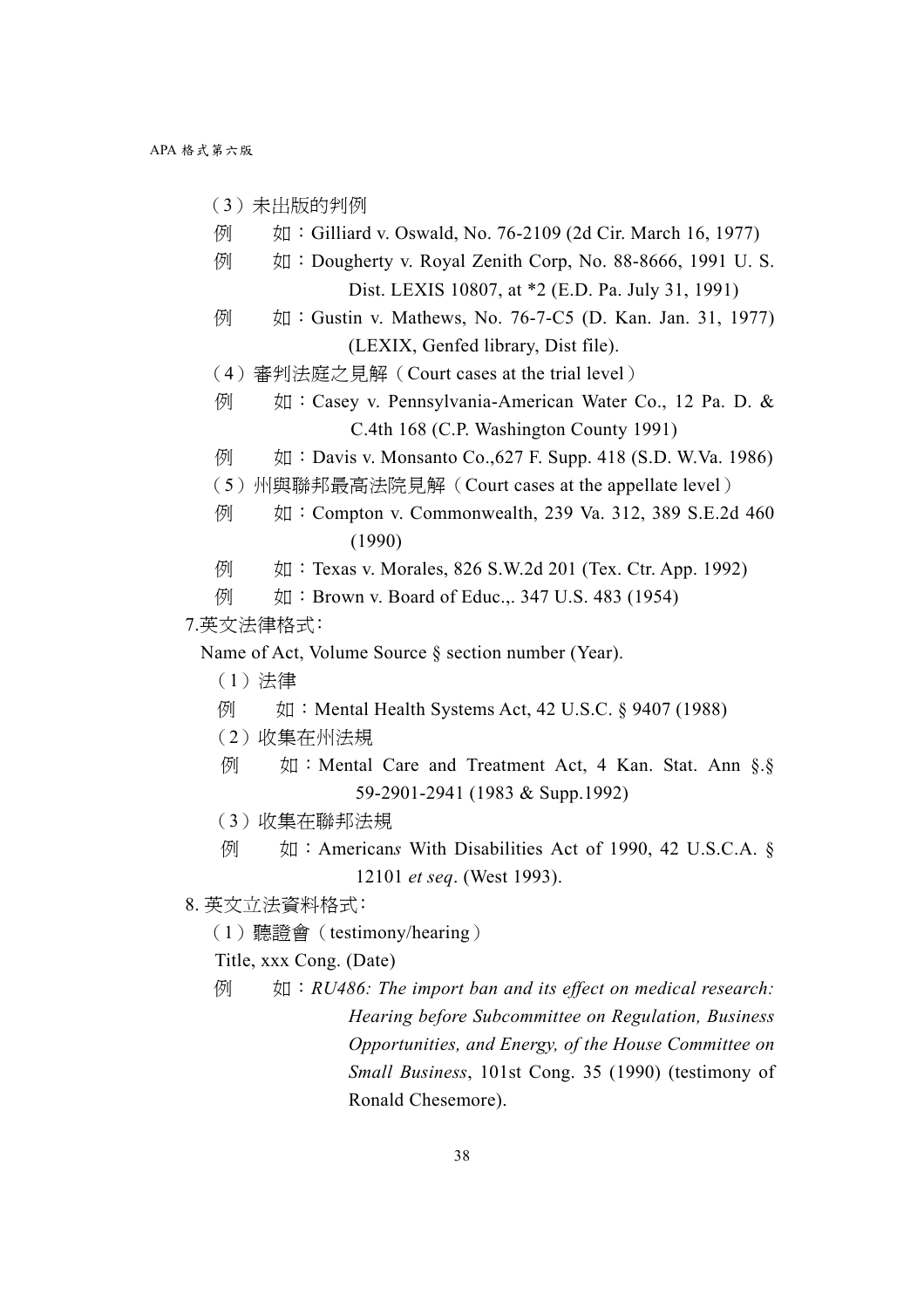（3）未出版的判例

例　　如：Gilliard v. Oswald, No. 76-2109 (2d Cir. March 16, 1977)

例　　如：Dougherty v. Royal Zenith Corp, No. 88-8666, 1991 U. S. Dist. LEXIS 10807, at *2 (E.D. Pa. July 31, 1991)

例　　如：Gustin v. Mathews, No. 76-7-C5 (D. Kan. Jan. 31, 1977) (LEXIX, Genfed library, Dist file).

（4）審判法庭之見解（Court cases at the trial level）

例　　如：Casey v. Pennsylvania-American Water Co., 12 Pa. D. & C.4th 168 (C.P. Washington County 1991)

例　　如：Davis v. Monsanto Co.,627 F. Supp. 418 (S.D. W.Va. 1986)

（5）州與聯邦最高法院見解（Court cases at the appellate level）

例　　如：Compton v. Commonwealth, 239 Va. 312, 389 S.E.2d 460 (1990)

例　　如：Texas v. Morales, 826 S.W.2d 201 (Tex. Ctr. App. 1992)

例　　如：Brown v. Board of Educ.,. 347 U.S. 483 (1954)

7.英文法律格式：

Name of Act, Volume Source § section number (Year).

（1）法律

例　　如：Mental Health Systems Act, 42 U.S.C. § 9407 (1988)

（2）收集在州法規

例　　如：Mental Care and Treatment Act, 4 Kan. Stat. Ann §.§ 59-2901-2941 (1983 & Supp.1992)

（3）收集在聯邦法規

例　　如：American*s* With Disabilities Act of 1990, 42 U.S.C.A. § 12101 *et seq*. (West 1993).

8. 英文立法資料格式：

（1）聽證會（testimony/hearing）

Title, xxx Cong. (Date)

例　　如：*RU486: The import ban and its effect on medical research: Hearing before Subcommittee on Regulation, Business Opportunities, and Energy, of the House Committee on Small Business*, 101st Cong. 35 (1990) (testimony of Ronald Chesemore).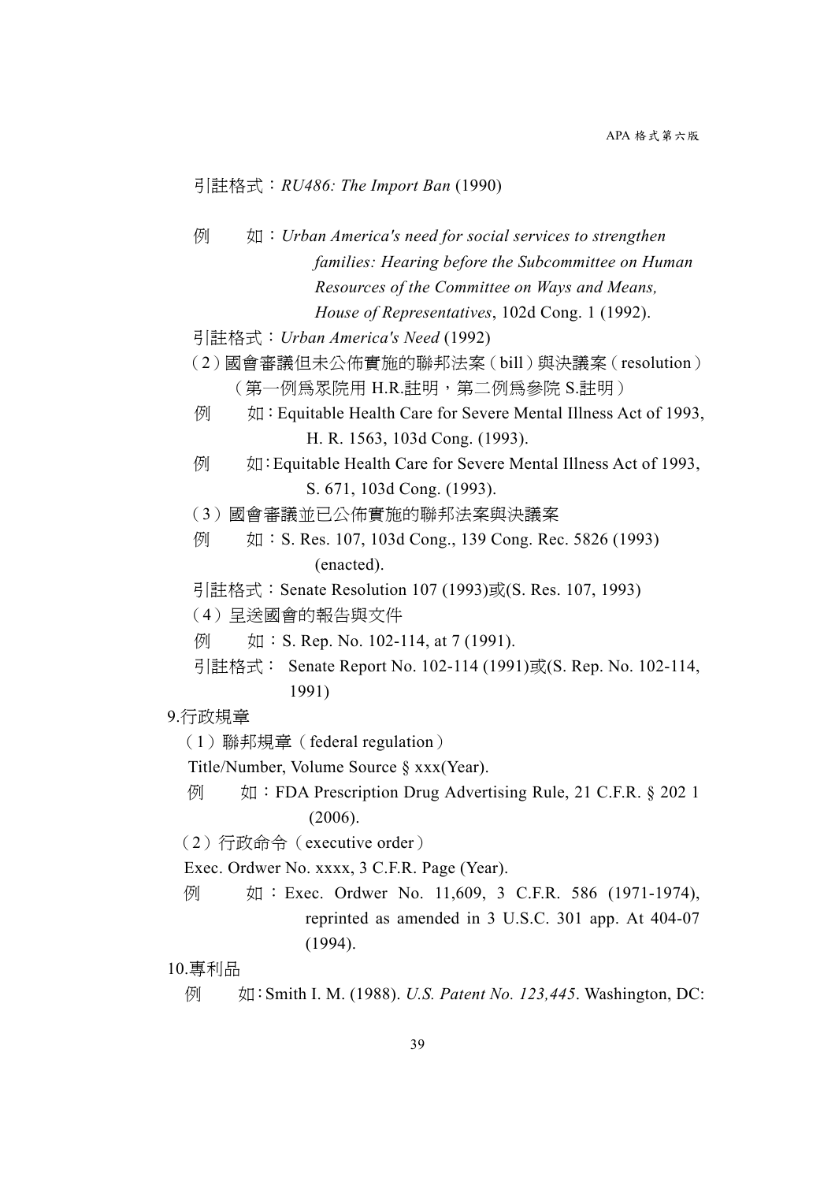引註格式：*RU486: The Import Ban* (1990)

例　　如：*Urban America's need for social services to strengthen families: Hearing before the Subcommittee on Human Resources of the Committee on Ways and Means, House of Representatives*, 102d Cong. 1 (1992).

引註格式：*Urban America's Need* (1992)

（2）國會審議但未公佈實施的聯邦法案（bill）與決議案（resolution）（第一例爲眾院用 H.R.註明，第二例爲參院 S.註明）

例　　如：Equitable Health Care for Severe Mental Illness Act of 1993, H. R. 1563, 103d Cong. (1993).

例　　如：Equitable Health Care for Severe Mental Illness Act of 1993, S. 671, 103d Cong. (1993).

（3）國會審議並已公佈實施的聯邦法案與決議案

例　　如：S. Res. 107, 103d Cong., 139 Cong. Rec. 5826 (1993) (enacted).

引註格式：Senate Resolution 107 (1993)或(S. Res. 107, 1993)

（4）呈送國會的報告與文件

例　　如：S. Rep. No. 102-114, at 7 (1991).

引註格式： Senate Report No. 102-114 (1991)或(S. Rep. No. 102-114, 1991)

9.行政規章

（1）聯邦規章（federal regulation）

Title/Number, Volume Source § xxx(Year).

例　　如：FDA Prescription Drug Advertising Rule, 21 C.F.R. § 202 1 (2006).

（2）行政命令（executive order）

Exec. Ordwer No. xxxx, 3 C.F.R. Page (Year).

例　　如：Exec. Ordwer No. 11,609, 3 C.F.R. 586 (1971-1974), reprinted as amended in 3 U.S.C. 301 app. At 404-07 (1994).

10.專利品

例　　如：Smith I. M. (1988). *U.S. Patent No. 123,445*. Washington, DC: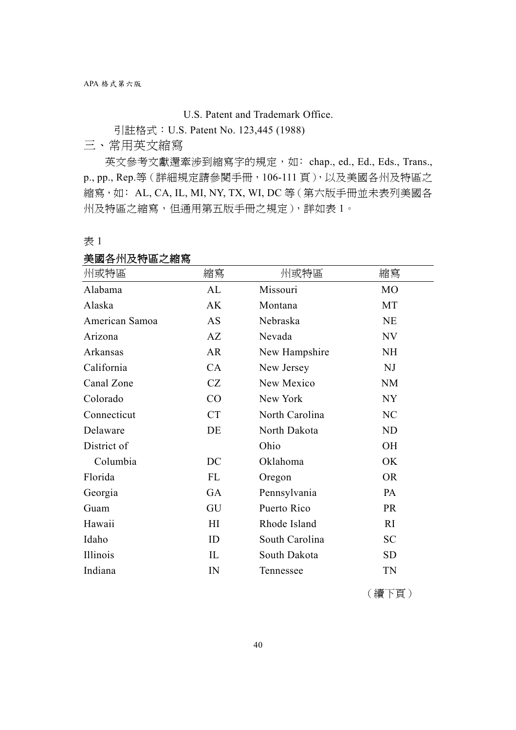U.S. Patent and Trademark Office.

引註格式：U.S. Patent No. 123,445 (1988)

## 三、常用英文縮寫

英文參考文獻還牽涉到縮寫字的規定，如： chap., ed., Ed., Eds., Trans., p., pp., Rep.等（詳細規定請參閱手冊，106-111 頁），以及美國各州及特區之縮寫，如： AL, CA, IL, MI, NY, TX, WI, DC 等（第六版手冊並未表列美國各州及特區之縮寫，但通用第五版手冊之規定），詳如表 1。

表 1

**美國各州及特區之縮寫**

| 州或特區 | 縮寫 | 州或特區 | 縮寫 |
|---|---|---|---|
| Alabama | AL | Missouri | MO |
| Alaska | AK | Montana | MT |
| American Samoa | AS | Nebraska | NE |
| Arizona | AZ | Nevada | NV |
| Arkansas | AR | New Hampshire | NH |
| California | CA | New Jersey | NJ |
| Canal Zone | CZ | New Mexico | NM |
| Colorado | CO | New York | NY |
| Connecticut | CT | North Carolina | NC |
| Delaware | DE | North Dakota | ND |
| District of Columbia | DC | Ohio | OH |
| | | Oklahoma | OK |
| Florida | FL | Oregon | OR |
| Georgia | GA | Pennsylvania | PA |
| Guam | GU | Puerto Rico | PR |
| Hawaii | HI | Rhode Island | RI |
| Idaho | ID | South Carolina | SC |
| Illinois | IL | South Dakota | SD |
| Indiana | IN | Tennessee | TN |

（續下頁）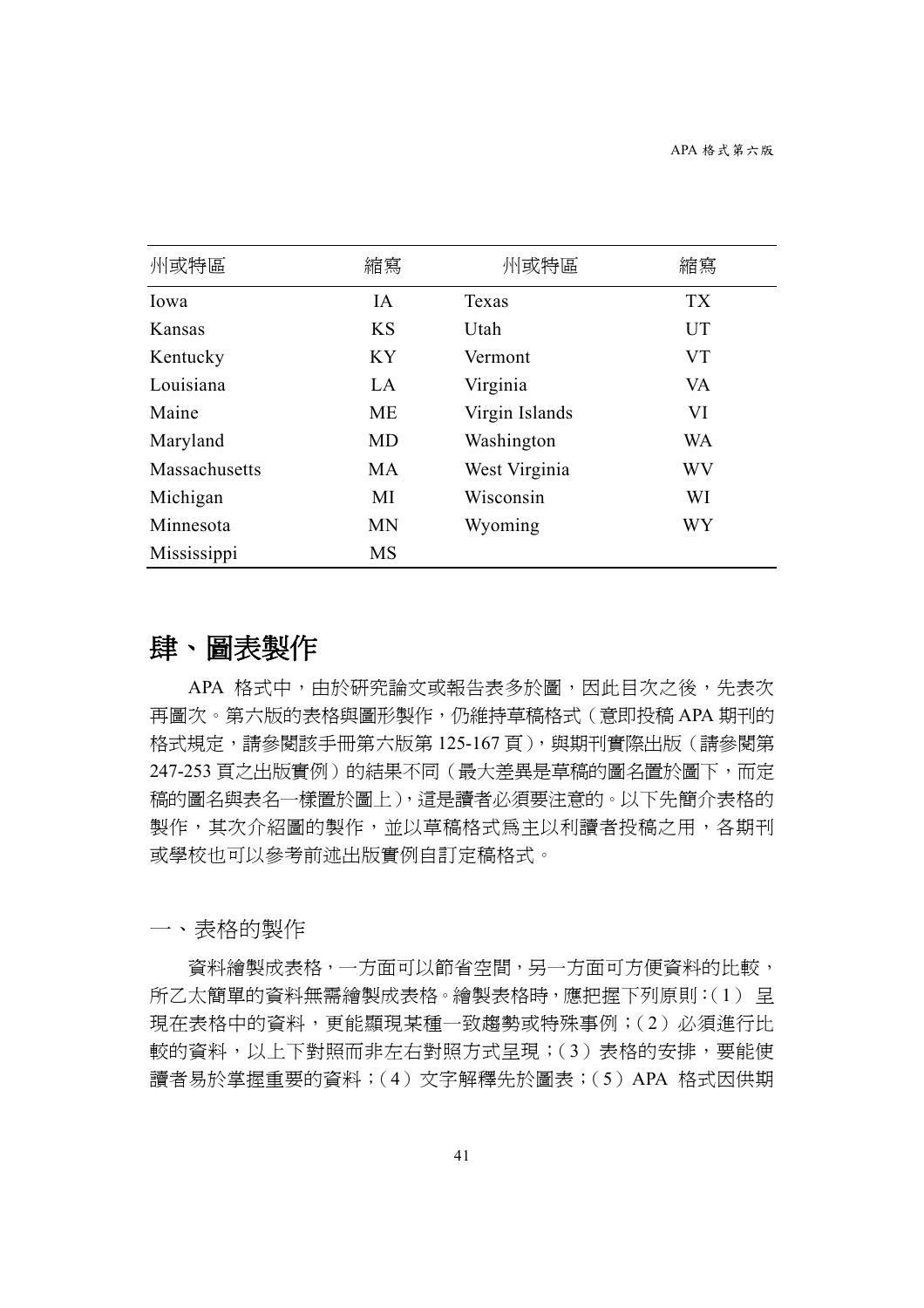| 州或特區 | 縮寫 | 州或特區 | 縮寫 |
|---|---|---|---|
| Iowa | IA | Texas | TX |
| Kansas | KS | Utah | UT |
| Kentucky | KY | Vermont | VT |
| Louisiana | LA | Virginia | VA |
| Maine | ME | Virgin Islands | VI |
| Maryland | MD | Washington | WA |
| Massachusetts | MA | West Virginia | WV |
| Michigan | MI | Wisconsin | WI |
| Minnesota | MN | Wyoming | WY |
| Mississippi | MS | | |

# 肆、圖表製作

APA 格式中，由於研究論文或報告表多於圖，因此目次之後，先表次再圖次。第六版的表格與圖形製作，仍維持草稿格式（意即投稿 APA 期刊的格式規定，請參閱該手冊第六版第 125-167 頁），與期刊實際出版（請參閱第 247-253 頁之出版實例）的結果不同（最大差異是草稿的圖名置於圖下，而定稿的圖名與表名一樣置於圖上），這是讀者必須要注意的。以下先簡介表格的製作，其次介紹圖的製作，並以草稿格式爲主以利讀者投稿之用，各期刊或學校也可以參考前述出版實例自訂定稿格式。

## 一、表格的製作

資料繪製成表格，一方面可以節省空間，另一方面可方便資料的比較，所乙太簡單的資料無需繪製成表格。繪製表格時，應把握下列原則：（1）呈現在表格中的資料，更能顯現某種一致趨勢或特殊事例；（2）必須進行比較的資料，以上下對照而非左右對照方式呈現；（3）表格的安排，要能使讀者易於掌握重要的資料；（4）文字解釋先於圖表；（5）APA 格式因供期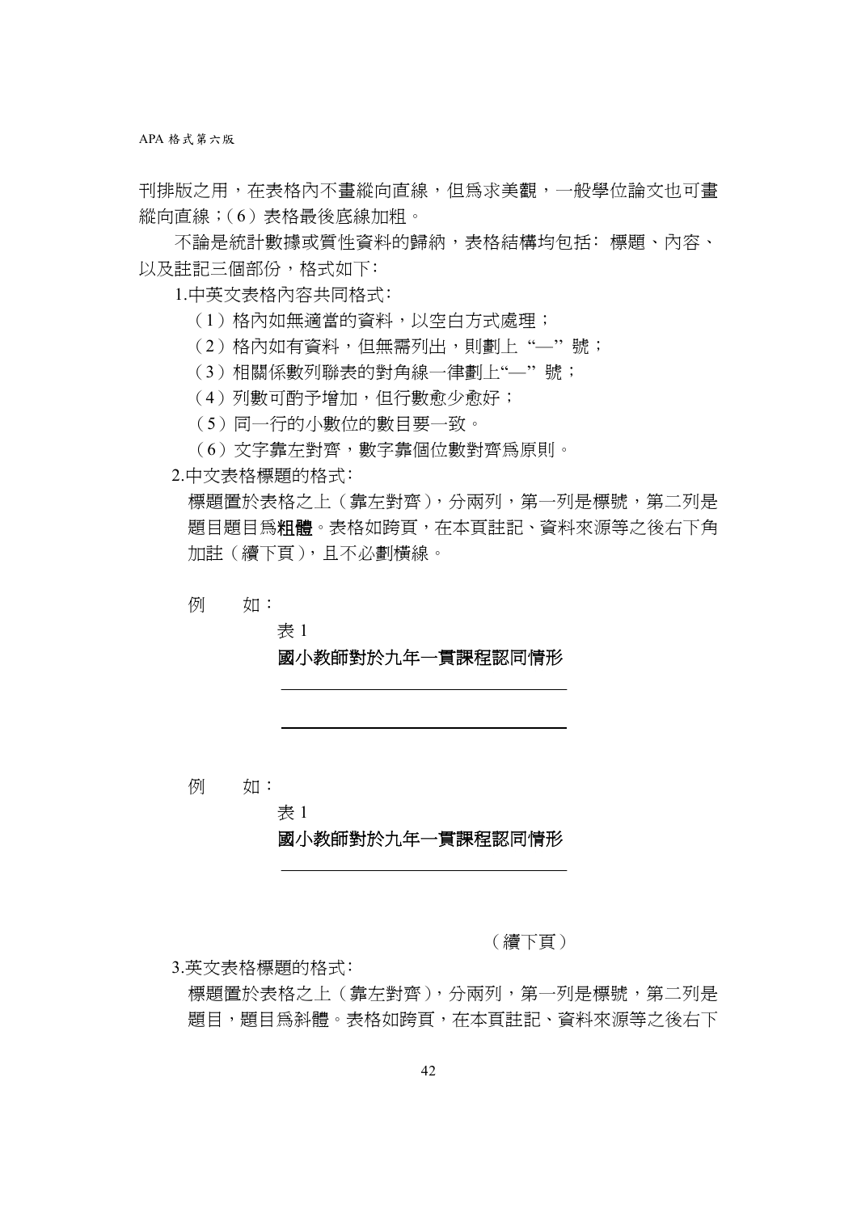刊排版之用，在表格內不畫縱向直線，但為求美觀，一般學位論文也可畫縱向直線；(6）表格最後底線加粗。

不論是統計數據或質性資料的歸納，表格結構均包括：標題、內容、以及註記三個部份，格式如下：

1.中英文表格內容共同格式：

（1）格內如無適當的資料，以空白方式處理；

（2）格內如有資料，但無需列出，則劃上“—”號；

（3）相關係數列聯表的對角線一律劃上“—”號；

（4）列數可酌予增加，但行數愈少愈好；

（5）同一行的小數位的數目要一致。

（6）文字靠左對齊，數字靠個位數對齊為原則。

2.中文表格標題的格式：

標題置於表格之上（靠左對齊），分兩列，第一列是標號，第二列是題目題目為**粗體**。表格如跨頁，在本頁註記、資料來源等之後右下角加註（續下頁），且不必劃橫線。

例　如：

表 1

**國小教師對於九年一貫課程認同情形**

---

---

例　如：

表 1

**國小教師對於九年一貫課程認同情形**

---

（續下頁）

3.英文表格標題的格式：

標題置於表格之上（靠左對齊），分兩列，第一列是標號，第二列是題目，題目為斜體。表格如跨頁，在本頁註記、資料來源等之後右下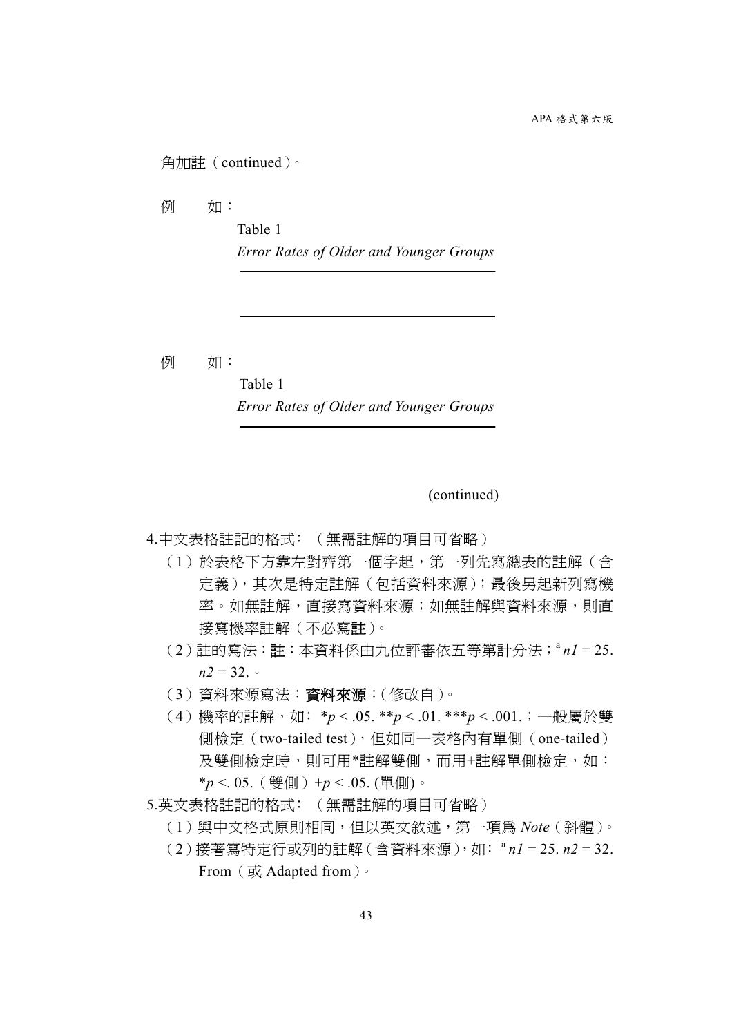角加註（continued）。

例　如：

Table 1

*Error Rates of Older and Younger Groups*

---

---

例　如：

Table 1

*Error Rates of Older and Younger Groups*

---

(continued)

4.中文表格註記的格式：（無需註解的項目可省略）

（1）於表格下方靠左對齊第一個字起，第一列先寫總表的註解（含定義），其次是特定註解（包括資料來源）；最後另起新列寫機率。如無註解，直接寫資料來源；如無註解與資料來源，則直接寫機率註解（不必寫**註**）。

（2）註的寫法：**註**：本資料係由九位評審依五等第計分法；[a] $n1 = 25$. $n2 = 32$.。

（3）資料來源寫法：**資料來源**：(修改自)。

（4）機率的註解，如：$*p < .05$. $**p < .01$. $***p < .001$.；一般屬於雙側檢定（two-tailed test），但如同一表格內有單側（one-tailed）及雙側檢定時，則可用*註解雙側，而用+註解單側檢定，如：$*p < .05$.（雙側）$+p < .05$. (單側)。

5.英文表格註記的格式：（無需註解的項目可省略）

（1）與中文格式原則相同，但以英文敘述，第一項為 *Note*（斜體）。

（2）接著寫特定行或列的註解（含資料來源），如：[a] $n1 = 25$. $n2 = 32$. From（或 Adapted from）。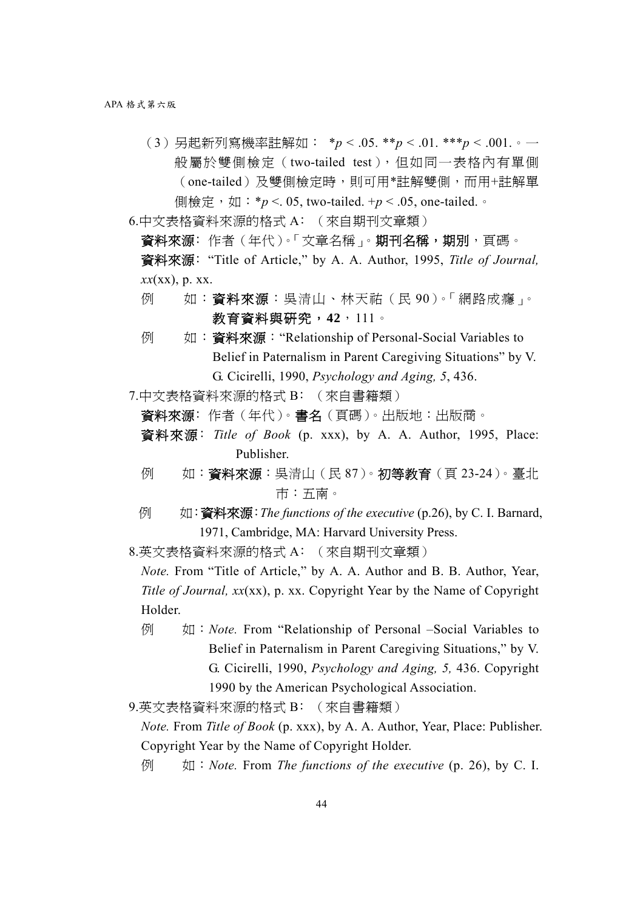（3）另起新列寫機率註解如： $^{*}p < .05$. $^{**}p < .01$. $^{***}p < .001$.。一般屬於雙側檢定（two-tailed test），但如同一表格內有單側（one-tailed）及雙側檢定時，則可用*註解雙側，而用+註解單側檢定，如：$^{*}p <. 05$, two-tailed. $^{+}p < .05$, one-tailed.。

6.中文表格資料來源的格式 A：（來自期刊文章類）

**資料來源**：作者（年代）。「文章名稱」。**期刊名稱，期別**，頁碼。

**資料來源**："Title of Article," by A. A. Author, 1995, *Title of Journal, xx*(xx), p. xx.

例　　如：**資料來源**：吳清山、林天祐（民 90）。「網路成癮」。**教育資料與研究，42**，111。

例　　如：**資料來源**："Relationship of Personal-Social Variables to Belief in Paternalism in Parent Caregiving Situations" by V. G. Cicirelli, 1990, *Psychology and Aging, 5*, 436.

7.中文表格資料來源的格式 B：（來自書籍類）

**資料來源**：作者（年代）。**書名**（頁碼）。出版地：出版商。

**資料來源**：*Title of Book* (p. xxx), by A. A. Author, 1995, Place: Publisher.

例　　如：**資料來源**：吳清山（民 87）。**初等教育**（頁 23-24）。臺北市：五南。

例　　如：**資料來源**：*The functions of the executive* (p.26), by C. I. Barnard, 1971, Cambridge, MA: Harvard University Press.

8.英文表格資料來源的格式 A：（來自期刊文章類）

*Note.* From "Title of Article," by A. A. Author and B. B. Author, Year, *Title of Journal, xx*(xx), p. xx. Copyright Year by the Name of Copyright Holder.

例　　如：*Note.* From "Relationship of Personal –Social Variables to Belief in Paternalism in Parent Caregiving Situations," by V. G. Cicirelli, 1990, *Psychology and Aging, 5,* 436. Copyright 1990 by the American Psychological Association.

9.英文表格資料來源的格式 B：（來自書籍類）

*Note.* From *Title of Book* (p. xxx), by A. A. Author, Year, Place: Publisher. Copyright Year by the Name of Copyright Holder.

例　　如：*Note.* From *The functions of the executive* (p. 26), by C. I.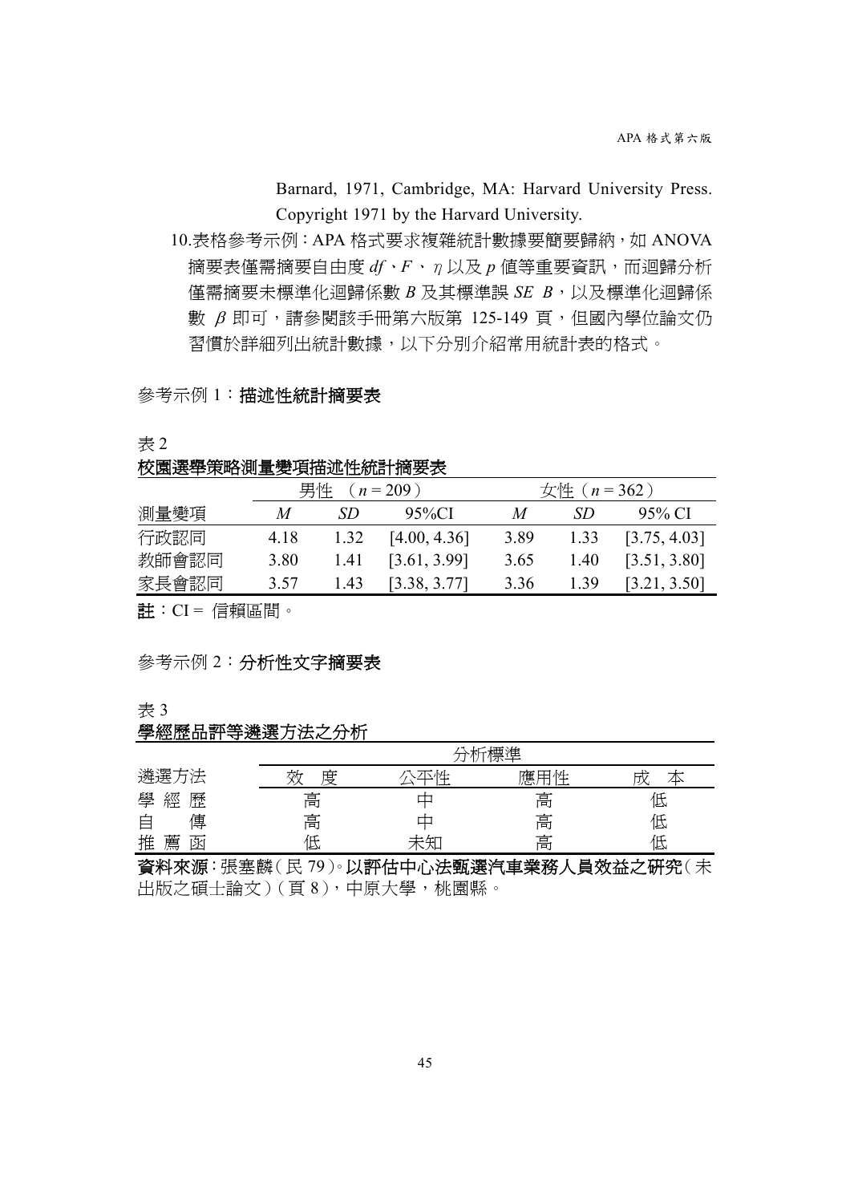Barnard, 1971, Cambridge, MA: Harvard University Press. Copyright 1971 by the Harvard University.

10.表格參考示例：APA 格式要求複雜統計數據要簡要歸納，如 ANOVA 摘要表僅需摘要自由度 *df*、*F*、$\eta$ 以及 *p* 值等重要資訊，而迴歸分析僅需摘要未標準化迴歸係數 *B* 及其標準誤 *SE B*，以及標準化迴歸係數 $\beta$ 即可，請參閱該手冊第六版第 125-149 頁，但國內學位論文仍習慣於詳細列出統計數據，以下分別介紹常用統計表的格式。

參考示例 1：**描述性統計摘要表**

表 2

**校園選舉策略測量變項描述性統計摘要表**

| | 男性（$n = 209$） | | | 女性（$n = 362$） | | |
|---|---|---|---|---|---|---|
| 測量變項 | *M* | *SD* | 95%CI | *M* | *SD* | 95% CI |
| 行政認同 | 4.18 | 1.32 | [4.00, 4.36] | 3.89 | 1.33 | [3.75, 4.03] |
| 教師會認同 | 3.80 | 1.41 | [3.61, 3.99] | 3.65 | 1.40 | [3.51, 3.80] |
| 家長會認同 | 3.57 | 1.43 | [3.38, 3.77] | 3.36 | 1.39 | [3.21, 3.50] |

**註**：CI = 信賴區間。

參考示例 2：**分析性文字摘要表**

表 3

**學經歷品評等遴選方法之分析**

| | 分析標準 | | | |
|---|---|---|---|---|
| 遴選方法 | 效　度 | 公平性 | 應用性 | 成　本 |
| 學 經 歷 | 高 | 中 | 高 | 低 |
| 自　　傳 | 高 | 中 | 高 | 低 |
| 推 薦 函 | 低 | 未知 | 高 | 低 |

**資料來源**：張塞麟（民 79）。**以評估中心法甄選汽車業務人員效益之研究**（未出版之碩士論文）（頁 8），中原大學，桃園縣。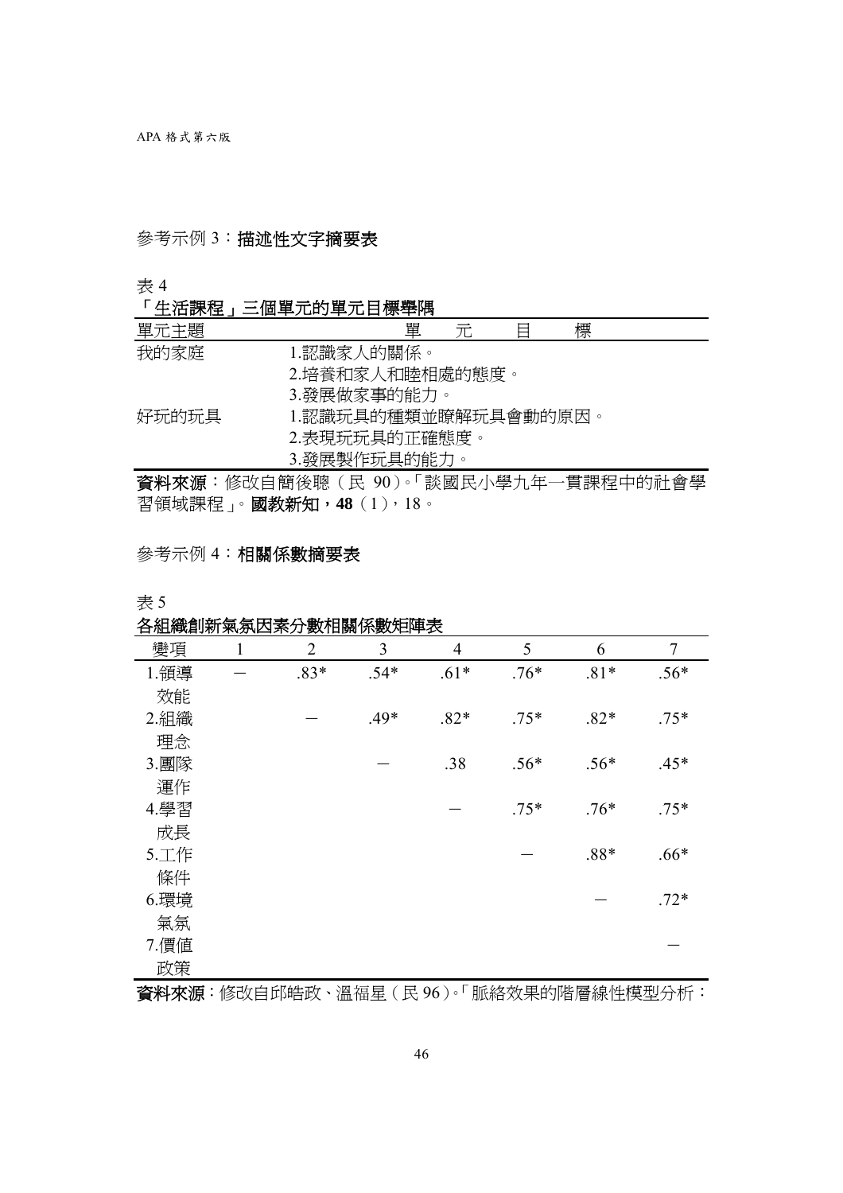參考示例 3：**描述性文字摘要表**

表 4

**「生活課程」三個單元的單元目標舉隅**

| 單元主題 | 單　元　目　標 |
|---|---|
| 我的家庭 | 1.認識家人的關係。 |
| | 2.培養和家人和睦相處的態度。 |
| | 3.發展做家事的能力。 |
| 好玩的玩具 | 1.認識玩具的種類並瞭解玩具會動的原因。 |
| | 2.表現玩玩具的正確態度。 |
| | 3.發展製作玩具的能力。 |

**資料來源**：修改自簡後聰（民 90）。「談國民小學九年一貫課程中的社會學習領域課程」。**國教新知，48**（1），18。

參考示例 4：**相關係數摘要表**

表 5

**各組織創新氣氛因素分數相關係數矩陣表**

| 變項 | 1 | 2 | 3 | 4 | 5 | 6 | 7 |
|---|---|---|---|---|---|---|---|
| 1.領導效能 | — | .83* | .54* | .61* | .76* | .81* | .56* |
| 2.組織理念 | | — | .49* | .82* | .75* | .82* | .75* |
| 3.團隊運作 | | | — | .38 | .56* | .56* | .45* |
| 4.學習成長 | | | | — | .75* | .76* | .75* |
| 5.工作條件 | | | | | — | .88* | .66* |
| 6.環境氣氛 | | | | | | — | .72* |
| 7.價值政策 | | | | | | | — |

**資料來源**：修改自邱皓政、溫福星（民 96）。「脈絡效果的階層線性模型分析：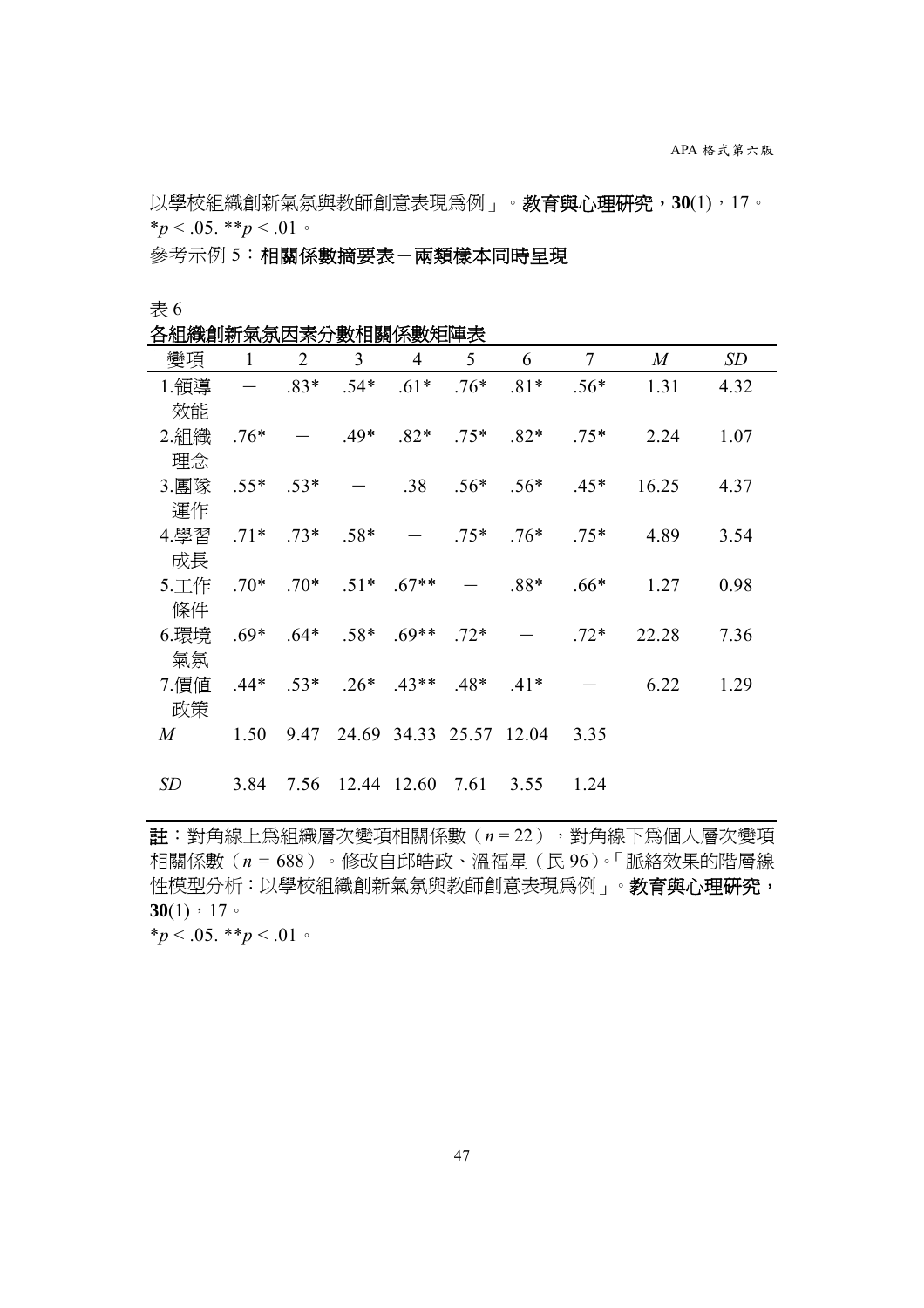以學校組織創新氣氛與教師創意表現爲例」。**教育與心理研究，30**(1)，17。

$^*p < .05$. $^{**}p < .01$。

參考示例 5：**相關係數摘要表－兩類樣本同時呈現**

表 6

**各組織創新氣氛因素分數相關係數矩陣表**

| 變項 | 1 | 2 | 3 | 4 | 5 | 6 | 7 | *M* | *SD* |
|---|---|---|---|---|---|---|---|---|---|
| 1.領導效能 | － | .83* | .54* | .61* | .76* | .81* | .56* | 1.31 | 4.32 |
| 2.組織理念 | .76* | － | .49* | .82* | .75* | .82* | .75* | 2.24 | 1.07 |
| 3.團隊運作 | .55* | .53* | － | .38 | .56* | .56* | .45* | 16.25 | 4.37 |
| 4.學習成長 | .71* | .73* | .58* | － | .75* | .76* | .75* | 4.89 | 3.54 |
| 5.工作條件 | .70* | .70* | .51* | .67** | － | .88* | .66* | 1.27 | 0.98 |
| 6.環境氣氛 | .69* | .64* | .58* | .69** | .72* | － | .72* | 22.28 | 7.36 |
| 7.價值政策 | .44* | .53* | .26* | .43** | .48* | .41* | － | 6.22 | 1.29 |
| *M* | 1.50 | 9.47 | 24.69 | 34.33 | 25.57 | 12.04 | 3.35 | | |
| *SD* | 3.84 | 7.56 | 12.44 | 12.60 | 7.61 | 3.55 | 1.24 | | |

**註**：對角線上爲組織層次變項相關係數（$n = 22$），對角線下爲個人層次變項相關係數（$n = 688$）。修改自邱皓政、溫福星（民 96）。「脈絡效果的階層線性模型分析：以學校組織創新氣氛與教師創意表現爲例」。**教育與心理研究，30**(1)，17。

$^*p < .05$. $^{**}p < .01$。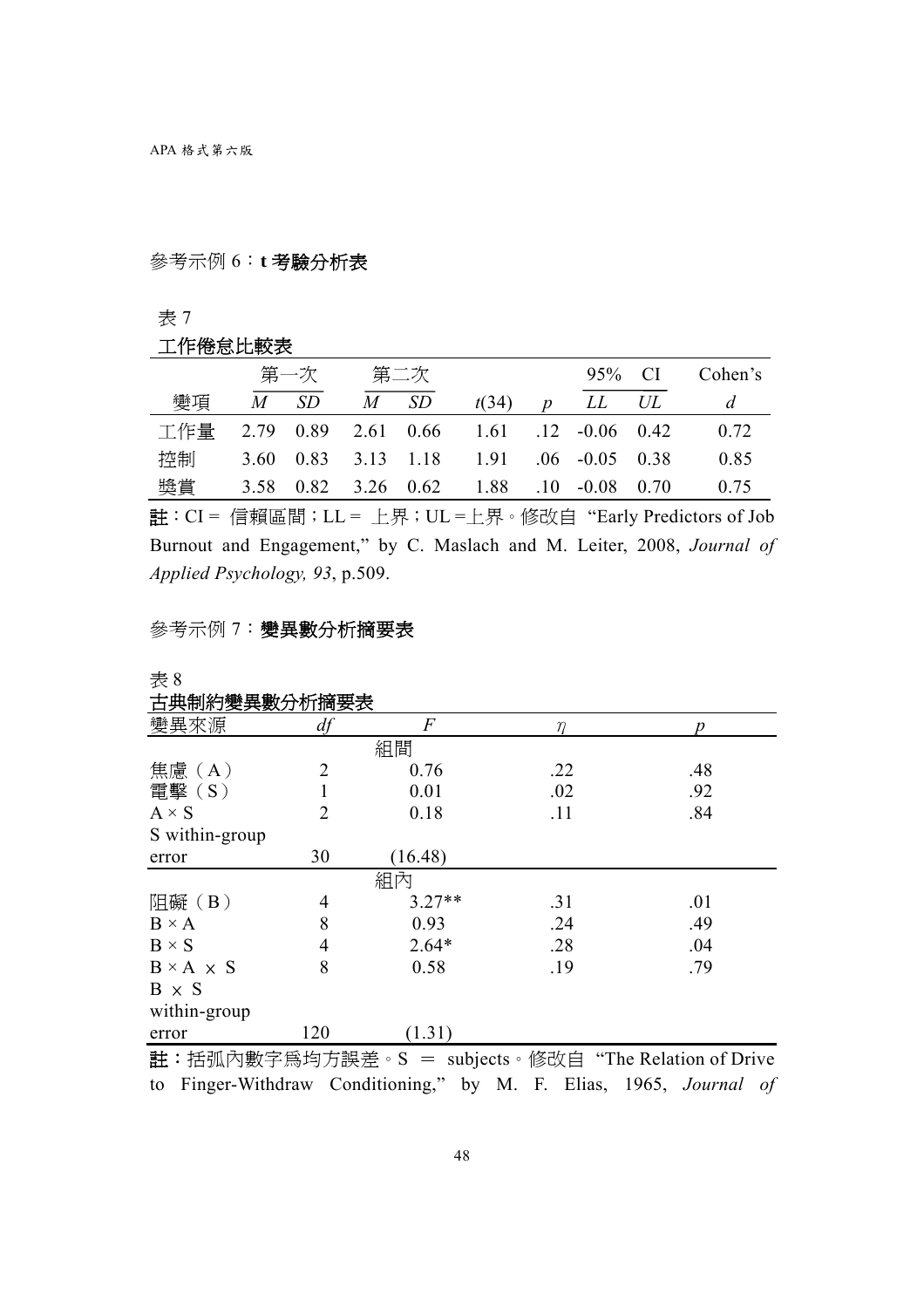參考示例 6：**t 考驗分析表**

表 7

**工作倦怠比較表**

| | 第一次 | | 第二次 | | | | 95% CI | | Cohen's |
|---|---|---|---|---|---|---|---|---|---|
| 變項 | *M* | *SD* | *M* | *SD* | *t*(34) | *p* | *LL* | *UL* | *d* |
| 工作量 | 2.79 | 0.89 | 2.61 | 0.66 | 1.61 | .12 | -0.06 | 0.42 | 0.72 |
| 控制 | 3.60 | 0.83 | 3.13 | 1.18 | 1.91 | .06 | -0.05 | 0.38 | 0.85 |
| 獎賞 | 3.58 | 0.82 | 3.26 | 0.62 | 1.88 | .10 | -0.08 | 0.70 | 0.75 |

**註**：CI = 信賴區間；LL = 上界；UL =上界。修改自 "Early Predictors of Job Burnout and Engagement," by C. Maslach and M. Leiter, 2008, *Journal of Applied Psychology, 93*, p.509.

參考示例 7：**變異數分析摘要表**

表 8

**古典制約變異數分析摘要表**

| 變異來源 | *df* | *F* | *η* | *p* |
|---|---|---|---|---|
| | | 組間 | | |
| 焦慮（A） | 2 | 0.76 | .22 | .48 |
| 電擊（S） | 1 | 0.01 | .02 | .92 |
| A × S | 2 | 0.18 | .11 | .84 |
| S within-group error | 30 | (16.48) | | |
| | | 組內 | | |
| 阻礙（B） | 4 | 3.27** | .31 | .01 |
| B × A | 8 | 0.93 | .24 | .49 |
| B × S | 4 | 2.64* | .28 | .04 |
| B × A × S | 8 | 0.58 | .19 | .79 |
| B × S within-group error | 120 | (1.31) | | |

**註**：括弧內數字為均方誤差。S ＝ subjects。修改自 "The Relation of Drive to Finger-Withdraw Conditioning," by M. F. Elias, 1965, *Journal of*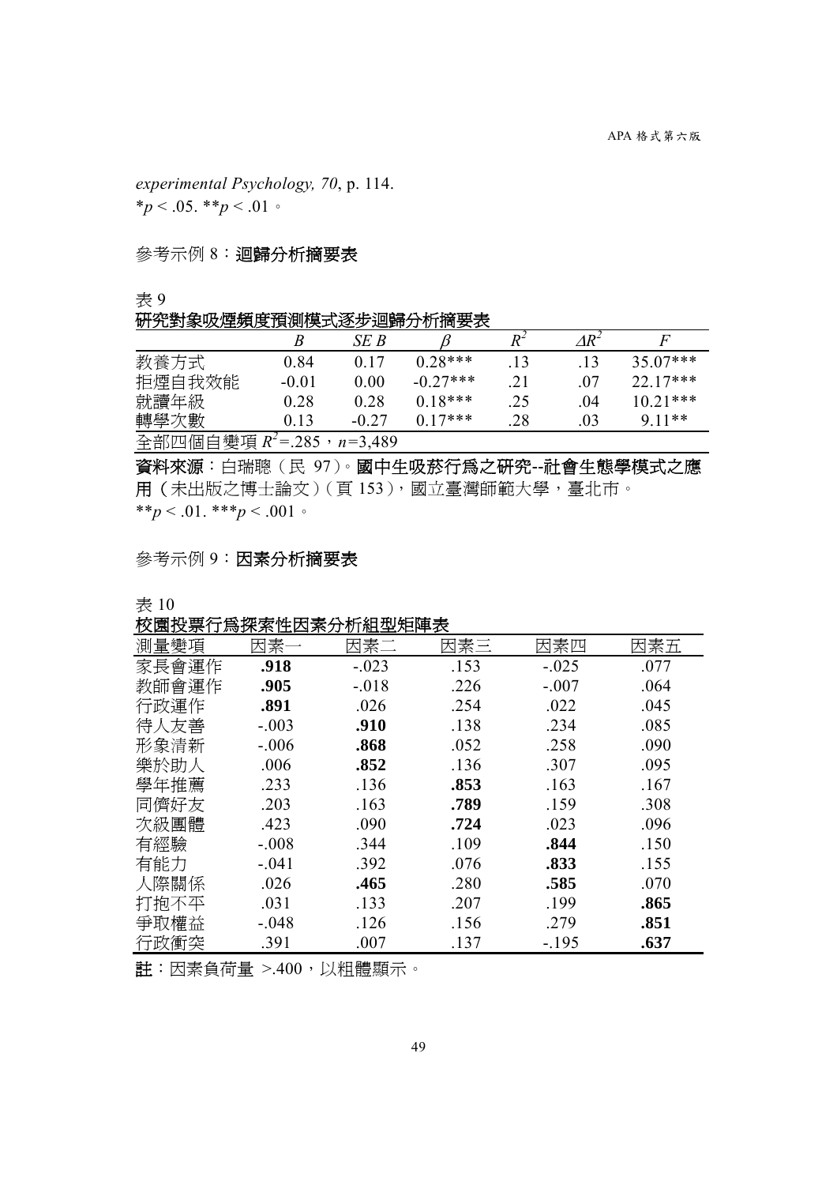*experimental Psychology, 70*, p. 114.
$^*p < .05$. $^{**}p < .01$。

參考示例 8：**迴歸分析摘要表**

表 9
**研究對象吸煙頻度預測模式逐步迴歸分析摘要表**

| | $B$ | $SE\ B$ | $\beta$ | $R^2$ | $\Delta R^2$ | $F$ |
|---|---|---|---|---|---|---|
| 教養方式 | 0.84 | 0.17 | 0.28*** | .13 | .13 | 35.07*** |
| 拒煙自我效能 | -0.01 | 0.00 | -0.27*** | .21 | .07 | 22.17*** |
| 就讀年級 | 0.28 | 0.28 | 0.18*** | .25 | .04 | 10.21*** |
| 轉學次數 | 0.13 | -0.27 | 0.17*** | .28 | .03 | 9.11** |
| 全部四個自變項 $R^2$=.285，$n$=3,489 | | | | | | |

**資料來源**：白瑞聰（民 97）。**國中生吸菸行為之研究--社會生態學模式之應用**（未出版之博士論文）（頁 153），國立臺灣師範大學，臺北市。
$^{**}p < .01$. $^{***}p < .001$。

參考示例 9：**因素分析摘要表**

表 10
**校園投票行為探索性因素分析組型矩陣表**

| 測量變項 | 因素一 | 因素二 | 因素三 | 因素四 | 因素五 |
|---|---|---|---|---|---|
| 家長會運作 | **.918** | -.023 | .153 | -.025 | .077 |
| 教師會運作 | **.905** | -.018 | .226 | -.007 | .064 |
| 行政運作 | **.891** | .026 | .254 | .022 | .045 |
| 待人友善 | -.003 | **.910** | .138 | .234 | .085 |
| 形象清新 | -.006 | **.868** | .052 | .258 | .090 |
| 樂於助人 | .006 | **.852** | .136 | .307 | .095 |
| 學年推薦 | .233 | .136 | **.853** | .163 | .167 |
| 同儕好友 | .203 | .163 | **.789** | .159 | .308 |
| 次級團體 | .423 | .090 | **.724** | .023 | .096 |
| 有經驗 | -.008 | .344 | .109 | **.844** | .150 |
| 有能力 | -.041 | .392 | .076 | **.833** | .155 |
| 人際關係 | .026 | **.465** | .280 | **.585** | .070 |
| 打抱不平 | .031 | .133 | .207 | .199 | **.865** |
| 爭取權益 | -.048 | .126 | .156 | .279 | **.851** |
| 行政衝突 | .391 | .007 | .137 | -.195 | **.637** |

**註**：因素負荷量 >.400，以粗體顯示。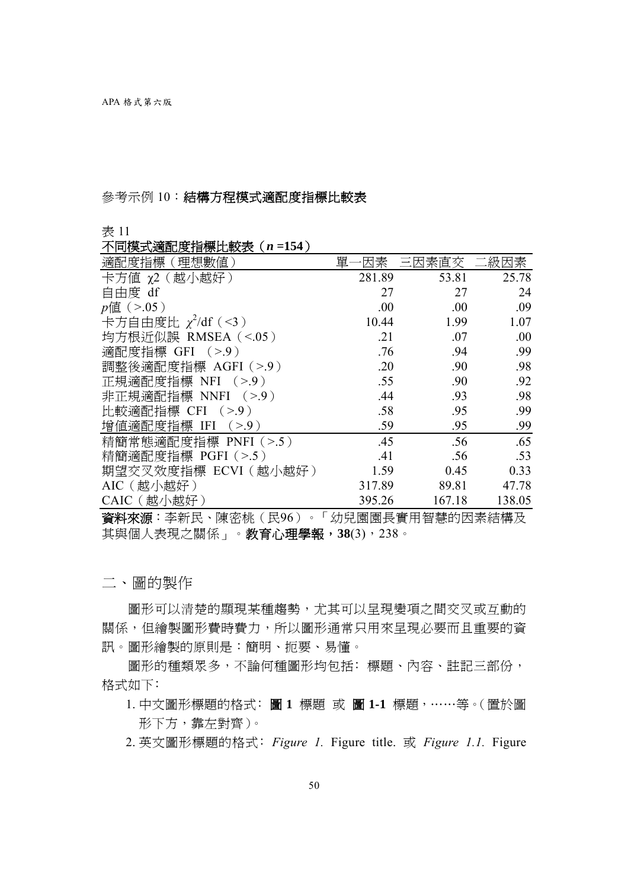參考示例 10：**結構方程模式適配度指標比較表**

表 11

**不同模式適配度指標比較表（*n* =154）**

| 適配度指標（理想數值） | 單一因素 | 三因素直交 | 二級因素 |
|---|---|---|---|
| 卡方值 χ2（越小越好） | 281.89 | 53.81 | 25.78 |
| 自由度 df | 27 | 27 | 24 |
| *p*值（>.05） | .00 | .00 | .09 |
| 卡方自由度比 $\chi^2$/df（<3） | 10.44 | 1.99 | 1.07 |
| 均方根近似誤 RMSEA（<.05） | .21 | .07 | .00 |
| 適配度指標 GFI （>.9） | .76 | .94 | .99 |
| 調整後適配度指標 AGFI（>.9） | .20 | .90 | .98 |
| 正規適配度指標 NFI （>.9） | .55 | .90 | .92 |
| 非正規適配指標 NNFI （>.9） | .44 | .93 | .98 |
| 比較適配指標 CFI （>.9） | .58 | .95 | .99 |
| 增值適配度指標 IFI （>.9） | .59 | .95 | .99 |
| 精簡常態適配度指標 PNFI（>.5） | .45 | .56 | .65 |
| 精簡適配度指標 PGFI（>.5） | .41 | .56 | .53 |
| 期望交叉效度指標 ECVI（越小越好） | 1.59 | 0.45 | 0.33 |
| AIC（越小越好） | 317.89 | 89.81 | 47.78 |
| CAIC（越小越好） | 395.26 | 167.18 | 138.05 |

**資料來源**：李新民、陳密桃（民96）。「幼兒園園長實用智慧的因素結構及其與個人表現之關係」。**教育心理學報**，**38**(3)，238。

## 二、圖的製作

圖形可以清楚的顯現某種趨勢，尤其可以呈現變項之間交叉或互動的關係，但繪製圖形費時費力，所以圖形通常只用來呈現必要而且重要的資訊。圖形繪製的原則是：簡明、扼要、易懂。

圖形的種類眾多，不論何種圖形均包括：標題、內容、註記三部份，格式如下：

1. 中文圖形標題的格式：**圖 1** 標題 或 **圖 1-1** 標題，……等。(置於圖形下方，靠左對齊)。
2. 英文圖形標題的格式：*Figure 1.* Figure title. 或 *Figure 1.1.* Figure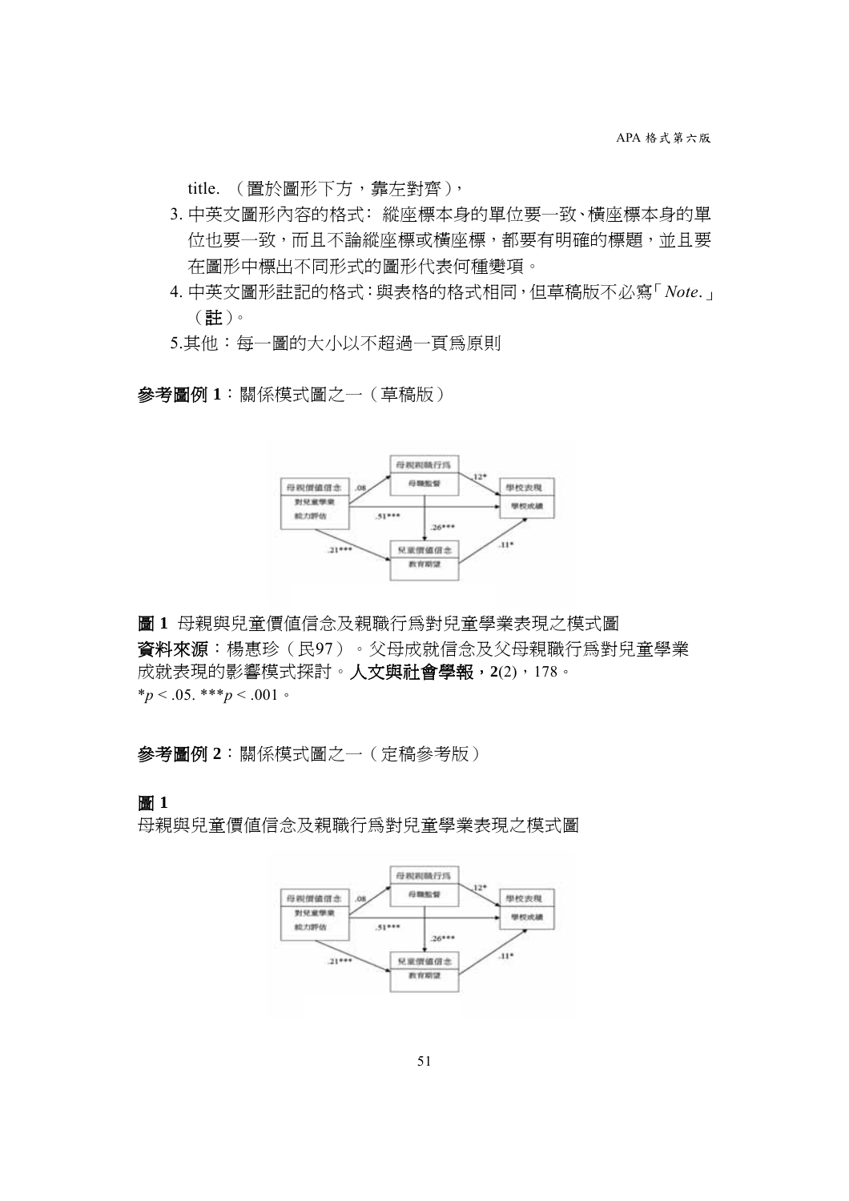title. （置於圖形下方，靠左對齊），

3. 中英文圖形內容的格式： 縱座標本身的單位要一致、橫座標本身的單位也要一致，而且不論縱座標或橫座標，都要有明確的標題，並且要在圖形中標出不同形式的圖形代表何種變項。
4. 中英文圖形註記的格式：與表格的格式相同，但草稿版不必寫「*Note.*」（**註**）。
5. 其他：每一圖的大小以不超過一頁為原則

**參考圖例 1**：關係模式圖之一（草稿版）

**圖 1** 母親與兒童價值信念及親職行為對兒童學業表現之模式圖

**資料來源**：楊惠珍（民97）。父母成就信念及父母親職行為對兒童學業成就表現的影響模式探討。**人文與社會學報，2**(2)，178。

$^{*}p < .05$. $^{***}p < .001$。

**參考圖例 2**：關係模式圖之一（定稿參考版）

**圖 1**

母親與兒童價值信念及親職行為對兒童學業表現之模式圖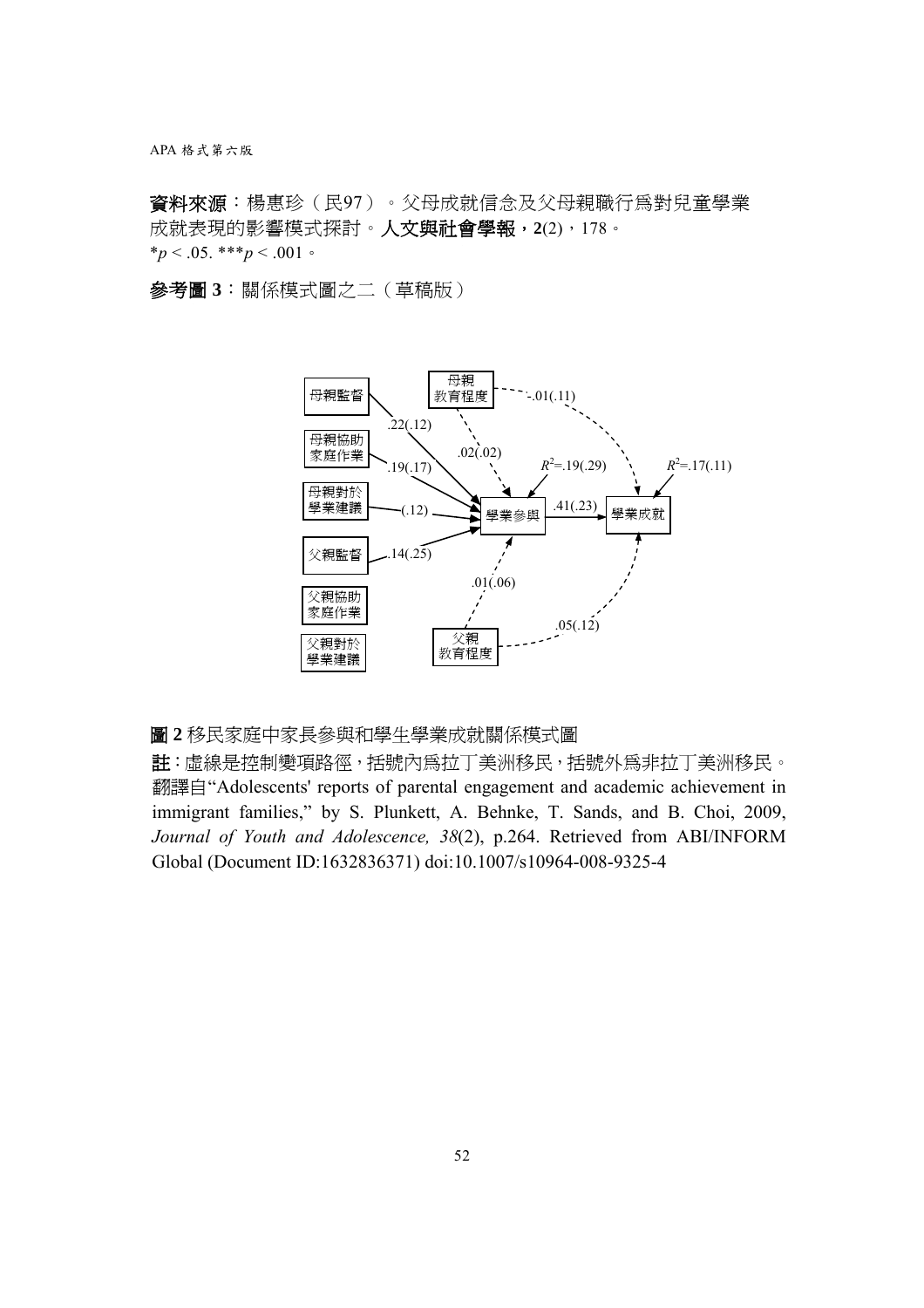**資料來源**：楊惠珍（民97）。父母成就信念及父母親職行為對兒童學業成就表現的影響模式探討。**人文與社會學報，2**(2)，178。

\*$p < .05$. \*\*\*$p < .001$。

**參考圖 3**：關係模式圖之二（草稿版）

**圖 2** 移民家庭中家長參與和學生學業成就關係模式圖

**註**：虛線是控制變項路徑，括號內為拉丁美洲移民，括號外為非拉丁美洲移民。翻譯自"Adolescents' reports of parental engagement and academic achievement in immigrant families," by S. Plunkett, A. Behnke, T. Sands, and B. Choi, 2009, *Journal of Youth and Adolescence, 38*(2), p.264. Retrieved from ABI/INFORM Global (Document ID:1632836371) doi:10.1007/s10964-008-9325-4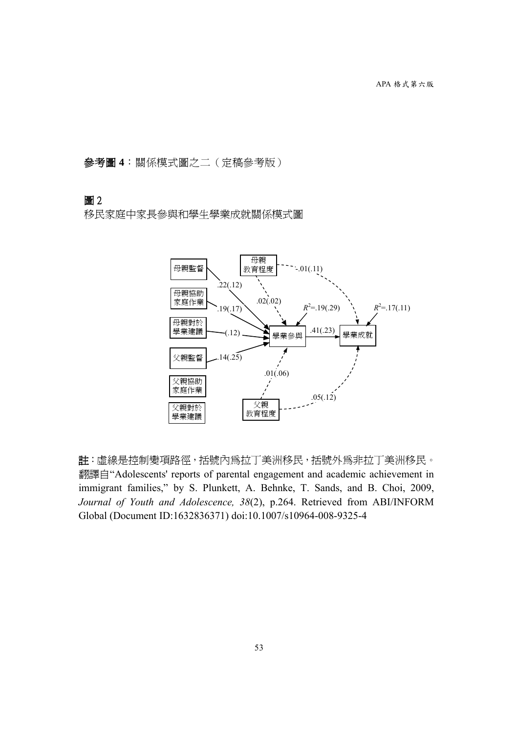**參考圖 4**：關係模式圖之二（定稿參考版）

**圖 2**

移民家庭中家長參與和學生學業成就關係模式圖

母親監督 .22(.12)

母親協助家庭作業 .19(.17)

母親對於學業建議 (.12)

父親監督 .14(.25)

父親協助家庭作業

父親對於學業建議

母親教育程度 .02(.02) -.01(.11)

父親教育程度 .01(.06) .05(.12)

學業參與 $R^2$=.19(.29)

學業參與 → 學業成就 .41(.23)

學業成就 $R^2$=.17(.11)

**註**：虛線是控制變項路徑，括號內爲拉丁美洲移民，括號外爲非拉丁美洲移民。翻譯自"Adolescents' reports of parental engagement and academic achievement in immigrant families," by S. Plunkett, A. Behnke, T. Sands, and B. Choi, 2009, *Journal of Youth and Adolescence, 38*(2), p.264. Retrieved from ABI/INFORM Global (Document ID:1632836371) doi:10.1007/s10964-008-9325-4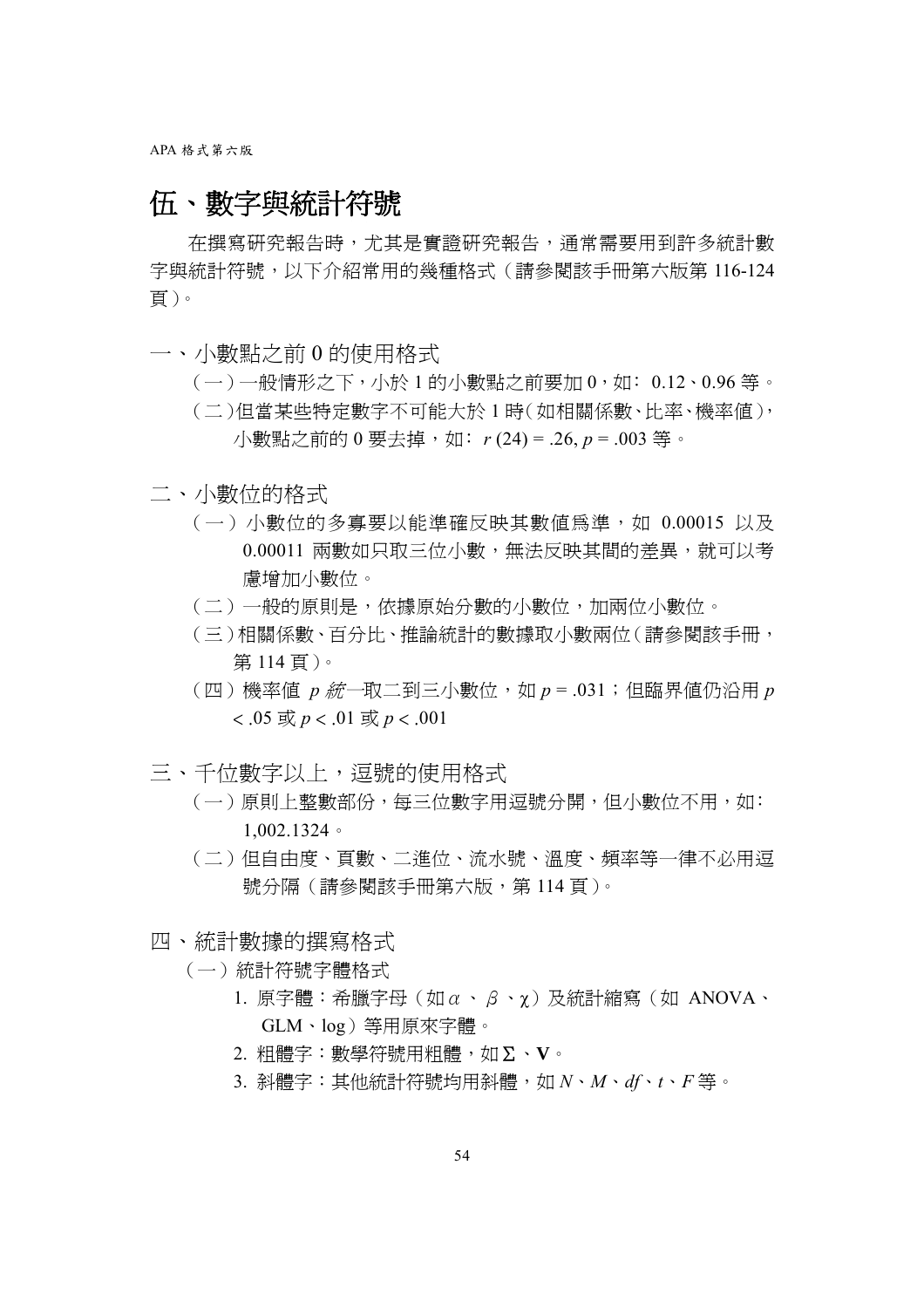# 伍、數字與統計符號

在撰寫研究報告時，尤其是實證研究報告，通常需要用到許多統計數字與統計符號，以下介紹常用的幾種格式（請參閱該手冊第六版第 116-124 頁）。

## 一、小數點之前 0 的使用格式

（一）一般情形之下，小於 1 的小數點之前要加 0，如：0.12、0.96 等。

（二）但當某些特定數字不可能大於 1 時（如相關係數、比率、機率值），小數點之前的 0 要去掉，如：$r$ (24) = .26, $p$ = .003 等。

## 二、小數位的格式

（一）小數位的多寡要以能準確反映其數值為準，如 0.00015 以及 0.00011 兩數如只取三位小數，無法反映其間的差異，就可以考慮增加小數位。

（二）一般的原則是，依據原始分數的小數位，加兩位小數位。

（三）相關係數、百分比、推論統計的數據取小數兩位（請參閱該手冊，第 114 頁）。

（四）機率值 $p$ 統一取二到三小數位，如 $p$ = .031；但臨界值仍沿用 $p$ < .05 或 $p$ < .01 或 $p$ < .001

## 三、千位數字以上，逗號的使用格式

（一）原則上整數部份，每三位數字用逗號分開，但小數位不用，如：1,002.1324。

（二）但自由度、頁數、二進位、流水號、溫度、頻率等一律不必用逗號分隔（請參閱該手冊第六版，第 114 頁）。

## 四、統計數據的撰寫格式

（一）統計符號字體格式

1. 原字體：希臘字母（如 α、β、χ）及統計縮寫（如 ANOVA、GLM、log）等用原來字體。
2. 粗體字：數學符號用粗體，如 **Σ**、**V**。
3. 斜體字：其他統計符號均用斜體，如 $N$、$M$、$df$、$t$、$F$ 等。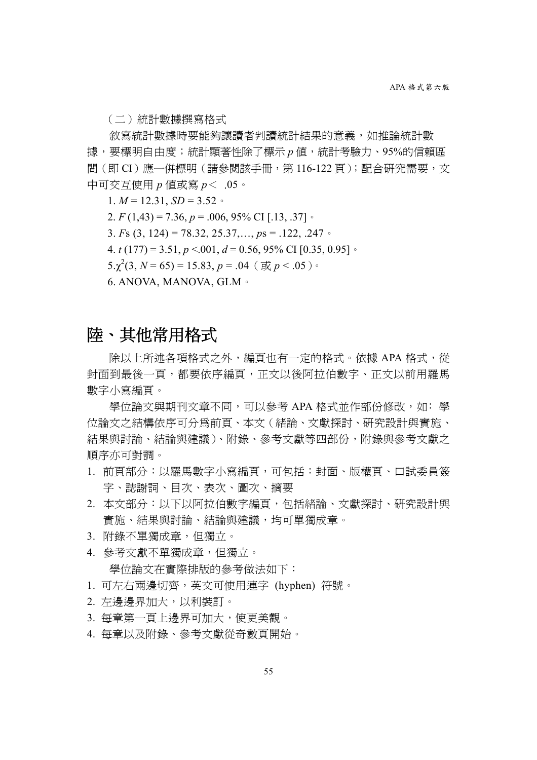（二）統計數據撰寫格式

敘寫統計數據時要能夠讓讀者判讀統計結果的意義，如推論統計數據，要標明自由度；統計顯著性除了標示 $p$ 值，統計考驗力、95%的信賴區間（即 CI）應一併標明（請參閱該手冊，第 116-122 頁）；配合研究需要，文中可交互使用 $p$ 值或寫 $p <$ .05。

1. $M$ = 12.31, $SD$ = 3.52。

2. $F$ (1,43) = 7.36, $p$ = .006, 95% CI [.13, .37]。

3. $F$s (3, 124) = 78.32, 25.37,…, $p$s = .122, .247。

4. $t$ (177) = 3.51, $p$ <.001, $d$ = 0.56, 95% CI [0.35, 0.95]。

5. $\chi^2(3, N = 65) = 15.83$, $p$ = .04（或 $p < .05$）。

6. ANOVA, MANOVA, GLM。

# 陸、其他常用格式

除以上所述各項格式之外，編頁也有一定的格式。依據 APA 格式，從封面到最後一頁，都要依序編頁，正文以後阿拉伯數字、正文以前用羅馬數字小寫編頁。

學位論文與期刊文章不同，可以參考 APA 格式並作部份修改，如：學位論文之結構依序可分爲前頁、本文（緒論、文獻探討、研究設計與實施、結果與討論、結論與建議）、附錄、參考文獻等四部份，附錄與參考文獻之順序亦可對調。

1. 前頁部分：以羅馬數字小寫編頁，可包括：封面、版權頁、口試委員簽字、誌謝詞、目次、表次、圖次、摘要
2. 本文部分：以下以阿拉伯數字編頁，包括緒論、文獻探討、研究設計與實施、結果與討論、結論與建議，均可單獨成章。
3. 附錄不單獨成章，但獨立。
4. 參考文獻不單獨成章，但獨立。

學位論文在實際排版的參考做法如下：

1. 可左右兩邊切齊，英文可使用連字 (hyphen) 符號。
2. 左邊邊界加大，以利裝訂。
3. 每章第一頁上邊界可加大，使更美觀。
4. 每章以及附錄、參考文獻從奇數頁開始。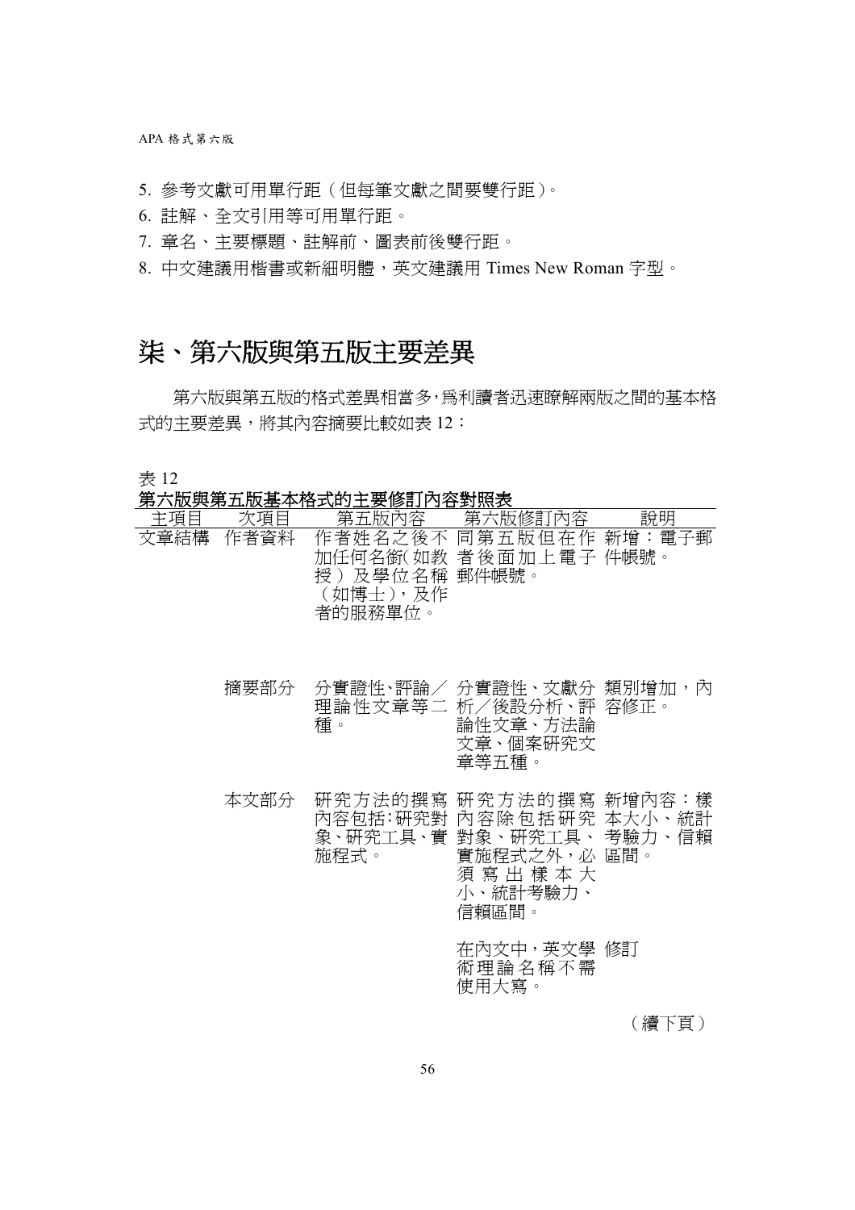5. 參考文獻可用單行距（但每筆文獻之間要雙行距）。
6. 註解、全文引用等可用單行距。
7. 章名、主要標題、註解前、圖表前後雙行距。
8. 中文建議用楷書或新細明體，英文建議用 Times New Roman 字型。

# 柒、第六版與第五版主要差異

第六版與第五版的格式差異相當多，爲利讀者迅速瞭解兩版之間的基本格式的主要差異，將其內容摘要比較如表 12：

表 12

**第六版與第五版基本格式的主要修訂內容對照表**

| 主項目 | 次項目 | 第五版內容 | 第六版修訂內容 | 說明 |
|---|---|---|---|---|
| 文章結構 | 作者資料 | 作者姓名之後不加任何名銜(如教授）及學位名稱（如博士），及作者的服務單位。 | 同第五版但在作者後面加上電子郵件帳號。 | 新增：電子郵件帳號。 |
| | 摘要部分 | 分實證性、評論／理論性文章等二種。 | 分實證性、文獻分析／後設分析、評論性文章、方法論文章、個案研究文章等五種。 | 類別增加，內容修正。 |
| | 本文部分 | 研究方法的撰寫內容包括:研究對象、研究工具、實施程式。 | 研究方法的撰寫內容除包括研究對象、研究工具、實施程式之外，必須寫出樣本大小、統計考驗力、信賴區間。 | 新增內容：樣本大小、統計考驗力、信賴區間。 |
| | | | 在內文中，英文學術理論名稱不需使用大寫。 | 修訂 |

（續下頁）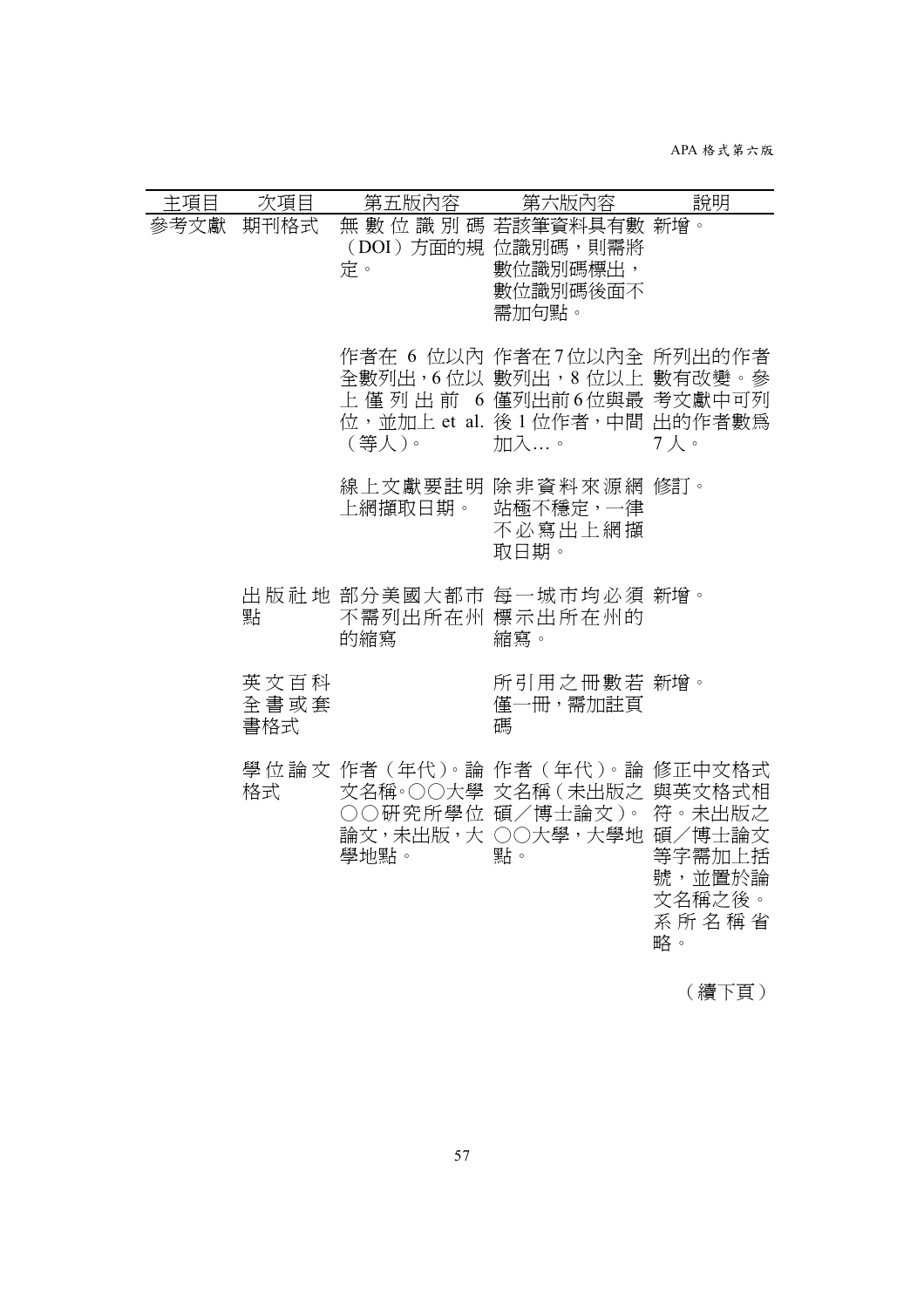| 主項目 | 次項目 | 第五版內容 | 第六版內容 | 說明 |
|---|---|---|---|---|
| 參考文獻 | 期刊格式 | 無數位識別碼（DOI）方面的規定。 | 若該筆資料具有數位識別碼，則需將數位識別碼標出，數位識別碼後面不需加句點。 | 新增。 |
| | | 作者在 6 位以內全數列出，6 位以上僅列出前 6 位，並加上 et al.（等人）。 | 作者在7位以內全數列出，8 位以上僅列出前6位與最後 1 位作者，中間加入…。 | 所列出的作者數有改變。參考文獻中可列出的作者數爲 7 人。 |
| | | 線上文獻要註明上網擷取日期。 | 除非資料來源網站極不穩定，一律不必寫出上網擷取日期。 | 修訂。 |
| | 出版社地點 | 部分美國大都市不需列出所在州的縮寫 | 每一城市均必須標示出所在州的縮寫。 | 新增。 |
| | 英文百科全書或套書格式 | | 所引用之冊數若僅一冊，需加註頁碼 | 新增。 |
| | 學位論文格式 | 作者（年代）。論文名稱。○○大學○○研究所學位論文，未出版，大學地點。 | 作者（年代）。論文名稱（未出版之碩／博士論文）。○○大學，大學地點。 | 修正中文格式與英文格式相符。未出版之碩／博士論文等字需加上括號，並置於論文名稱之後。系所名稱省略。 |

（續下頁）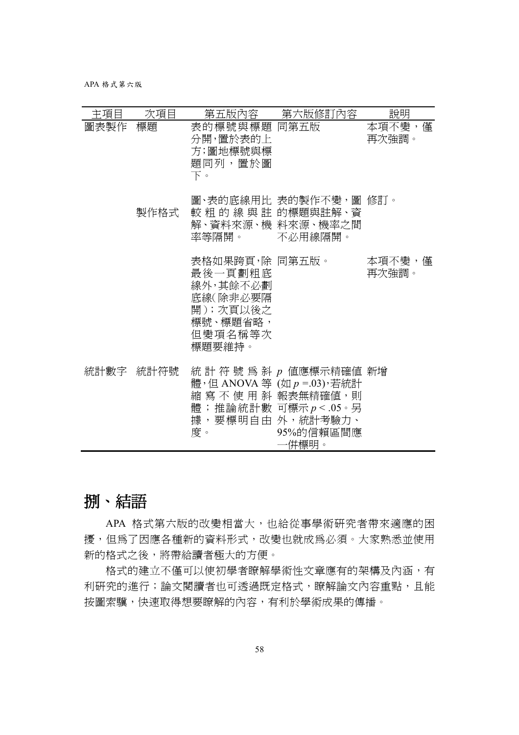| 主項目 | 次項目 | 第五版內容 | 第六版修訂內容 | 說明 |
|---|---|---|---|---|
| 圖表製作 | 標題 | 表的標號與標題分開，置於表的上方；圖地標號與標題同列，置於圖下。 | 同第五版 | 本項不變，僅再次強調。 |
| | 製作格式 | 圖、表的底線用比較粗的線與註解、資料來源、機率等隔開。 | 表的製作不變，圖的標題與註解、資料來源、機率之間不必用線隔開。 | 修訂。 |
| | | 表格如果跨頁，除最後一頁劃粗底線外，其餘不必劃底線（除非必要隔開）；次頁以後之標號、標題省略，但變項名稱等次標題要維持。 | 同第五版。 | 本項不變，僅再次強調。 |
| 統計數字 | 統計符號 | 統計符號為斜體，但 ANOVA 等縮寫不使用斜體；推論統計數據，要標明自由度。 | *p* 值應標示精確值（如 $p = .03$），若統計報表無精確值，則可標示 $p < .05$。另外，統計考驗力、95%的信賴區間應一併標明。 | 新增 |

# 捌、結語

APA 格式第六版的改變相當大，也給從事學術研究者帶來適應的困擾，但為了因應各種新的資料形式，改變也就成為必須。大家熟悉並使用新的格式之後，將帶給讀者極大的方便。

格式的建立不僅可以使初學者瞭解學術性文章應有的架構及內涵，有利研究的進行；論文閱讀者也可透過既定格式，瞭解論文內容重點，且能按圖索驥，快速取得想要瞭解的內容，有利於學術成果的傳播。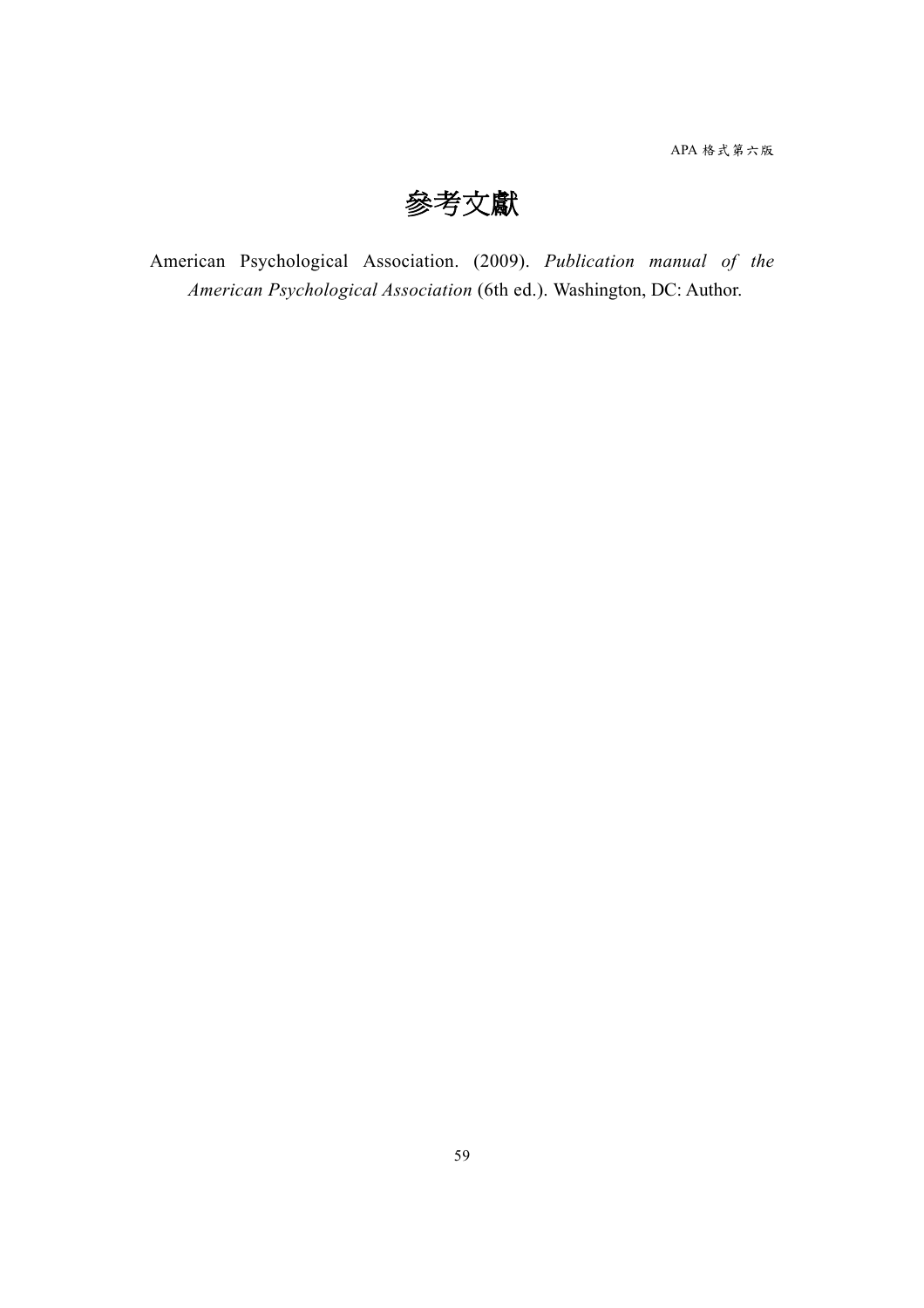# 參考文獻

American Psychological Association. (2009). *Publication manual of the American Psychological Association* (6th ed.). Washington, DC: Author.